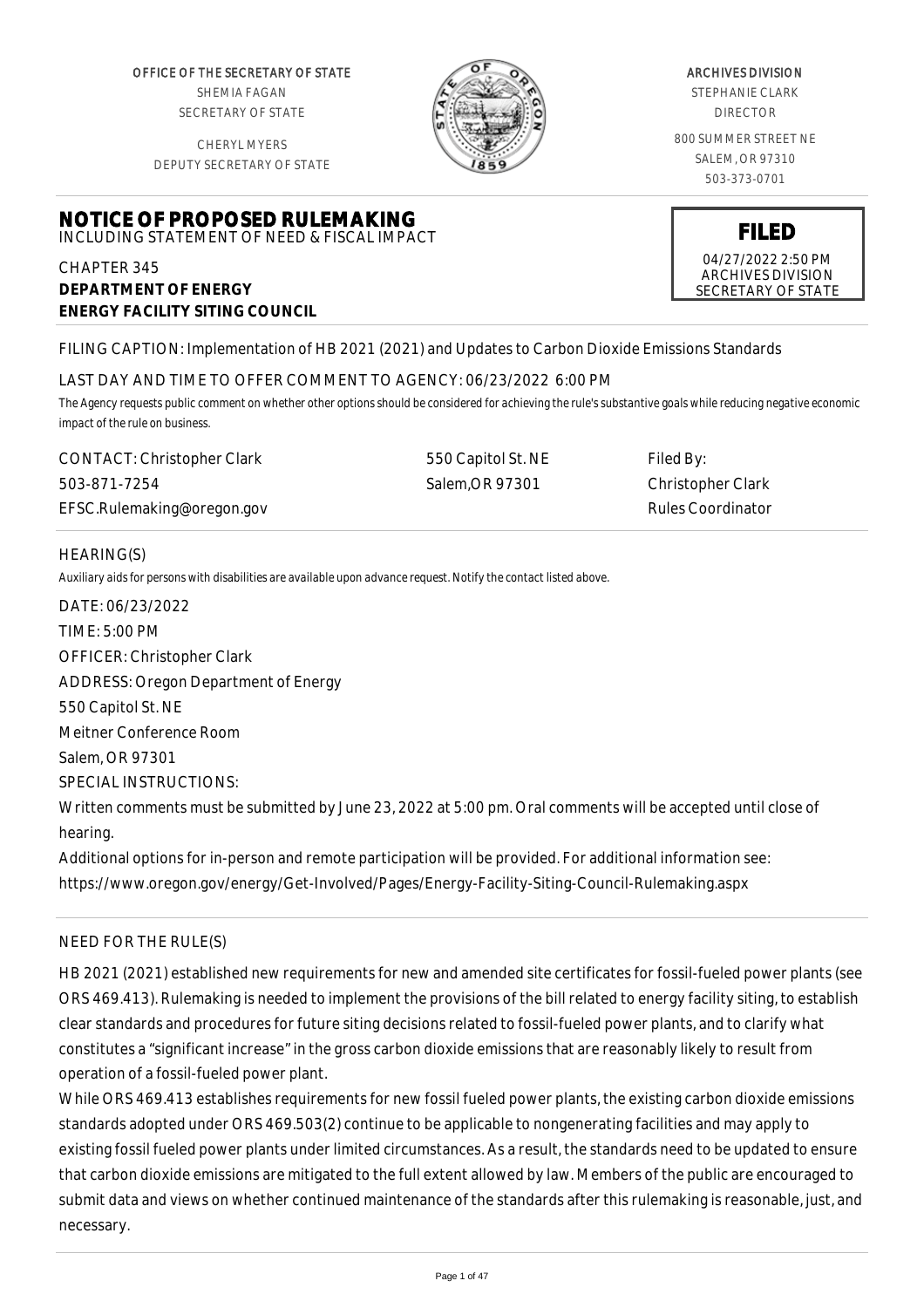OFFICE OF THE SECRETARY OF STATE
SHEMIA FAGAN
SECRETARY OF STATE

CHERYL MYERS
DEPUTY SECRETARY OF STATE

ARCHIVES DIVISION
STEPHANIE CLARK
DIRECTOR

800 SUMMER STREET NE
SALEM, OR 97310
503-373-0701

**FILED**
04/27/2022 2:50 PM
ARCHIVES DIVISION
SECRETARY OF STATE

# NOTICE OF PROPOSED RULEMAKING

INCLUDING STATEMENT OF NEED & FISCAL IMPACT

CHAPTER 345
**DEPARTMENT OF ENERGY**
**ENERGY FACILITY SITING COUNCIL**

FILING CAPTION: Implementation of HB 2021 (2021) and Updates to Carbon Dioxide Emissions Standards

LAST DAY AND TIME TO OFFER COMMENT TO AGENCY: 06/23/2022 6:00 PM

*The Agency requests public comment on whether other options should be considered for achieving the rule's substantive goals while reducing negative economic impact of the rule on business.*

| CONTACT: Christopher Clark | 550 Capitol St. NE | Filed By: |
|---|---|---|
| 503-871-7254 | Salem,OR 97301 | Christopher Clark |
| EFSC.Rulemaking@oregon.gov | | Rules Coordinator |

HEARING(S)

*Auxiliary aids for persons with disabilities are available upon advance request. Notify the contact listed above.*

DATE: 06/23/2022
TIME: 5:00 PM
OFFICER: Christopher Clark
ADDRESS: Oregon Department of Energy
550 Capitol St. NE
Meitner Conference Room
Salem, OR 97301
SPECIAL INSTRUCTIONS:
Written comments must be submitted by June 23, 2022 at 5:00 pm. Oral comments will be accepted until close of hearing.
Additional options for in-person and remote participation will be provided. For additional information see:
https://www.oregon.gov/energy/Get-Involved/Pages/Energy-Facility-Siting-Council-Rulemaking.aspx

NEED FOR THE RULE(S)

HB 2021 (2021) established new requirements for new and amended site certificates for fossil-fueled power plants (see ORS 469.413). Rulemaking is needed to implement the provisions of the bill related to energy facility siting, to establish clear standards and procedures for future siting decisions related to fossil-fueled power plants, and to clarify what constitutes a "significant increase" in the gross carbon dioxide emissions that are reasonably likely to result from operation of a fossil-fueled power plant.

While ORS 469.413 establishes requirements for new fossil fueled power plants, the existing carbon dioxide emissions standards adopted under ORS 469.503(2) continue to be applicable to nongenerating facilities and may apply to existing fossil fueled power plants under limited circumstances. As a result, the standards need to be updated to ensure that carbon dioxide emissions are mitigated to the full extent allowed by law. Members of the public are encouraged to submit data and views on whether continued maintenance of the standards after this rulemaking is reasonable, just, and necessary.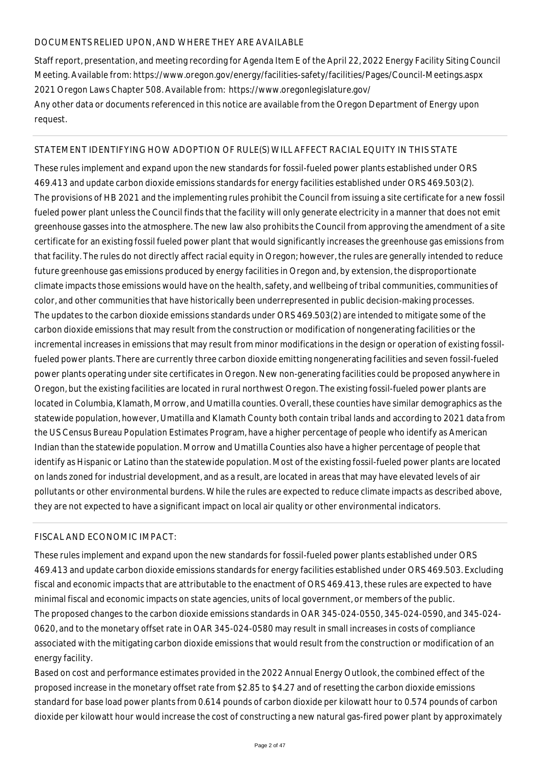## DOCUMENTS RELIED UPON, AND WHERE THEY ARE AVAILABLE

Staff report, presentation, and meeting recording for Agenda Item E of the April 22, 2022 Energy Facility Siting Council Meeting. Available from: https://www.oregon.gov/energy/facilities-safety/facilities/Pages/Council-Meetings.aspx
2021 Oregon Laws Chapter 508. Available from: https://www.oregonlegislature.gov/
Any other data or documents referenced in this notice are available from the Oregon Department of Energy upon request.

## STATEMENT IDENTIFYING HOW ADOPTION OF RULE(S) WILL AFFECT RACIAL EQUITY IN THIS STATE

These rules implement and expand upon the new standards for fossil-fueled power plants established under ORS 469.413 and update carbon dioxide emissions standards for energy facilities established under ORS 469.503(2).
The provisions of HB 2021 and the implementing rules prohibit the Council from issuing a site certificate for a new fossil fueled power plant unless the Council finds that the facility will only generate electricity in a manner that does not emit greenhouse gasses into the atmosphere. The new law also prohibits the Council from approving the amendment of a site certificate for an existing fossil fueled power plant that would significantly increases the greenhouse gas emissions from that facility. The rules do not directly affect racial equity in Oregon; however, the rules are generally intended to reduce future greenhouse gas emissions produced by energy facilities in Oregon and, by extension, the disproportionate climate impacts those emissions would have on the health, safety, and wellbeing of tribal communities, communities of color, and other communities that have historically been underrepresented in public decision-making processes.
The updates to the carbon dioxide emissions standards under ORS 469.503(2) are intended to mitigate some of the carbon dioxide emissions that may result from the construction or modification of nongenerating facilities or the incremental increases in emissions that may result from minor modifications in the design or operation of existing fossil-fueled power plants. There are currently three carbon dioxide emitting nongenerating facilities and seven fossil-fueled power plants operating under site certificates in Oregon. New non-generating facilities could be proposed anywhere in Oregon, but the existing facilities are located in rural northwest Oregon. The existing fossil-fueled power plants are located in Columbia, Klamath, Morrow, and Umatilla counties. Overall, these counties have similar demographics as the statewide population, however, Umatilla and Klamath County both contain tribal lands and according to 2021 data from the US Census Bureau Population Estimates Program, have a higher percentage of people who identify as American Indian than the statewide population. Morrow and Umatilla Counties also have a higher percentage of people that identify as Hispanic or Latino than the statewide population. Most of the existing fossil-fueled power plants are located on lands zoned for industrial development, and as a result, are located in areas that may have elevated levels of air pollutants or other environmental burdens. While the rules are expected to reduce climate impacts as described above, they are not expected to have a significant impact on local air quality or other environmental indicators.

## FISCAL AND ECONOMIC IMPACT:

These rules implement and expand upon the new standards for fossil-fueled power plants established under ORS 469.413 and update carbon dioxide emissions standards for energy facilities established under ORS 469.503. Excluding fiscal and economic impacts that are attributable to the enactment of ORS 469.413, these rules are expected to have minimal fiscal and economic impacts on state agencies, units of local government, or members of the public.
The proposed changes to the carbon dioxide emissions standards in OAR 345-024-0550, 345-024-0590, and 345-024-0620, and to the monetary offset rate in OAR 345-024-0580 may result in small increases in costs of compliance associated with the mitigating carbon dioxide emissions that would result from the construction or modification of an energy facility.
Based on cost and performance estimates provided in the 2022 Annual Energy Outlook, the combined effect of the proposed increase in the monetary offset rate from $2.85 to $4.27 and of resetting the carbon dioxide emissions standard for base load power plants from 0.614 pounds of carbon dioxide per kilowatt hour to 0.574 pounds of carbon dioxide per kilowatt hour would increase the cost of constructing a new natural gas-fired power plant by approximately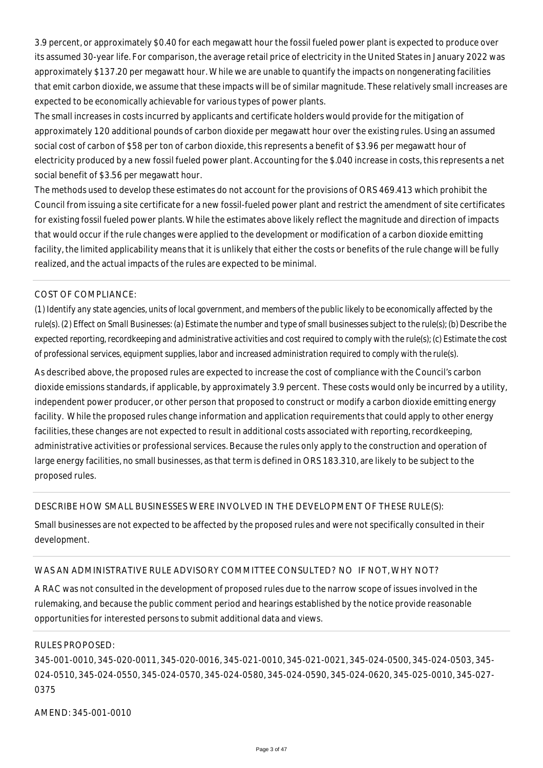3.9 percent, or approximately $0.40 for each megawatt hour the fossil fueled power plant is expected to produce over its assumed 30-year life. For comparison, the average retail price of electricity in the United States in January 2022 was approximately $137.20 per megawatt hour. While we are unable to quantify the impacts on nongenerating facilities that emit carbon dioxide, we assume that these impacts will be of similar magnitude. These relatively small increases are expected to be economically achievable for various types of power plants.

The small increases in costs incurred by applicants and certificate holders would provide for the mitigation of approximately 120 additional pounds of carbon dioxide per megawatt hour over the existing rules. Using an assumed social cost of carbon of $58 per ton of carbon dioxide, this represents a benefit of $3.96 per megawatt hour of electricity produced by a new fossil fueled power plant. Accounting for the $.040 increase in costs, this represents a net social benefit of $3.56 per megawatt hour.

The methods used to develop these estimates do not account for the provisions of ORS 469.413 which prohibit the Council from issuing a site certificate for a new fossil-fueled power plant and restrict the amendment of site certificates for existing fossil fueled power plants. While the estimates above likely reflect the magnitude and direction of impacts that would occur if the rule changes were applied to the development or modification of a carbon dioxide emitting facility, the limited applicability means that it is unlikely that either the costs or benefits of the rule change will be fully realized, and the actual impacts of the rules are expected to be minimal.

COST OF COMPLIANCE:

*(1) Identify any state agencies, units of local government, and members of the public likely to be economically affected by the rule(s). (2) Effect on Small Businesses: (a) Estimate the number and type of small businesses subject to the rule(s); (b) Describe the expected reporting, recordkeeping and administrative activities and cost required to comply with the rule(s); (c) Estimate the cost of professional services, equipment supplies, labor and increased administration required to comply with the rule(s).*

As described above, the proposed rules are expected to increase the cost of compliance with the Council's carbon dioxide emissions standards, if applicable, by approximately 3.9 percent. These costs would only be incurred by a utility, independent power producer, or other person that proposed to construct or modify a carbon dioxide emitting energy facility. While the proposed rules change information and application requirements that could apply to other energy facilities, these changes are not expected to result in additional costs associated with reporting, recordkeeping, administrative activities or professional services. Because the rules only apply to the construction and operation of large energy facilities, no small businesses, as that term is defined in ORS 183.310, are likely to be subject to the proposed rules.

DESCRIBE HOW SMALL BUSINESSES WERE INVOLVED IN THE DEVELOPMENT OF THESE RULE(S):

Small businesses are not expected to be affected by the proposed rules and were not specifically consulted in their development.

WAS AN ADMINISTRATIVE RULE ADVISORY COMMITTEE CONSULTED? NO IF NOT, WHY NOT?

A RAC was not consulted in the development of proposed rules due to the narrow scope of issues involved in the rulemaking, and because the public comment period and hearings established by the notice provide reasonable opportunities for interested persons to submit additional data and views.

RULES PROPOSED:

345-001-0010, 345-020-0011, 345-020-0016, 345-021-0010, 345-021-0021, 345-024-0500, 345-024-0503, 345-024-0510, 345-024-0550, 345-024-0570, 345-024-0580, 345-024-0590, 345-024-0620, 345-025-0010, 345-027-0375

AMEND: 345-001-0010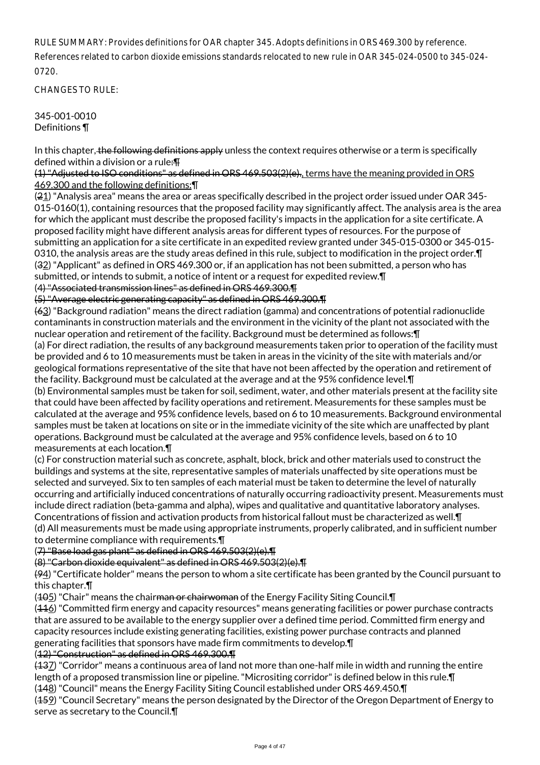RULE SUMMARY: Provides definitions for OAR chapter 345. Adopts definitions in ORS 469.300 by reference. References related to carbon dioxide emissions standards relocated to new rule in OAR 345-024-0500 to 345-024-0720.

CHANGES TO RULE:

345-001-0010
Definitions ¶

In this chapter, ~~the following definitions apply~~ unless the context requires otherwise or a term is specifically defined within a division or a rule:~~¶~~
~~(1) "Adjusted to ISO conditions" as defined in ORS 469.503(2)(e).~~, terms have the meaning provided in ORS 469.300 and the following definitions:¶
(~~2~~1) "Analysis area" means the area or areas specifically described in the project order issued under OAR 345-015-0160(1), containing resources that the proposed facility may significantly affect. The analysis area is the area for which the applicant must describe the proposed facility's impacts in the application for a site certificate. A proposed facility might have different analysis areas for different types of resources. For the purpose of submitting an application for a site certificate in an expedited review granted under 345-015-0300 or 345-015-0310, the analysis areas are the study areas defined in this rule, subject to modification in the project order.¶
(~~3~~2) "Applicant" as defined in ORS 469.300 or, if an application has not been submitted, a person who has submitted, or intends to submit, a notice of intent or a request for expedited review.¶
~~(4) "Associated transmission lines" as defined in ORS 469.300.¶~~
~~(5) "Average electric generating capacity" as defined in ORS 469.300.¶~~
(~~6~~3) "Background radiation" means the direct radiation (gamma) and concentrations of potential radionuclide contaminants in construction materials and the environment in the vicinity of the plant not associated with the nuclear operation and retirement of the facility. Background must be determined as follows:¶
(a) For direct radiation, the results of any background measurements taken prior to operation of the facility must be provided and 6 to 10 measurements must be taken in areas in the vicinity of the site with materials and/or geological formations representative of the site that have not been affected by the operation and retirement of the facility. Background must be calculated at the average and at the 95% confidence level.¶
(b) Environmental samples must be taken for soil, sediment, water, and other materials present at the facility site that could have been affected by facility operations and retirement. Measurements for these samples must be calculated at the average and 95% confidence levels, based on 6 to 10 measurements. Background environmental samples must be taken at locations on site or in the immediate vicinity of the site which are unaffected by plant operations. Background must be calculated at the average and 95% confidence levels, based on 6 to 10 measurements at each location.¶
(c) For construction material such as concrete, asphalt, block, brick and other materials used to construct the buildings and systems at the site, representative samples of materials unaffected by site operations must be selected and surveyed. Six to ten samples of each material must be taken to determine the level of naturally occurring and artificially induced concentrations of naturally occurring radioactivity present. Measurements must include direct radiation (beta-gamma and alpha), wipes and qualitative and quantitative laboratory analyses. Concentrations of fission and activation products from historical fallout must be characterized as well.¶
(d) All measurements must be made using appropriate instruments, properly calibrated, and in sufficient number to determine compliance with requirements.¶
~~(7) "Base load gas plant" as defined in ORS 469.503(2)(e).¶~~
~~(8) "Carbon dioxide equivalent" as defined in ORS 469.503(2)(e).¶~~
(~~9~~4) "Certificate holder" means the person to whom a site certificate has been granted by the Council pursuant to this chapter.¶
(~~10~~5) "Chair" means the chair~~man or chairwoman~~ of the Energy Facility Siting Council.¶
(~~11~~6) "Committed firm energy and capacity resources" means generating facilities or power purchase contracts that are assured to be available to the energy supplier over a defined time period. Committed firm energy and capacity resources include existing generating facilities, existing power purchase contracts and planned generating facilities that sponsors have made firm commitments to develop.¶
~~(12) "Construction" as defined in ORS 469.300.¶~~
(~~13~~7) "Corridor" means a continuous area of land not more than one-half mile in width and running the entire length of a proposed transmission line or pipeline. "Micrositing corridor" is defined below in this rule.¶
(~~14~~8) "Council" means the Energy Facility Siting Council established under ORS 469.450.¶
(~~15~~9) "Council Secretary" means the person designated by the Director of the Oregon Department of Energy to serve as secretary to the Council.¶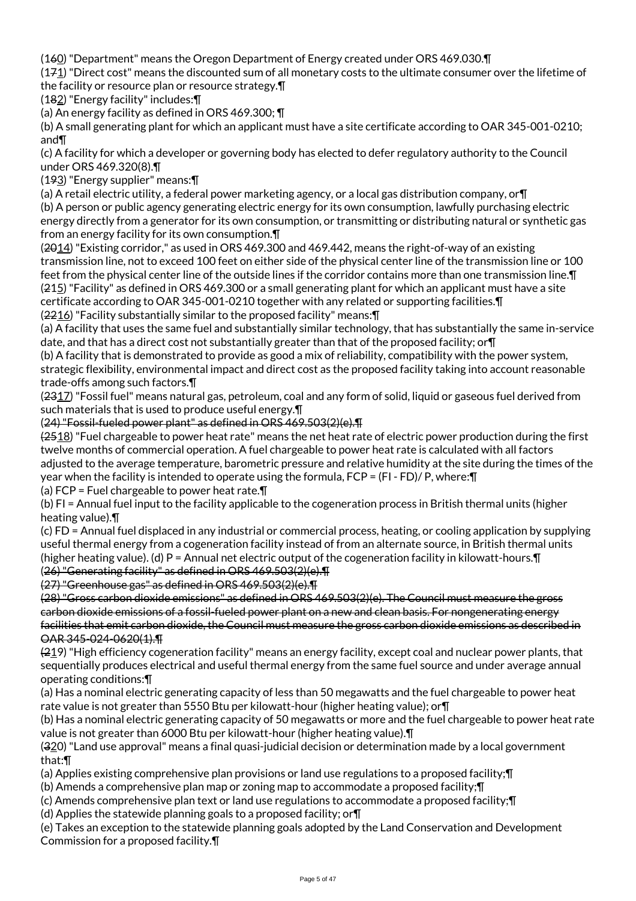(~~16~~0) "Department" means the Oregon Department of Energy created under ORS 469.030.¶

(~~17~~1) "Direct cost" means the discounted sum of all monetary costs to the ultimate consumer over the lifetime of the facility or resource plan or resource strategy.¶

(~~18~~2) "Energy facility" includes:¶

(a) An energy facility as defined in ORS 469.300; ¶

(b) A small generating plant for which an applicant must have a site certificate according to OAR 345-001-0210; and¶

(c) A facility for which a developer or governing body has elected to defer regulatory authority to the Council under ORS 469.320(8).¶

(~~19~~3) "Energy supplier" means:¶

(a) A retail electric utility, a federal power marketing agency, or a local gas distribution company, or¶

(b) A person or public agency generating electric energy for its own consumption, lawfully purchasing electric energy directly from a generator for its own consumption, or transmitting or distributing natural or synthetic gas from an energy facility for its own consumption.¶

(~~20~~14) "Existing corridor," as used in ORS 469.300 and 469.442, means the right-of-way of an existing transmission line, not to exceed 100 feet on either side of the physical center line of the transmission line or 100 feet from the physical center line of the outside lines if the corridor contains more than one transmission line.¶

(~~21~~5) "Facility" as defined in ORS 469.300 or a small generating plant for which an applicant must have a site certificate according to OAR 345-001-0210 together with any related or supporting facilities.¶

(~~22~~16) "Facility substantially similar to the proposed facility" means:¶

(a) A facility that uses the same fuel and substantially similar technology, that has substantially the same in-service date, and that has a direct cost not substantially greater than that of the proposed facility; or¶

(b) A facility that is demonstrated to provide as good a mix of reliability, compatibility with the power system, strategic flexibility, environmental impact and direct cost as the proposed facility taking into account reasonable trade-offs among such factors.¶

(~~23~~17) "Fossil fuel" means natural gas, petroleum, coal and any form of solid, liquid or gaseous fuel derived from such materials that is used to produce useful energy.¶

~~(24) "Fossil-fueled power plant" as defined in ORS 469.503(2)(e).¶~~

(~~25~~18) "Fuel chargeable to power heat rate" means the net heat rate of electric power production during the first twelve months of commercial operation. A fuel chargeable to power heat rate is calculated with all factors adjusted to the average temperature, barometric pressure and relative humidity at the site during the times of the year when the facility is intended to operate using the formula, FCP = (FI - FD)/ P, where:¶

(a) FCP = Fuel chargeable to power heat rate.¶

(b) FI = Annual fuel input to the facility applicable to the cogeneration process in British thermal units (higher heating value).¶

(c) FD = Annual fuel displaced in any industrial or commercial process, heating, or cooling application by supplying useful thermal energy from a cogeneration facility instead of from an alternate source, in British thermal units (higher heating value). (d) P = Annual net electric output of the cogeneration facility in kilowatt-hours.¶

~~(26) "Generating facility" as defined in ORS 469.503(2)(e).¶~~

~~(27) "Greenhouse gas" as defined in ORS 469.503(2)(e).¶~~

~~(28) "Gross carbon dioxide emissions" as defined in ORS 469.503(2)(e). The Council must measure the gross carbon dioxide emissions of a fossil-fueled power plant on a new and clean basis. For nongenerating energy facilities that emit carbon dioxide, the Council must measure the gross carbon dioxide emissions as described in OAR 345-024-0620(1).¶~~

(~~2~~19) "High efficiency cogeneration facility" means an energy facility, except coal and nuclear power plants, that sequentially produces electrical and useful thermal energy from the same fuel source and under average annual operating conditions:¶

(a) Has a nominal electric generating capacity of less than 50 megawatts and the fuel chargeable to power heat rate value is not greater than 5550 Btu per kilowatt-hour (higher heating value); or¶

(b) Has a nominal electric generating capacity of 50 megawatts or more and the fuel chargeable to power heat rate value is not greater than 6000 Btu per kilowatt-hour (higher heating value).¶

(~~3~~20) "Land use approval" means a final quasi-judicial decision or determination made by a local government that:¶

(a) Applies existing comprehensive plan provisions or land use regulations to a proposed facility;¶

(b) Amends a comprehensive plan map or zoning map to accommodate a proposed facility;¶

(c) Amends comprehensive plan text or land use regulations to accommodate a proposed facility;¶

(d) Applies the statewide planning goals to a proposed facility; or¶

(e) Takes an exception to the statewide planning goals adopted by the Land Conservation and Development Commission for a proposed facility.¶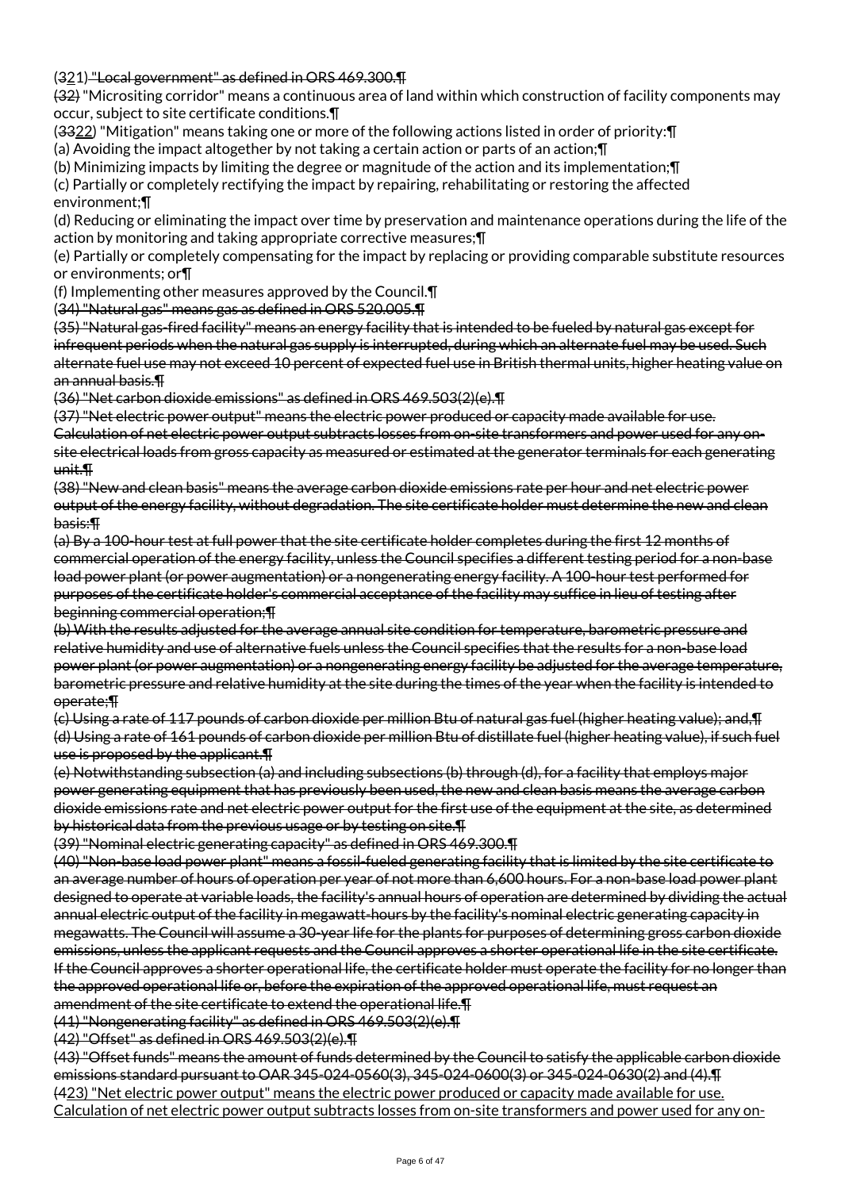(3~~2~~1) ~~"Local government" as defined in ORS 469.300.¶~~

~~(32)~~ "Micrositing corridor" means a continuous area of land within which construction of facility components may occur, subject to site certificate conditions.¶

(~~33~~22) "Mitigation" means taking one or more of the following actions listed in order of priority:¶

(a) Avoiding the impact altogether by not taking a certain action or parts of an action;¶

(b) Minimizing impacts by limiting the degree or magnitude of the action and its implementation;¶

(c) Partially or completely rectifying the impact by repairing, rehabilitating or restoring the affected environment;¶

(d) Reducing or eliminating the impact over time by preservation and maintenance operations during the life of the action by monitoring and taking appropriate corrective measures;¶

(e) Partially or completely compensating for the impact by replacing or providing comparable substitute resources or environments; or¶

(f) Implementing other measures approved by the Council.¶

~~(34) "Natural gas" means gas as defined in ORS 520.005.¶~~

~~(35) "Natural gas-fired facility" means an energy facility that is intended to be fueled by natural gas except for infrequent periods when the natural gas supply is interrupted, during which an alternate fuel may be used. Such alternate fuel use may not exceed 10 percent of expected fuel use in British thermal units, higher heating value on an annual basis.¶~~

~~(36) "Net carbon dioxide emissions" as defined in ORS 469.503(2)(e).¶~~

~~(37) "Net electric power output" means the electric power produced or capacity made available for use. Calculation of net electric power output subtracts losses from on-site transformers and power used for any on-site electrical loads from gross capacity as measured or estimated at the generator terminals for each generating unit.¶~~

~~(38) "New and clean basis" means the average carbon dioxide emissions rate per hour and net electric power output of the energy facility, without degradation. The site certificate holder must determine the new and clean basis:¶~~

~~(a) By a 100-hour test at full power that the site certificate holder completes during the first 12 months of commercial operation of the energy facility, unless the Council specifies a different testing period for a non-base load power plant (or power augmentation) or a nongenerating energy facility. A 100-hour test performed for purposes of the certificate holder's commercial acceptance of the facility may suffice in lieu of testing after beginning commercial operation;¶~~

~~(b) With the results adjusted for the average annual site condition for temperature, barometric pressure and relative humidity and use of alternative fuels unless the Council specifies that the results for a non-base load power plant (or power augmentation) or a nongenerating energy facility be adjusted for the average temperature, barometric pressure and relative humidity at the site during the times of the year when the facility is intended to operate;¶~~

~~(c) Using a rate of 117 pounds of carbon dioxide per million Btu of natural gas fuel (higher heating value); and,¶~~

~~(d) Using a rate of 161 pounds of carbon dioxide per million Btu of distillate fuel (higher heating value), if such fuel use is proposed by the applicant.¶~~

~~(e) Notwithstanding subsection (a) and including subsections (b) through (d), for a facility that employs major power generating equipment that has previously been used, the new and clean basis means the average carbon dioxide emissions rate and net electric power output for the first use of the equipment at the site, as determined by historical data from the previous usage or by testing on site.¶~~

~~(39) "Nominal electric generating capacity" as defined in ORS 469.300.¶~~

~~(40) "Non-base load power plant" means a fossil-fueled generating facility that is limited by the site certificate to an average number of hours of operation per year of not more than 6,600 hours. For a non-base load power plant designed to operate at variable loads, the facility's annual hours of operation are determined by dividing the actual annual electric output of the facility in megawatt-hours by the facility's nominal electric generating capacity in megawatts. The Council will assume a 30-year life for the plants for purposes of determining gross carbon dioxide emissions, unless the applicant requests and the Council approves a shorter operational life in the site certificate. If the Council approves a shorter operational life, the certificate holder must operate the facility for no longer than the approved operational life or, before the expiration of the approved operational life, must request an amendment of the site certificate to extend the operational life.¶~~

~~(41) "Nongenerating facility" as defined in ORS 469.503(2)(e).¶~~

~~(42) "Offset" as defined in ORS 469.503(2)(e).¶~~

~~(43) "Offset funds" means the amount of funds determined by the Council to satisfy the applicable carbon dioxide emissions standard pursuant to OAR 345-024-0560(3), 345-024-0600(3) or 345-024-0630(2) and (4).¶~~

(~~4~~23) "Net electric power output" means the electric power produced or capacity made available for use. Calculation of net electric power output subtracts losses from on-site transformers and power used for any on-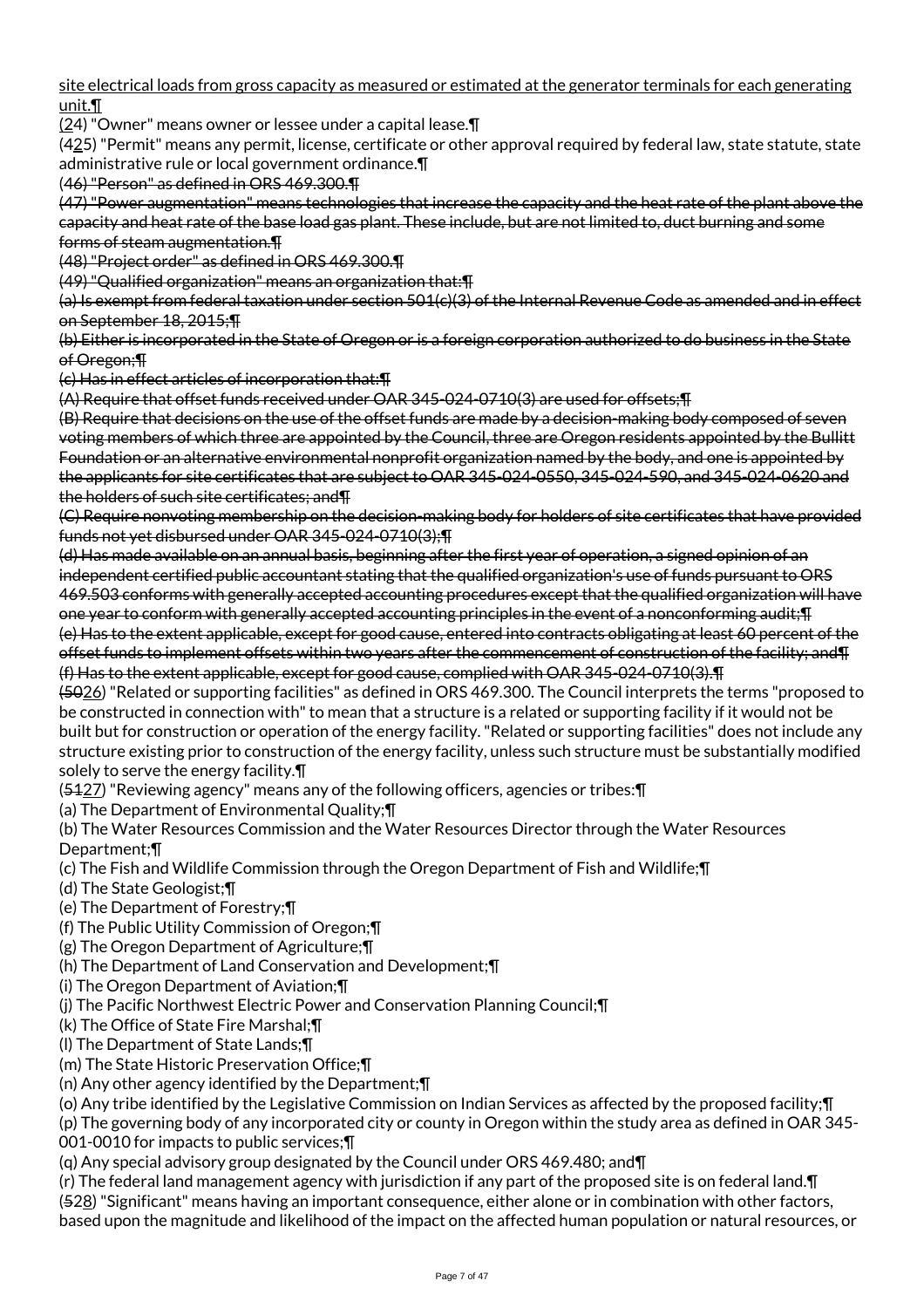site electrical loads from gross capacity as measured or estimated at the generator terminals for each generating unit.¶

(~~4~~24) "Owner" means owner or lessee under a capital lease.¶

(4~~2~~25) "Permit" means any permit, license, certificate or other approval required by federal law, state statute, state administrative rule or local government ordinance.¶

~~(46) "Person" as defined in ORS 469.300.¶~~

~~(47) "Power augmentation" means technologies that increase the capacity and the heat rate of the plant above the capacity and heat rate of the base load gas plant. These include, but are not limited to, duct burning and some forms of steam augmentation.¶~~

~~(48) "Project order" as defined in ORS 469.300.¶~~

~~(49) "Qualified organization" means an organization that:¶~~

~~(a) Is exempt from federal taxation under section 501(c)(3) of the Internal Revenue Code as amended and in effect on September 18, 2015;¶~~

~~(b) Either is incorporated in the State of Oregon or is a foreign corporation authorized to do business in the State of Oregon;¶~~

~~(c) Has in effect articles of incorporation that:¶~~

~~(A) Require that offset funds received under OAR 345-024-0710(3) are used for offsets;¶~~

~~(B) Require that decisions on the use of the offset funds are made by a decision-making body composed of seven voting members of which three are appointed by the Council, three are Oregon residents appointed by the Bullitt Foundation or an alternative environmental nonprofit organization named by the body, and one is appointed by the applicants for site certificates that are subject to OAR 345-024-0550, 345-024-590, and 345-024-0620 and the holders of such site certificates; and¶~~

~~(C) Require nonvoting membership on the decision-making body for holders of site certificates that have provided funds not yet disbursed under OAR 345-024-0710(3);¶~~

~~(d) Has made available on an annual basis, beginning after the first year of operation, a signed opinion of an independent certified public accountant stating that the qualified organization's use of funds pursuant to ORS 469.503 conforms with generally accepted accounting procedures except that the qualified organization will have one year to conform with generally accepted accounting principles in the event of a nonconforming audit;¶~~

~~(e) Has to the extent applicable, except for good cause, entered into contracts obligating at least 60 percent of the offset funds to implement offsets within two years after the commencement of construction of the facility; and¶~~

~~(f) Has to the extent applicable, except for good cause, complied with OAR 345-024-0710(3).¶~~

(~~50~~26) "Related or supporting facilities" as defined in ORS 469.300. The Council interprets the terms "proposed to be constructed in connection with" to mean that a structure is a related or supporting facility if it would not be built but for construction or operation of the energy facility. "Related or supporting facilities" does not include any structure existing prior to construction of the energy facility, unless such structure must be substantially modified solely to serve the energy facility.¶

(~~51~~27) "Reviewing agency" means any of the following officers, agencies or tribes:¶

(a) The Department of Environmental Quality;¶

(b) The Water Resources Commission and the Water Resources Director through the Water Resources Department;¶

(c) The Fish and Wildlife Commission through the Oregon Department of Fish and Wildlife;¶

(d) The State Geologist;¶

(e) The Department of Forestry;¶

(f) The Public Utility Commission of Oregon;¶

(g) The Oregon Department of Agriculture;¶

(h) The Department of Land Conservation and Development;¶

(i) The Oregon Department of Aviation;¶

(j) The Pacific Northwest Electric Power and Conservation Planning Council;¶

(k) The Office of State Fire Marshal;¶

(l) The Department of State Lands;¶

(m) The State Historic Preservation Office;¶

(n) Any other agency identified by the Department;¶

(o) Any tribe identified by the Legislative Commission on Indian Services as affected by the proposed facility;¶

(p) The governing body of any incorporated city or county in Oregon within the study area as defined in OAR 345-001-0010 for impacts to public services;¶

(q) Any special advisory group designated by the Council under ORS 469.480; and¶

(r) The federal land management agency with jurisdiction if any part of the proposed site is on federal land.¶

(~~52~~28) "Significant" means having an important consequence, either alone or in combination with other factors, based upon the magnitude and likelihood of the impact on the affected human population or natural resources, or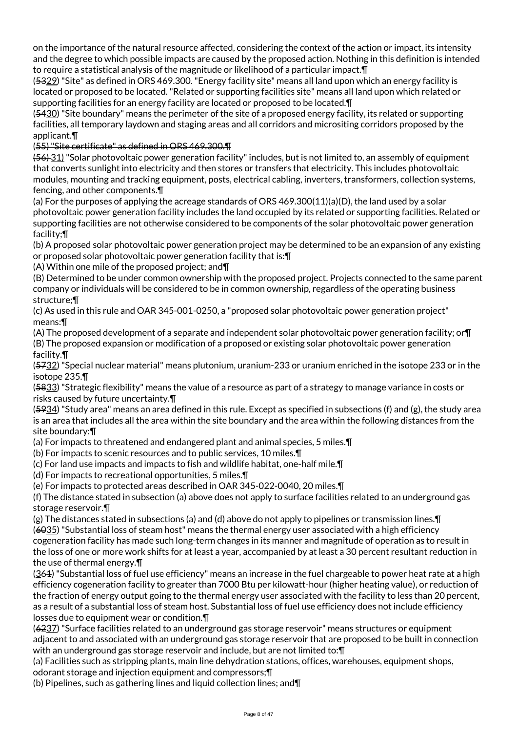on the importance of the natural resource affected, considering the context of the action or impact, its intensity and the degree to which possible impacts are caused by the proposed action. Nothing in this definition is intended to require a statistical analysis of the magnitude or likelihood of a particular impact.¶

(~~53~~29) "Site" as defined in ORS 469.300. "Energy facility site" means all land upon which an energy facility is located or proposed to be located. "Related or supporting facilities site" means all land upon which related or supporting facilities for an energy facility are located or proposed to be located.¶

(~~54~~30) "Site boundary" means the perimeter of the site of a proposed energy facility, its related or supporting facilities, all temporary laydown and staging areas and all corridors and micrositing corridors proposed by the applicant.¶

~~(55) "Site certificate" as defined in ORS 469.300.¶~~

~~(56)~~ 31) "Solar photovoltaic power generation facility" includes, but is not limited to, an assembly of equipment that converts sunlight into electricity and then stores or transfers that electricity. This includes photovoltaic modules, mounting and tracking equipment, posts, electrical cabling, inverters, transformers, collection systems, fencing, and other components.¶

(a) For the purposes of applying the acreage standards of ORS 469.300(11)(a)(D), the land used by a solar photovoltaic power generation facility includes the land occupied by its related or supporting facilities. Related or supporting facilities are not otherwise considered to be components of the solar photovoltaic power generation facility;¶

(b) A proposed solar photovoltaic power generation project may be determined to be an expansion of any existing or proposed solar photovoltaic power generation facility that is:¶

(A) Within one mile of the proposed project; and¶

(B) Determined to be under common ownership with the proposed project. Projects connected to the same parent company or individuals will be considered to be in common ownership, regardless of the operating business structure;¶

(c) As used in this rule and OAR 345-001-0250, a "proposed solar photovoltaic power generation project" means:¶

(A) The proposed development of a separate and independent solar photovoltaic power generation facility; or¶

(B) The proposed expansion or modification of a proposed or existing solar photovoltaic power generation facility.¶

(~~57~~32) "Special nuclear material" means plutonium, uranium-233 or uranium enriched in the isotope 233 or in the isotope 235.¶

(~~58~~33) "Strategic flexibility" means the value of a resource as part of a strategy to manage variance in costs or risks caused by future uncertainty.¶

(~~59~~34) "Study area" means an area defined in this rule. Except as specified in subsections (f) and (g), the study area is an area that includes all the area within the site boundary and the area within the following distances from the site boundary:¶

(a) For impacts to threatened and endangered plant and animal species, 5 miles.¶

(b) For impacts to scenic resources and to public services, 10 miles.¶

(c) For land use impacts and impacts to fish and wildlife habitat, one-half mile.¶

(d) For impacts to recreational opportunities, 5 miles.¶

(e) For impacts to protected areas described in OAR 345-022-0040, 20 miles.¶

(f) The distance stated in subsection (a) above does not apply to surface facilities related to an underground gas storage reservoir.¶

(g) The distances stated in subsections (a) and (d) above do not apply to pipelines or transmission lines.¶

(~~60~~35) "Substantial loss of steam host" means the thermal energy user associated with a high efficiency cogeneration facility has made such long-term changes in its manner and magnitude of operation as to result in the loss of one or more work shifts for at least a year, accompanied by at least a 30 percent resultant reduction in the use of thermal energy.¶

(3~~61~~) "Substantial loss of fuel use efficiency" means an increase in the fuel chargeable to power heat rate at a high efficiency cogeneration facility to greater than 7000 Btu per kilowatt-hour (higher heating value), or reduction of the fraction of energy output going to the thermal energy user associated with the facility to less than 20 percent, as a result of a substantial loss of steam host. Substantial loss of fuel use efficiency does not include efficiency losses due to equipment wear or condition.¶

(~~62~~37) "Surface facilities related to an underground gas storage reservoir" means structures or equipment adjacent to and associated with an underground gas storage reservoir that are proposed to be built in connection with an underground gas storage reservoir and include, but are not limited to:¶

(a) Facilities such as stripping plants, main line dehydration stations, offices, warehouses, equipment shops, odorant storage and injection equipment and compressors;¶

(b) Pipelines, such as gathering lines and liquid collection lines; and¶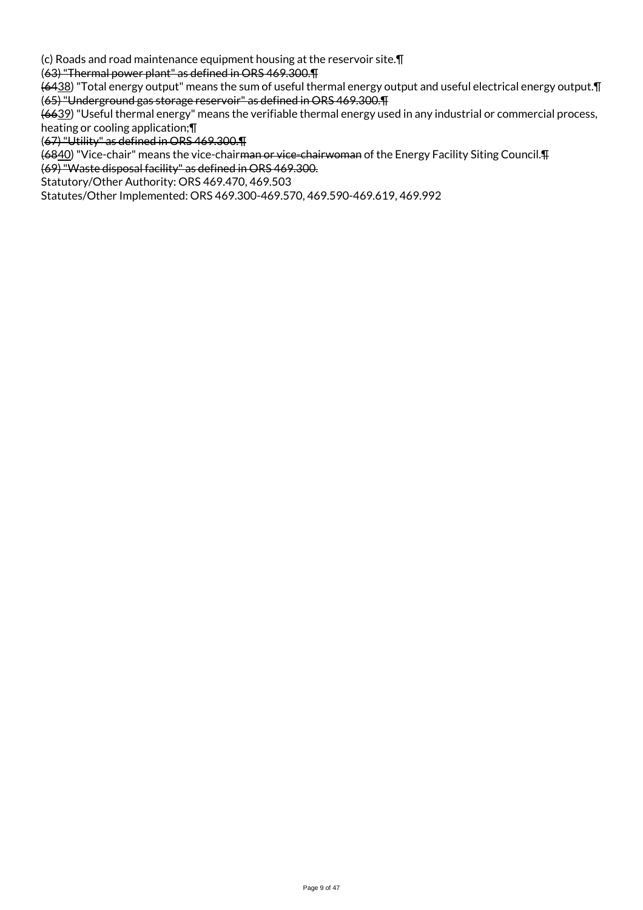(c) Roads and road maintenance equipment housing at the reservoir site.¶

~~(63) "Thermal power plant" as defined in ORS 469.300.¶~~

(~~64~~38) "Total energy output" means the sum of useful thermal energy output and useful electrical energy output.¶

~~(65) "Underground gas storage reservoir" as defined in ORS 469.300.¶~~

(~~66~~39) "Useful thermal energy" means the verifiable thermal energy used in any industrial or commercial process, heating or cooling application;¶

~~(67) "Utility" as defined in ORS 469.300.¶~~

(~~68~~40) "Vice-chair" means the vice-chair~~man or vice-chairwoman~~ of the Energy Facility Siting Council.~~¶~~

~~(69) "Waste disposal facility" as defined in ORS 469.300.~~

Statutory/Other Authority: ORS 469.470, 469.503

Statutes/Other Implemented: ORS 469.300-469.570, 469.590-469.619, 469.992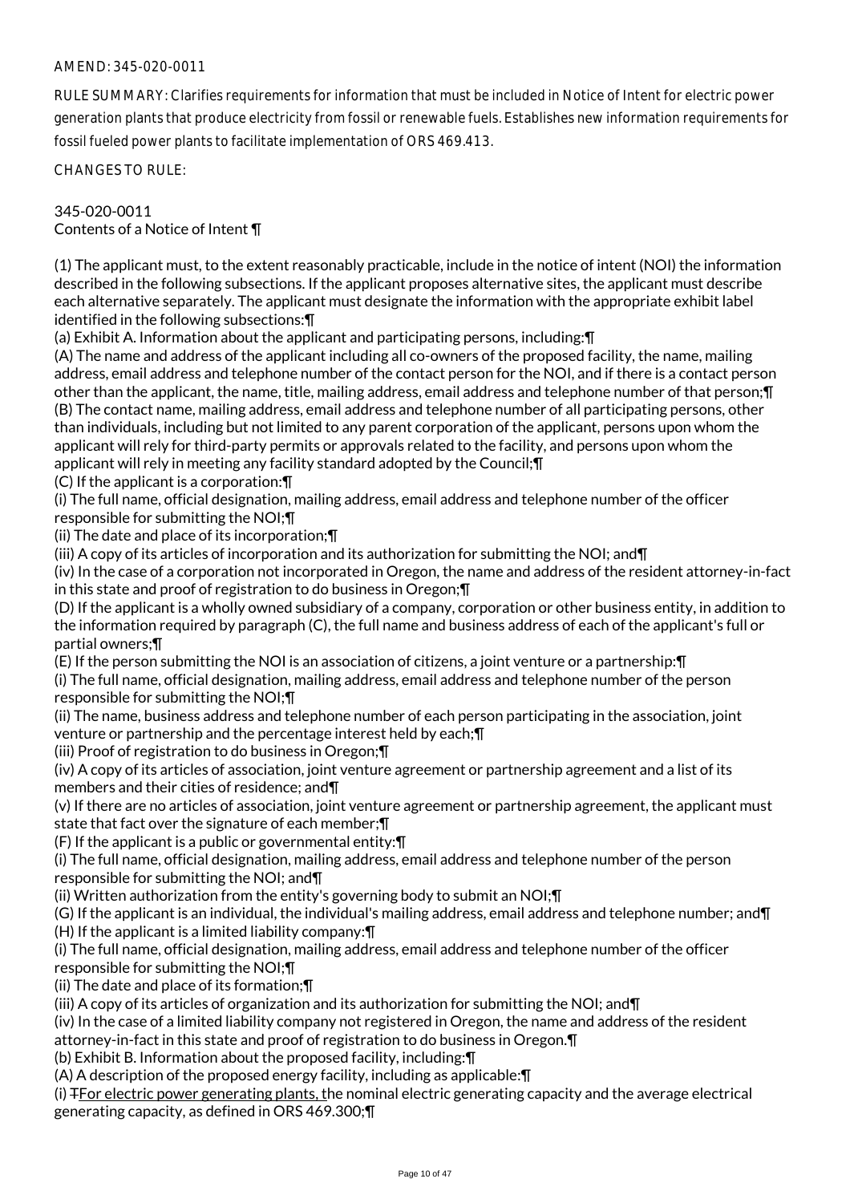AMEND: 345-020-0011

RULE SUMMARY: Clarifies requirements for information that must be included in Notice of Intent for electric power generation plants that produce electricity from fossil or renewable fuels. Establishes new information requirements for fossil fueled power plants to facilitate implementation of ORS 469.413.

CHANGES TO RULE:

345-020-0011
Contents of a Notice of Intent ¶

(1) The applicant must, to the extent reasonably practicable, include in the notice of intent (NOI) the information described in the following subsections. If the applicant proposes alternative sites, the applicant must describe each alternative separately. The applicant must designate the information with the appropriate exhibit label identified in the following subsections:¶
(a) Exhibit A. Information about the applicant and participating persons, including:¶
(A) The name and address of the applicant including all co-owners of the proposed facility, the name, mailing address, email address and telephone number of the contact person for the NOI, and if there is a contact person other than the applicant, the name, title, mailing address, email address and telephone number of that person;¶
(B) The contact name, mailing address, email address and telephone number of all participating persons, other than individuals, including but not limited to any parent corporation of the applicant, persons upon whom the applicant will rely for third-party permits or approvals related to the facility, and persons upon whom the applicant will rely in meeting any facility standard adopted by the Council;¶
(C) If the applicant is a corporation:¶
(i) The full name, official designation, mailing address, email address and telephone number of the officer responsible for submitting the NOI;¶
(ii) The date and place of its incorporation;¶
(iii) A copy of its articles of incorporation and its authorization for submitting the NOI; and¶
(iv) In the case of a corporation not incorporated in Oregon, the name and address of the resident attorney-in-fact in this state and proof of registration to do business in Oregon;¶
(D) If the applicant is a wholly owned subsidiary of a company, corporation or other business entity, in addition to the information required by paragraph (C), the full name and business address of each of the applicant's full or partial owners;¶
(E) If the person submitting the NOI is an association of citizens, a joint venture or a partnership:¶
(i) The full name, official designation, mailing address, email address and telephone number of the person responsible for submitting the NOI;¶
(ii) The name, business address and telephone number of each person participating in the association, joint venture or partnership and the percentage interest held by each;¶
(iii) Proof of registration to do business in Oregon;¶
(iv) A copy of its articles of association, joint venture agreement or partnership agreement and a list of its members and their cities of residence; and¶
(v) If there are no articles of association, joint venture agreement or partnership agreement, the applicant must state that fact over the signature of each member;¶
(F) If the applicant is a public or governmental entity:¶
(i) The full name, official designation, mailing address, email address and telephone number of the person responsible for submitting the NOI; and¶
(ii) Written authorization from the entity's governing body to submit an NOI;¶
(G) If the applicant is an individual, the individual's mailing address, email address and telephone number; and¶
(H) If the applicant is a limited liability company:¶
(i) The full name, official designation, mailing address, email address and telephone number of the officer responsible for submitting the NOI;¶
(ii) The date and place of its formation;¶
(iii) A copy of its articles of organization and its authorization for submitting the NOI; and¶
(iv) In the case of a limited liability company not registered in Oregon, the name and address of the resident attorney-in-fact in this state and proof of registration to do business in Oregon.¶
(b) Exhibit B. Information about the proposed facility, including:¶
(A) A description of the proposed energy facility, including as applicable:¶
(i) ~~T~~For electric power generating plants, the nominal electric generating capacity and the average electrical generating capacity, as defined in ORS 469.300;¶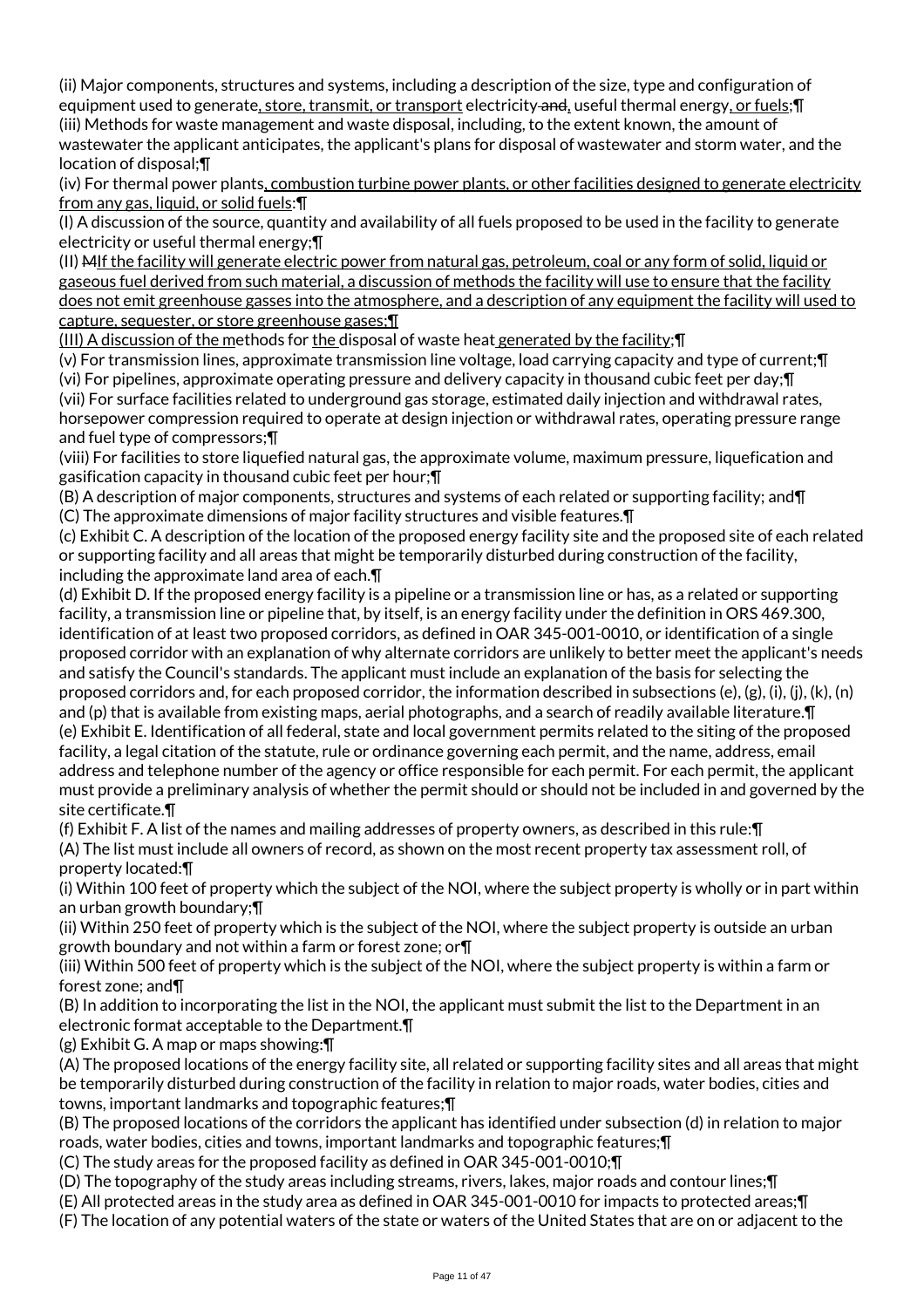(ii) Major components, structures and systems, including a description of the size, type and configuration of equipment used to generate, store, transmit, or transport electricity and, useful thermal energy, or fuels;¶

(iii) Methods for waste management and waste disposal, including, to the extent known, the amount of wastewater the applicant anticipates, the applicant's plans for disposal of wastewater and storm water, and the location of disposal;¶

(iv) For thermal power plants, combustion turbine power plants, or other facilities designed to generate electricity from any gas, liquid, or solid fuels:¶

(I) A discussion of the source, quantity and availability of all fuels proposed to be used in the facility to generate electricity or useful thermal energy;¶

(II) MIf the facility will generate electric power from natural gas, petroleum, coal or any form of solid, liquid or gaseous fuel derived from such material, a discussion of methods the facility will use to ensure that the facility does not emit greenhouse gasses into the atmosphere, and a description of any equipment the facility will used to capture, sequester, or store greenhouse gases;¶

(III) A discussion of the methods for the disposal of waste heat generated by the facility;¶

(v) For transmission lines, approximate transmission line voltage, load carrying capacity and type of current;¶

(vi) For pipelines, approximate operating pressure and delivery capacity in thousand cubic feet per day;¶

(vii) For surface facilities related to underground gas storage, estimated daily injection and withdrawal rates, horsepower compression required to operate at design injection or withdrawal rates, operating pressure range and fuel type of compressors;¶

(viii) For facilities to store liquefied natural gas, the approximate volume, maximum pressure, liquefication and gasification capacity in thousand cubic feet per hour;¶

(B) A description of major components, structures and systems of each related or supporting facility; and¶

(C) The approximate dimensions of major facility structures and visible features.¶

(c) Exhibit C. A description of the location of the proposed energy facility site and the proposed site of each related or supporting facility and all areas that might be temporarily disturbed during construction of the facility, including the approximate land area of each.¶

(d) Exhibit D. If the proposed energy facility is a pipeline or a transmission line or has, as a related or supporting facility, a transmission line or pipeline that, by itself, is an energy facility under the definition in ORS 469.300, identification of at least two proposed corridors, as defined in OAR 345-001-0010, or identification of a single proposed corridor with an explanation of why alternate corridors are unlikely to better meet the applicant's needs and satisfy the Council's standards. The applicant must include an explanation of the basis for selecting the proposed corridors and, for each proposed corridor, the information described in subsections (e), (g), (i), (j), (k), (n) and (p) that is available from existing maps, aerial photographs, and a search of readily available literature.¶

(e) Exhibit E. Identification of all federal, state and local government permits related to the siting of the proposed facility, a legal citation of the statute, rule or ordinance governing each permit, and the name, address, email address and telephone number of the agency or office responsible for each permit. For each permit, the applicant must provide a preliminary analysis of whether the permit should or should not be included in and governed by the site certificate.¶

(f) Exhibit F. A list of the names and mailing addresses of property owners, as described in this rule:¶

(A) The list must include all owners of record, as shown on the most recent property tax assessment roll, of property located:¶

(i) Within 100 feet of property which the subject of the NOI, where the subject property is wholly or in part within an urban growth boundary;¶

(ii) Within 250 feet of property which is the subject of the NOI, where the subject property is outside an urban growth boundary and not within a farm or forest zone; or¶

(iii) Within 500 feet of property which is the subject of the NOI, where the subject property is within a farm or forest zone; and¶

(B) In addition to incorporating the list in the NOI, the applicant must submit the list to the Department in an electronic format acceptable to the Department.¶

(g) Exhibit G. A map or maps showing:¶

(A) The proposed locations of the energy facility site, all related or supporting facility sites and all areas that might be temporarily disturbed during construction of the facility in relation to major roads, water bodies, cities and towns, important landmarks and topographic features;¶

(B) The proposed locations of the corridors the applicant has identified under subsection (d) in relation to major roads, water bodies, cities and towns, important landmarks and topographic features;¶

(C) The study areas for the proposed facility as defined in OAR 345-001-0010;¶

(D) The topography of the study areas including streams, rivers, lakes, major roads and contour lines;¶

(E) All protected areas in the study area as defined in OAR 345-001-0010 for impacts to protected areas;¶

(F) The location of any potential waters of the state or waters of the United States that are on or adjacent to the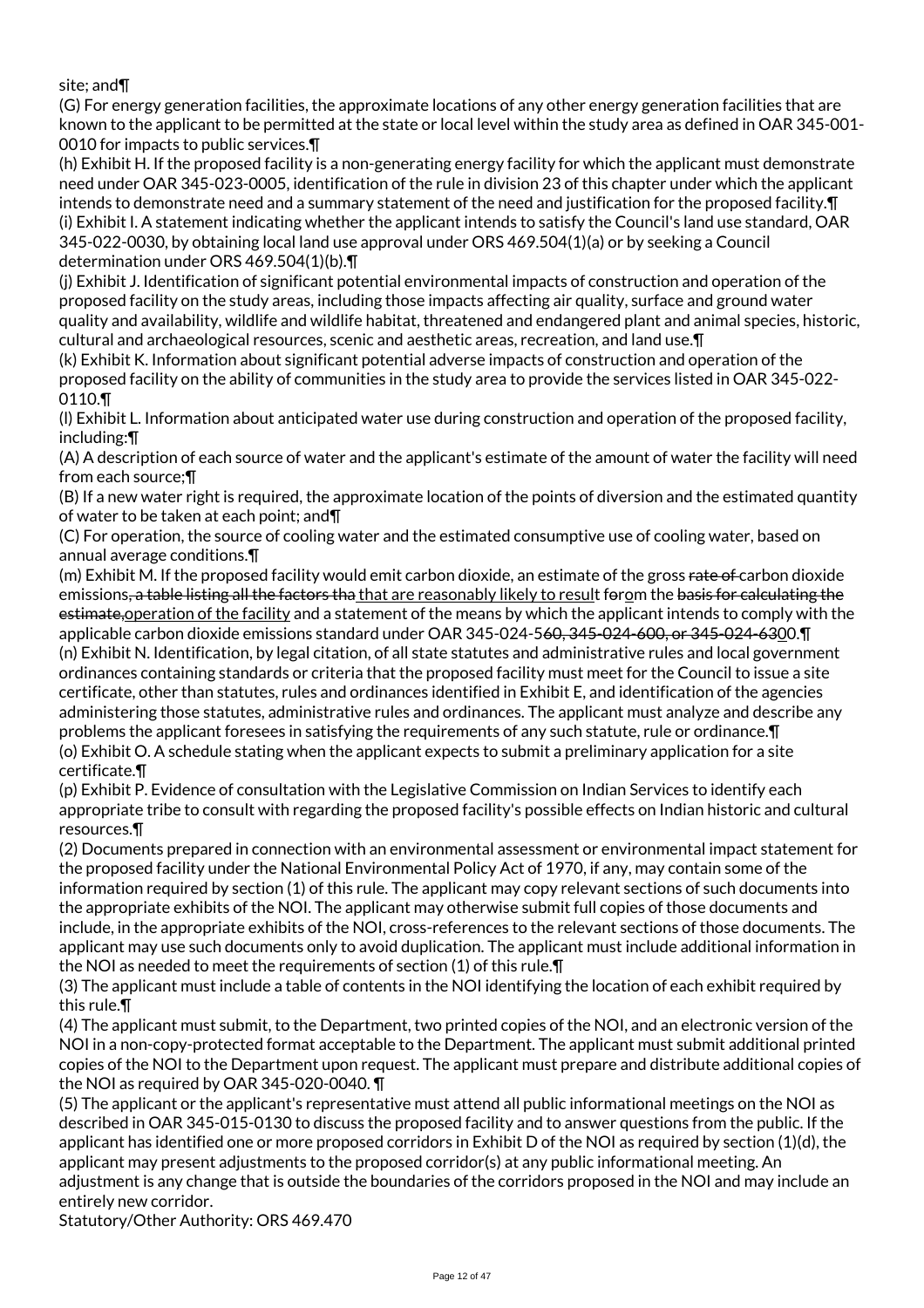site; and¶

(G) For energy generation facilities, the approximate locations of any other energy generation facilities that are known to the applicant to be permitted at the state or local level within the study area as defined in OAR 345-001-0010 for impacts to public services.¶

(h) Exhibit H. If the proposed facility is a non-generating energy facility for which the applicant must demonstrate need under OAR 345-023-0005, identification of the rule in division 23 of this chapter under which the applicant intends to demonstrate need and a summary statement of the need and justification for the proposed facility.¶

(i) Exhibit I. A statement indicating whether the applicant intends to satisfy the Council's land use standard, OAR 345-022-0030, by obtaining local land use approval under ORS 469.504(1)(a) or by seeking a Council determination under ORS 469.504(1)(b).¶

(j) Exhibit J. Identification of significant potential environmental impacts of construction and operation of the proposed facility on the study areas, including those impacts affecting air quality, surface and ground water quality and availability, wildlife and wildlife habitat, threatened and endangered plant and animal species, historic, cultural and archaeological resources, scenic and aesthetic areas, recreation, and land use.¶

(k) Exhibit K. Information about significant potential adverse impacts of construction and operation of the proposed facility on the ability of communities in the study area to provide the services listed in OAR 345-022-0110.¶

(l) Exhibit L. Information about anticipated water use during construction and operation of the proposed facility, including:¶

(A) A description of each source of water and the applicant's estimate of the amount of water the facility will need from each source;¶

(B) If a new water right is required, the approximate location of the points of diversion and the estimated quantity of water to be taken at each point; and¶

(C) For operation, the source of cooling water and the estimated consumptive use of cooling water, based on annual average conditions.¶

(m) Exhibit M. If the proposed facility would emit carbon dioxide, an estimate of the gross ~~rate of~~ carbon dioxide emissions~~, a table listing all the factors tha~~<u> that are reasonably likely to resul</u>t f~~o~~r<u>om</u> the ~~basis for calculating the estimate,~~<u>operation of the facility</u> and a statement of the means by which the applicant intends to comply with the applicable carbon dioxide emissions standard under OAR 345-024-5~~60, 345-024-600, or 345-024-63~~<u>0</u>0.¶

(n) Exhibit N. Identification, by legal citation, of all state statutes and administrative rules and local government ordinances containing standards or criteria that the proposed facility must meet for the Council to issue a site certificate, other than statutes, rules and ordinances identified in Exhibit E, and identification of the agencies administering those statutes, administrative rules and ordinances. The applicant must analyze and describe any problems the applicant foresees in satisfying the requirements of any such statute, rule or ordinance.¶

(o) Exhibit O. A schedule stating when the applicant expects to submit a preliminary application for a site certificate.¶

(p) Exhibit P. Evidence of consultation with the Legislative Commission on Indian Services to identify each appropriate tribe to consult with regarding the proposed facility's possible effects on Indian historic and cultural resources.¶

(2) Documents prepared in connection with an environmental assessment or environmental impact statement for the proposed facility under the National Environmental Policy Act of 1970, if any, may contain some of the information required by section (1) of this rule. The applicant may copy relevant sections of such documents into the appropriate exhibits of the NOI. The applicant may otherwise submit full copies of those documents and include, in the appropriate exhibits of the NOI, cross-references to the relevant sections of those documents. The applicant may use such documents only to avoid duplication. The applicant must include additional information in the NOI as needed to meet the requirements of section (1) of this rule.¶

(3) The applicant must include a table of contents in the NOI identifying the location of each exhibit required by this rule.¶

(4) The applicant must submit, to the Department, two printed copies of the NOI, and an electronic version of the NOI in a non-copy-protected format acceptable to the Department. The applicant must submit additional printed copies of the NOI to the Department upon request. The applicant must prepare and distribute additional copies of the NOI as required by OAR 345-020-0040. ¶

(5) The applicant or the applicant's representative must attend all public informational meetings on the NOI as described in OAR 345-015-0130 to discuss the proposed facility and to answer questions from the public. If the applicant has identified one or more proposed corridors in Exhibit D of the NOI as required by section (1)(d), the applicant may present adjustments to the proposed corridor(s) at any public informational meeting. An adjustment is any change that is outside the boundaries of the corridors proposed in the NOI and may include an entirely new corridor.

Statutory/Other Authority: ORS 469.470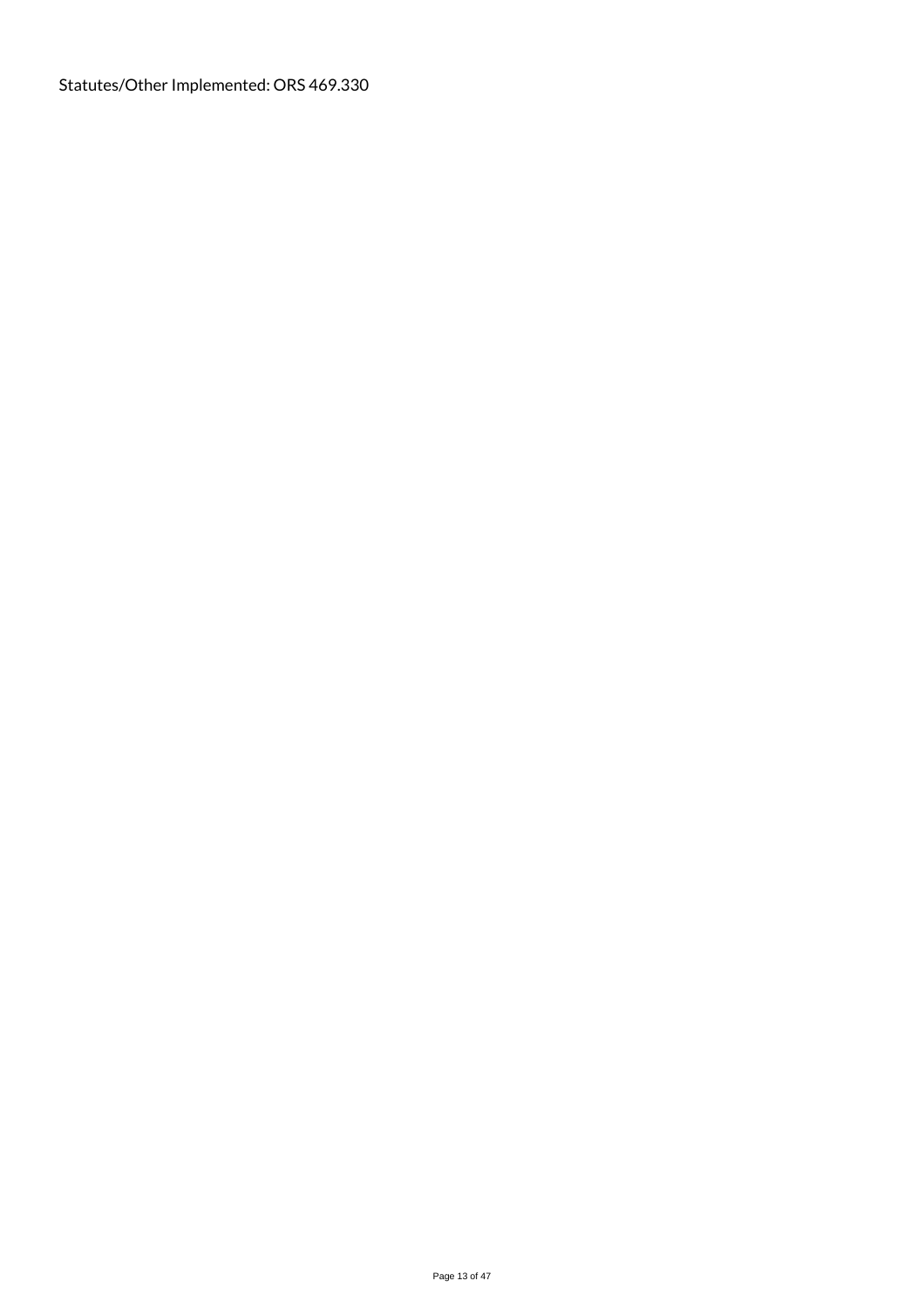Statutes/Other Implemented: ORS 469.330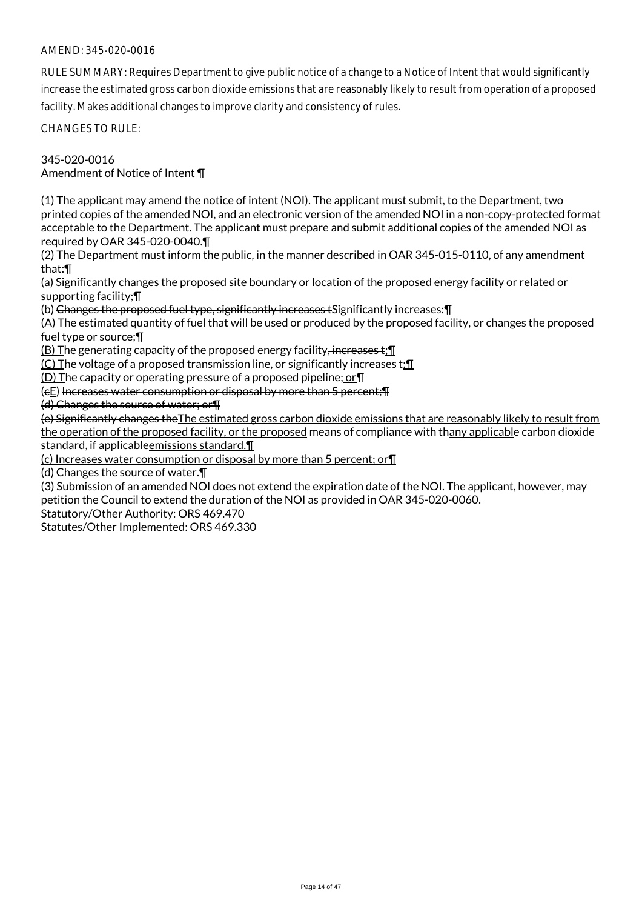AMEND: 345-020-0016

RULE SUMMARY: Requires Department to give public notice of a change to a Notice of Intent that would significantly increase the estimated gross carbon dioxide emissions that are reasonably likely to result from operation of a proposed facility. Makes additional changes to improve clarity and consistency of rules.

CHANGES TO RULE:

345-020-0016
Amendment of Notice of Intent ¶

(1) The applicant may amend the notice of intent (NOI). The applicant must submit, to the Department, two printed copies of the amended NOI, and an electronic version of the amended NOI in a non-copy-protected format acceptable to the Department. The applicant must prepare and submit additional copies of the amended NOI as required by OAR 345-020-0040.¶

(2) The Department must inform the public, in the manner described in OAR 345-015-0110, of any amendment that:¶

(a) Significantly changes the proposed site boundary or location of the proposed energy facility or related or supporting facility;¶

(b) ~~Changes the proposed fuel type, significantly increases t~~Significantly increases:¶

(A) The estimated quantity of fuel that will be used or produced by the proposed facility, or changes the proposed fuel type or source;¶

(B) The generating capacity of the proposed energy facility~~, increases t~~;¶

(C) The voltage of a proposed transmission line~~, or significantly increases t~~;¶

(D) The capacity or operating pressure of a proposed pipeline; or¶

(~~c~~E) ~~Increases water consumption or disposal by more than 5 percent;¶~~

~~(d) Changes the source of water; or¶~~

~~(e) Significantly changes the~~The estimated gross carbon dioxide emissions that are reasonably likely to result from the operation of the proposed facility, or the proposed means ~~of~~ compliance with ~~th~~any applicable carbon dioxide ~~standard, if applicable~~emissions standard.¶

(c) Increases water consumption or disposal by more than 5 percent; or¶

(d) Changes the source of water.¶

(3) Submission of an amended NOI does not extend the expiration date of the NOI. The applicant, however, may petition the Council to extend the duration of the NOI as provided in OAR 345-020-0060.

Statutory/Other Authority: ORS 469.470

Statutes/Other Implemented: ORS 469.330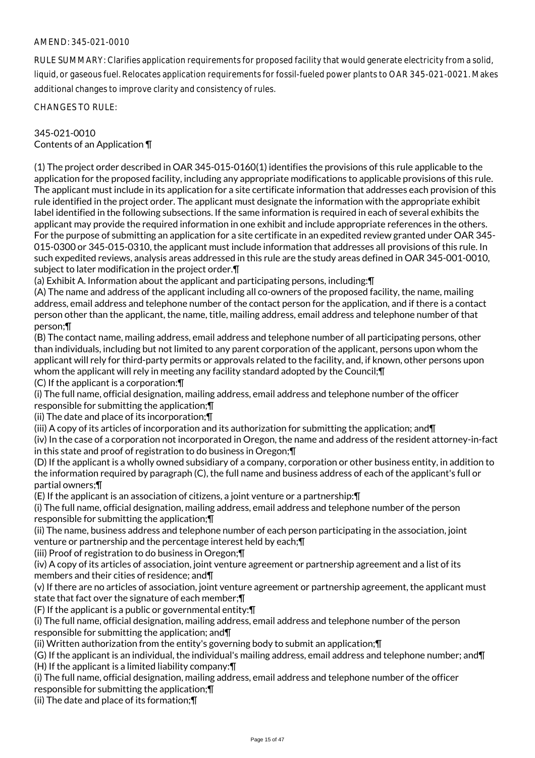AMEND: 345-021-0010

RULE SUMMARY: Clarifies application requirements for proposed facility that would generate electricity from a solid, liquid, or gaseous fuel. Relocates application requirements for fossil-fueled power plants to OAR 345-021-0021. Makes additional changes to improve clarity and consistency of rules.

CHANGES TO RULE:

345-021-0010
Contents of an Application ¶

(1) The project order described in OAR 345-015-0160(1) identifies the provisions of this rule applicable to the application for the proposed facility, including any appropriate modifications to applicable provisions of this rule. The applicant must include in its application for a site certificate information that addresses each provision of this rule identified in the project order. The applicant must designate the information with the appropriate exhibit label identified in the following subsections. If the same information is required in each of several exhibits the applicant may provide the required information in one exhibit and include appropriate references in the others. For the purpose of submitting an application for a site certificate in an expedited review granted under OAR 345-015-0300 or 345-015-0310, the applicant must include information that addresses all provisions of this rule. In such expedited reviews, analysis areas addressed in this rule are the study areas defined in OAR 345-001-0010, subject to later modification in the project order.¶
(a) Exhibit A. Information about the applicant and participating persons, including:¶
(A) The name and address of the applicant including all co-owners of the proposed facility, the name, mailing address, email address and telephone number of the contact person for the application, and if there is a contact person other than the applicant, the name, title, mailing address, email address and telephone number of that person;¶
(B) The contact name, mailing address, email address and telephone number of all participating persons, other than individuals, including but not limited to any parent corporation of the applicant, persons upon whom the applicant will rely for third-party permits or approvals related to the facility, and, if known, other persons upon whom the applicant will rely in meeting any facility standard adopted by the Council;¶
(C) If the applicant is a corporation:¶
(i) The full name, official designation, mailing address, email address and telephone number of the officer responsible for submitting the application;¶
(ii) The date and place of its incorporation;¶
(iii) A copy of its articles of incorporation and its authorization for submitting the application; and¶
(iv) In the case of a corporation not incorporated in Oregon, the name and address of the resident attorney-in-fact in this state and proof of registration to do business in Oregon;¶
(D) If the applicant is a wholly owned subsidiary of a company, corporation or other business entity, in addition to the information required by paragraph (C), the full name and business address of each of the applicant's full or partial owners;¶
(E) If the applicant is an association of citizens, a joint venture or a partnership:¶
(i) The full name, official designation, mailing address, email address and telephone number of the person responsible for submitting the application;¶
(ii) The name, business address and telephone number of each person participating in the association, joint venture or partnership and the percentage interest held by each;¶
(iii) Proof of registration to do business in Oregon;¶
(iv) A copy of its articles of association, joint venture agreement or partnership agreement and a list of its members and their cities of residence; and¶
(v) If there are no articles of association, joint venture agreement or partnership agreement, the applicant must state that fact over the signature of each member;¶
(F) If the applicant is a public or governmental entity:¶
(i) The full name, official designation, mailing address, email address and telephone number of the person responsible for submitting the application; and¶
(ii) Written authorization from the entity's governing body to submit an application;¶
(G) If the applicant is an individual, the individual's mailing address, email address and telephone number; and¶
(H) If the applicant is a limited liability company:¶
(i) The full name, official designation, mailing address, email address and telephone number of the officer responsible for submitting the application;¶
(ii) The date and place of its formation;¶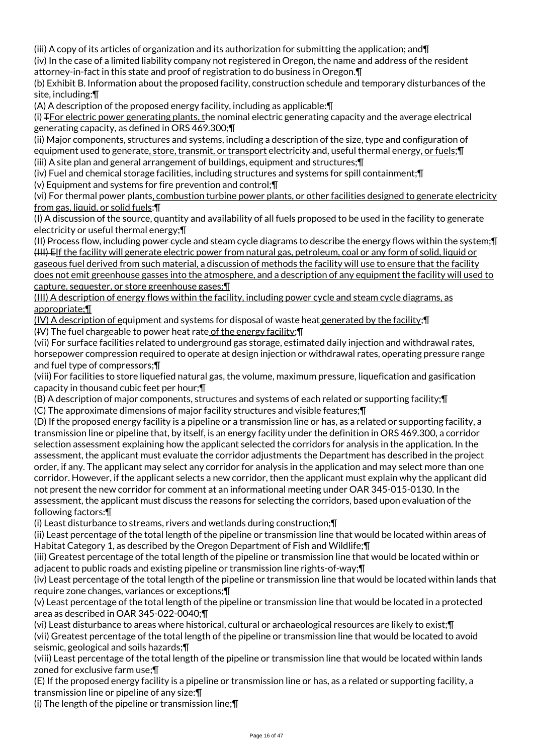(iii) A copy of its articles of organization and its authorization for submitting the application; and¶

(iv) In the case of a limited liability company not registered in Oregon, the name and address of the resident attorney-in-fact in this state and proof of registration to do business in Oregon.¶

(b) Exhibit B. Information about the proposed facility, construction schedule and temporary disturbances of the site, including:¶

(A) A description of the proposed energy facility, including as applicable:¶

(i) ~~T~~<u>For electric power generating plants, t</u>he nominal electric generating capacity and the average electrical generating capacity, as defined in ORS 469.300;¶

(ii) Major components, structures and systems, including a description of the size, type and configuration of equipment used to generate<u>, store, transmit, or transport</u> electricity~~ and~~<u>,</u> useful thermal energy<u>, or fuels</u>;¶

(iii) A site plan and general arrangement of buildings, equipment and structures;¶

(iv) Fuel and chemical storage facilities, including structures and systems for spill containment;¶

(v) Equipment and systems for fire prevention and control;¶

(vi) For thermal power plants<u>, combustion turbine power plants, or other facilities designed to generate electricity from gas, liquid, or solid fuels</u>:¶

(I) A discussion of the source, quantity and availability of all fuels proposed to be used in the facility to generate electricity or useful thermal energy;¶

(II) ~~Process flow, including power cycle and steam cycle diagrams to describe the energy flows within the system;¶~~
~~(III) E~~<u>If the facility will generate electric power from natural gas, petroleum, coal or any form of solid, liquid or gaseous fuel derived from such material, a discussion of methods the facility will use to ensure that the facility does not emit greenhouse gasses into the atmosphere, and a description of any equipment the facility will used to capture, sequester, or store greenhouse gases;¶</u>

<u>(III) A description of energy flows within the facility, including power cycle and steam cycle diagrams, as appropriate;¶</u>

<u>(IV) A description of e</u>quipment and systems for disposal of waste heat<u> generated by the facility</u>;¶

(~~I~~V) The fuel chargeable to power heat rate<u> of the energy facility</u>;¶

(vii) For surface facilities related to underground gas storage, estimated daily injection and withdrawal rates, horsepower compression required to operate at design injection or withdrawal rates, operating pressure range and fuel type of compressors;¶

(viii) For facilities to store liquefied natural gas, the volume, maximum pressure, liquefication and gasification capacity in thousand cubic feet per hour;¶

(B) A description of major components, structures and systems of each related or supporting facility;¶

(C) The approximate dimensions of major facility structures and visible features;¶

(D) If the proposed energy facility is a pipeline or a transmission line or has, as a related or supporting facility, a transmission line or pipeline that, by itself, is an energy facility under the definition in ORS 469.300, a corridor selection assessment explaining how the applicant selected the corridors for analysis in the application. In the assessment, the applicant must evaluate the corridor adjustments the Department has described in the project order, if any. The applicant may select any corridor for analysis in the application and may select more than one corridor. However, if the applicant selects a new corridor, then the applicant must explain why the applicant did not present the new corridor for comment at an informational meeting under OAR 345-015-0130. In the assessment, the applicant must discuss the reasons for selecting the corridors, based upon evaluation of the following factors:¶

(i) Least disturbance to streams, rivers and wetlands during construction;¶

(ii) Least percentage of the total length of the pipeline or transmission line that would be located within areas of Habitat Category 1, as described by the Oregon Department of Fish and Wildlife;¶

(iii) Greatest percentage of the total length of the pipeline or transmission line that would be located within or adjacent to public roads and existing pipeline or transmission line rights-of-way;¶

(iv) Least percentage of the total length of the pipeline or transmission line that would be located within lands that require zone changes, variances or exceptions;¶

(v) Least percentage of the total length of the pipeline or transmission line that would be located in a protected area as described in OAR 345-022-0040;¶

(vi) Least disturbance to areas where historical, cultural or archaeological resources are likely to exist;¶

(vii) Greatest percentage of the total length of the pipeline or transmission line that would be located to avoid seismic, geological and soils hazards;¶

(viii) Least percentage of the total length of the pipeline or transmission line that would be located within lands zoned for exclusive farm use;¶

(E) If the proposed energy facility is a pipeline or transmission line or has, as a related or supporting facility, a transmission line or pipeline of any size:¶

(i) The length of the pipeline or transmission line;¶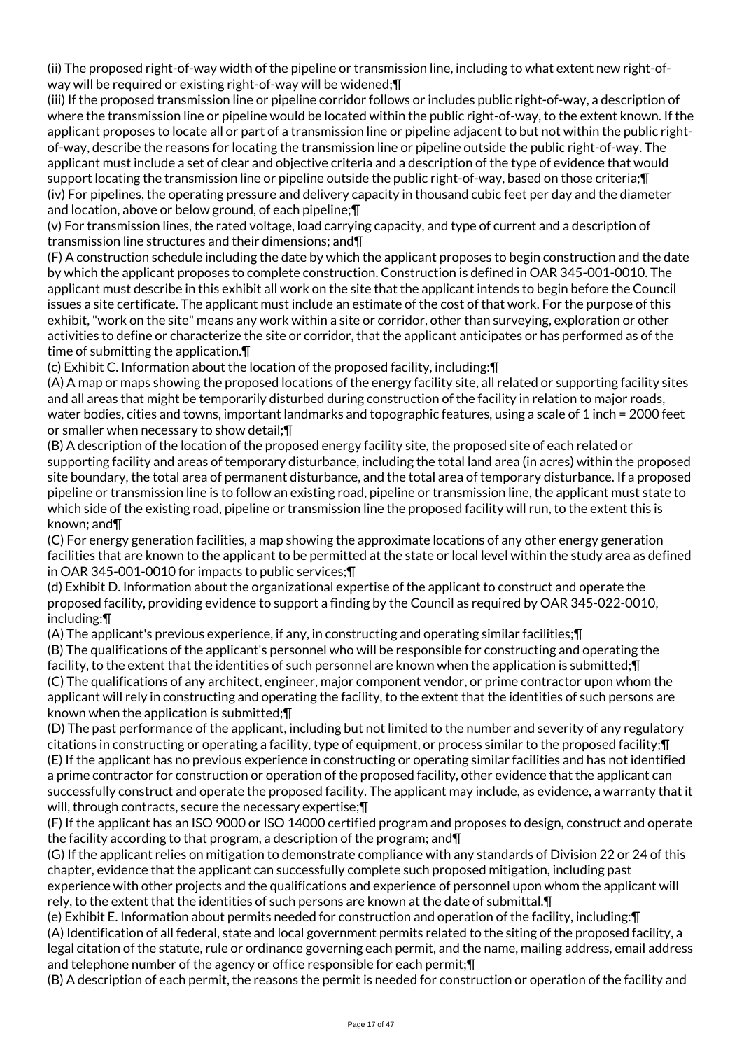(ii) The proposed right-of-way width of the pipeline or transmission line, including to what extent new right-of-way will be required or existing right-of-way will be widened;¶

(iii) If the proposed transmission line or pipeline corridor follows or includes public right-of-way, a description of where the transmission line or pipeline would be located within the public right-of-way, to the extent known. If the applicant proposes to locate all or part of a transmission line or pipeline adjacent to but not within the public right-of-way, describe the reasons for locating the transmission line or pipeline outside the public right-of-way. The applicant must include a set of clear and objective criteria and a description of the type of evidence that would support locating the transmission line or pipeline outside the public right-of-way, based on those criteria;¶

(iv) For pipelines, the operating pressure and delivery capacity in thousand cubic feet per day and the diameter and location, above or below ground, of each pipeline;¶

(v) For transmission lines, the rated voltage, load carrying capacity, and type of current and a description of transmission line structures and their dimensions; and¶

(F) A construction schedule including the date by which the applicant proposes to begin construction and the date by which the applicant proposes to complete construction. Construction is defined in OAR 345-001-0010. The applicant must describe in this exhibit all work on the site that the applicant intends to begin before the Council issues a site certificate. The applicant must include an estimate of the cost of that work. For the purpose of this exhibit, "work on the site" means any work within a site or corridor, other than surveying, exploration or other activities to define or characterize the site or corridor, that the applicant anticipates or has performed as of the time of submitting the application.¶

(c) Exhibit C. Information about the location of the proposed facility, including:¶

(A) A map or maps showing the proposed locations of the energy facility site, all related or supporting facility sites and all areas that might be temporarily disturbed during construction of the facility in relation to major roads, water bodies, cities and towns, important landmarks and topographic features, using a scale of 1 inch = 2000 feet or smaller when necessary to show detail;¶

(B) A description of the location of the proposed energy facility site, the proposed site of each related or supporting facility and areas of temporary disturbance, including the total land area (in acres) within the proposed site boundary, the total area of permanent disturbance, and the total area of temporary disturbance. If a proposed pipeline or transmission line is to follow an existing road, pipeline or transmission line, the applicant must state to which side of the existing road, pipeline or transmission line the proposed facility will run, to the extent this is known; and¶

(C) For energy generation facilities, a map showing the approximate locations of any other energy generation facilities that are known to the applicant to be permitted at the state or local level within the study area as defined in OAR 345-001-0010 for impacts to public services;¶

(d) Exhibit D. Information about the organizational expertise of the applicant to construct and operate the proposed facility, providing evidence to support a finding by the Council as required by OAR 345-022-0010, including:¶

(A) The applicant's previous experience, if any, in constructing and operating similar facilities;¶

(B) The qualifications of the applicant's personnel who will be responsible for constructing and operating the facility, to the extent that the identities of such personnel are known when the application is submitted;¶

(C) The qualifications of any architect, engineer, major component vendor, or prime contractor upon whom the applicant will rely in constructing and operating the facility, to the extent that the identities of such persons are known when the application is submitted;¶

(D) The past performance of the applicant, including but not limited to the number and severity of any regulatory citations in constructing or operating a facility, type of equipment, or process similar to the proposed facility;¶

(E) If the applicant has no previous experience in constructing or operating similar facilities and has not identified a prime contractor for construction or operation of the proposed facility, other evidence that the applicant can successfully construct and operate the proposed facility. The applicant may include, as evidence, a warranty that it will, through contracts, secure the necessary expertise;¶

(F) If the applicant has an ISO 9000 or ISO 14000 certified program and proposes to design, construct and operate the facility according to that program, a description of the program; and¶

(G) If the applicant relies on mitigation to demonstrate compliance with any standards of Division 22 or 24 of this chapter, evidence that the applicant can successfully complete such proposed mitigation, including past experience with other projects and the qualifications and experience of personnel upon whom the applicant will rely, to the extent that the identities of such persons are known at the date of submittal.¶

(e) Exhibit E. Information about permits needed for construction and operation of the facility, including:¶

(A) Identification of all federal, state and local government permits related to the siting of the proposed facility, a legal citation of the statute, rule or ordinance governing each permit, and the name, mailing address, email address and telephone number of the agency or office responsible for each permit;¶

(B) A description of each permit, the reasons the permit is needed for construction or operation of the facility and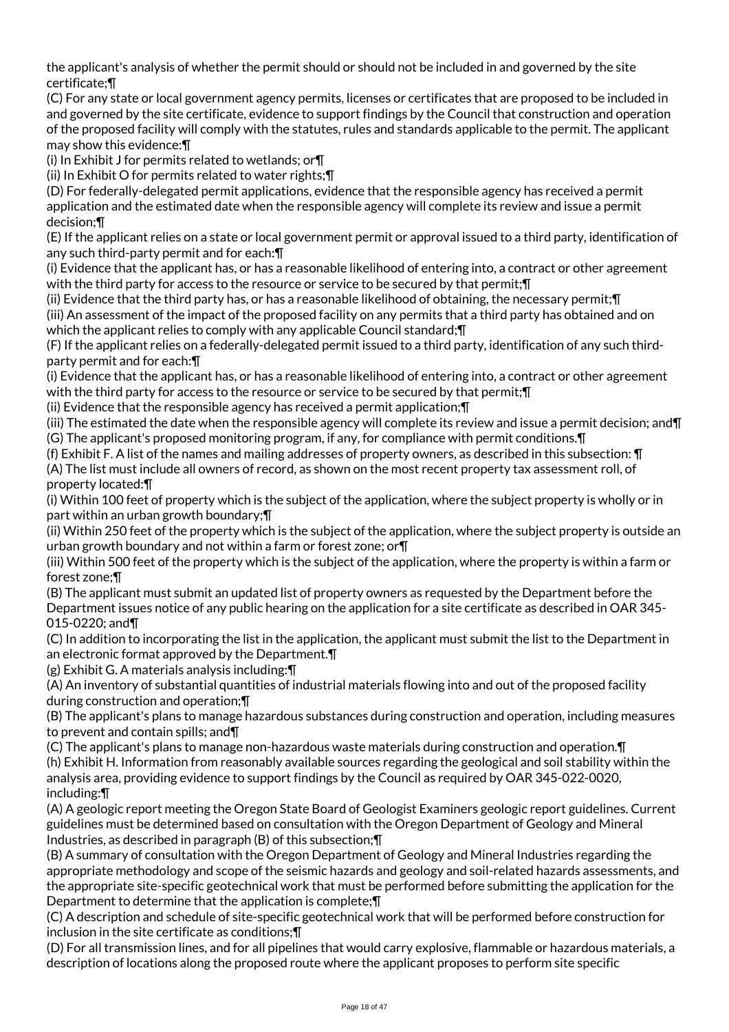the applicant's analysis of whether the permit should or should not be included in and governed by the site certificate;¶

(C) For any state or local government agency permits, licenses or certificates that are proposed to be included in and governed by the site certificate, evidence to support findings by the Council that construction and operation of the proposed facility will comply with the statutes, rules and standards applicable to the permit. The applicant may show this evidence:¶

(i) In Exhibit J for permits related to wetlands; or¶

(ii) In Exhibit O for permits related to water rights;¶

(D) For federally-delegated permit applications, evidence that the responsible agency has received a permit application and the estimated date when the responsible agency will complete its review and issue a permit decision;¶

(E) If the applicant relies on a state or local government permit or approval issued to a third party, identification of any such third-party permit and for each:¶

(i) Evidence that the applicant has, or has a reasonable likelihood of entering into, a contract or other agreement with the third party for access to the resource or service to be secured by that permit;¶

(ii) Evidence that the third party has, or has a reasonable likelihood of obtaining, the necessary permit;¶

(iii) An assessment of the impact of the proposed facility on any permits that a third party has obtained and on which the applicant relies to comply with any applicable Council standard;¶

(F) If the applicant relies on a federally-delegated permit issued to a third party, identification of any such third-party permit and for each:¶

(i) Evidence that the applicant has, or has a reasonable likelihood of entering into, a contract or other agreement with the third party for access to the resource or service to be secured by that permit;¶

(ii) Evidence that the responsible agency has received a permit application;¶

(iii) The estimated the date when the responsible agency will complete its review and issue a permit decision; and¶

(G) The applicant's proposed monitoring program, if any, for compliance with permit conditions.¶

(f) Exhibit F. A list of the names and mailing addresses of property owners, as described in this subsection: ¶

(A) The list must include all owners of record, as shown on the most recent property tax assessment roll, of property located:¶

(i) Within 100 feet of property which is the subject of the application, where the subject property is wholly or in part within an urban growth boundary;¶

(ii) Within 250 feet of the property which is the subject of the application, where the subject property is outside an urban growth boundary and not within a farm or forest zone; or¶

(iii) Within 500 feet of the property which is the subject of the application, where the property is within a farm or forest zone;¶

(B) The applicant must submit an updated list of property owners as requested by the Department before the Department issues notice of any public hearing on the application for a site certificate as described in OAR 345-015-0220; and¶

(C) In addition to incorporating the list in the application, the applicant must submit the list to the Department in an electronic format approved by the Department.¶

(g) Exhibit G. A materials analysis including:¶

(A) An inventory of substantial quantities of industrial materials flowing into and out of the proposed facility during construction and operation;¶

(B) The applicant's plans to manage hazardous substances during construction and operation, including measures to prevent and contain spills; and¶

(C) The applicant's plans to manage non-hazardous waste materials during construction and operation.¶

(h) Exhibit H. Information from reasonably available sources regarding the geological and soil stability within the analysis area, providing evidence to support findings by the Council as required by OAR 345-022-0020, including:¶

(A) A geologic report meeting the Oregon State Board of Geologist Examiners geologic report guidelines. Current guidelines must be determined based on consultation with the Oregon Department of Geology and Mineral Industries, as described in paragraph (B) of this subsection;¶

(B) A summary of consultation with the Oregon Department of Geology and Mineral Industries regarding the appropriate methodology and scope of the seismic hazards and geology and soil-related hazards assessments, and the appropriate site-specific geotechnical work that must be performed before submitting the application for the Department to determine that the application is complete;¶

(C) A description and schedule of site-specific geotechnical work that will be performed before construction for inclusion in the site certificate as conditions;¶

(D) For all transmission lines, and for all pipelines that would carry explosive, flammable or hazardous materials, a description of locations along the proposed route where the applicant proposes to perform site specific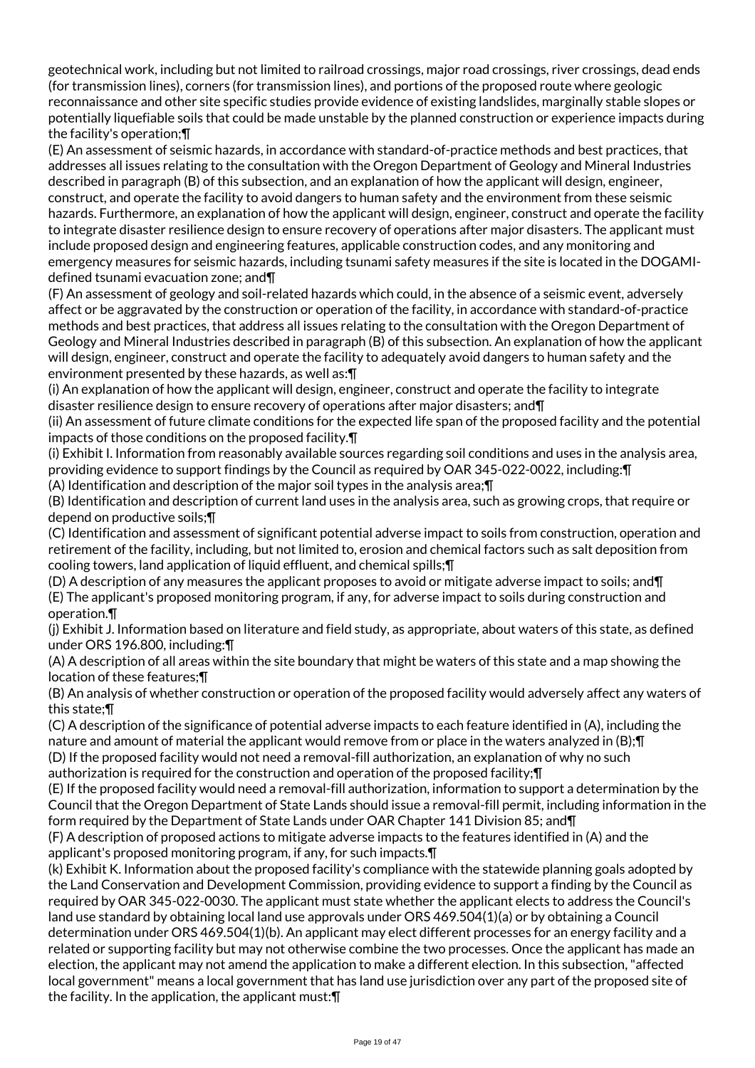geotechnical work, including but not limited to railroad crossings, major road crossings, river crossings, dead ends (for transmission lines), corners (for transmission lines), and portions of the proposed route where geologic reconnaissance and other site specific studies provide evidence of existing landslides, marginally stable slopes or potentially liquefiable soils that could be made unstable by the planned construction or experience impacts during the facility's operation;¶

(E) An assessment of seismic hazards, in accordance with standard-of-practice methods and best practices, that addresses all issues relating to the consultation with the Oregon Department of Geology and Mineral Industries described in paragraph (B) of this subsection, and an explanation of how the applicant will design, engineer, construct, and operate the facility to avoid dangers to human safety and the environment from these seismic hazards. Furthermore, an explanation of how the applicant will design, engineer, construct and operate the facility to integrate disaster resilience design to ensure recovery of operations after major disasters. The applicant must include proposed design and engineering features, applicable construction codes, and any monitoring and emergency measures for seismic hazards, including tsunami safety measures if the site is located in the DOGAMI-defined tsunami evacuation zone; and¶

(F) An assessment of geology and soil-related hazards which could, in the absence of a seismic event, adversely affect or be aggravated by the construction or operation of the facility, in accordance with standard-of-practice methods and best practices, that address all issues relating to the consultation with the Oregon Department of Geology and Mineral Industries described in paragraph (B) of this subsection. An explanation of how the applicant will design, engineer, construct and operate the facility to adequately avoid dangers to human safety and the environment presented by these hazards, as well as:¶

(i) An explanation of how the applicant will design, engineer, construct and operate the facility to integrate disaster resilience design to ensure recovery of operations after major disasters; and¶

(ii) An assessment of future climate conditions for the expected life span of the proposed facility and the potential impacts of those conditions on the proposed facility.¶

(i) Exhibit I. Information from reasonably available sources regarding soil conditions and uses in the analysis area, providing evidence to support findings by the Council as required by OAR 345-022-0022, including:¶

(A) Identification and description of the major soil types in the analysis area;¶

(B) Identification and description of current land uses in the analysis area, such as growing crops, that require or depend on productive soils;¶

(C) Identification and assessment of significant potential adverse impact to soils from construction, operation and retirement of the facility, including, but not limited to, erosion and chemical factors such as salt deposition from cooling towers, land application of liquid effluent, and chemical spills;¶

(D) A description of any measures the applicant proposes to avoid or mitigate adverse impact to soils; and¶

(E) The applicant's proposed monitoring program, if any, for adverse impact to soils during construction and operation.¶

(j) Exhibit J. Information based on literature and field study, as appropriate, about waters of this state, as defined under ORS 196.800, including:¶

(A) A description of all areas within the site boundary that might be waters of this state and a map showing the location of these features;¶

(B) An analysis of whether construction or operation of the proposed facility would adversely affect any waters of this state;¶

(C) A description of the significance of potential adverse impacts to each feature identified in (A), including the nature and amount of material the applicant would remove from or place in the waters analyzed in (B);¶

(D) If the proposed facility would not need a removal-fill authorization, an explanation of why no such authorization is required for the construction and operation of the proposed facility;¶

(E) If the proposed facility would need a removal-fill authorization, information to support a determination by the Council that the Oregon Department of State Lands should issue a removal-fill permit, including information in the form required by the Department of State Lands under OAR Chapter 141 Division 85; and¶

(F) A description of proposed actions to mitigate adverse impacts to the features identified in (A) and the applicant's proposed monitoring program, if any, for such impacts.¶

(k) Exhibit K. Information about the proposed facility's compliance with the statewide planning goals adopted by the Land Conservation and Development Commission, providing evidence to support a finding by the Council as required by OAR 345-022-0030. The applicant must state whether the applicant elects to address the Council's land use standard by obtaining local land use approvals under ORS 469.504(1)(a) or by obtaining a Council determination under ORS 469.504(1)(b). An applicant may elect different processes for an energy facility and a related or supporting facility but may not otherwise combine the two processes. Once the applicant has made an election, the applicant may not amend the application to make a different election. In this subsection, "affected local government" means a local government that has land use jurisdiction over any part of the proposed site of the facility. In the application, the applicant must:¶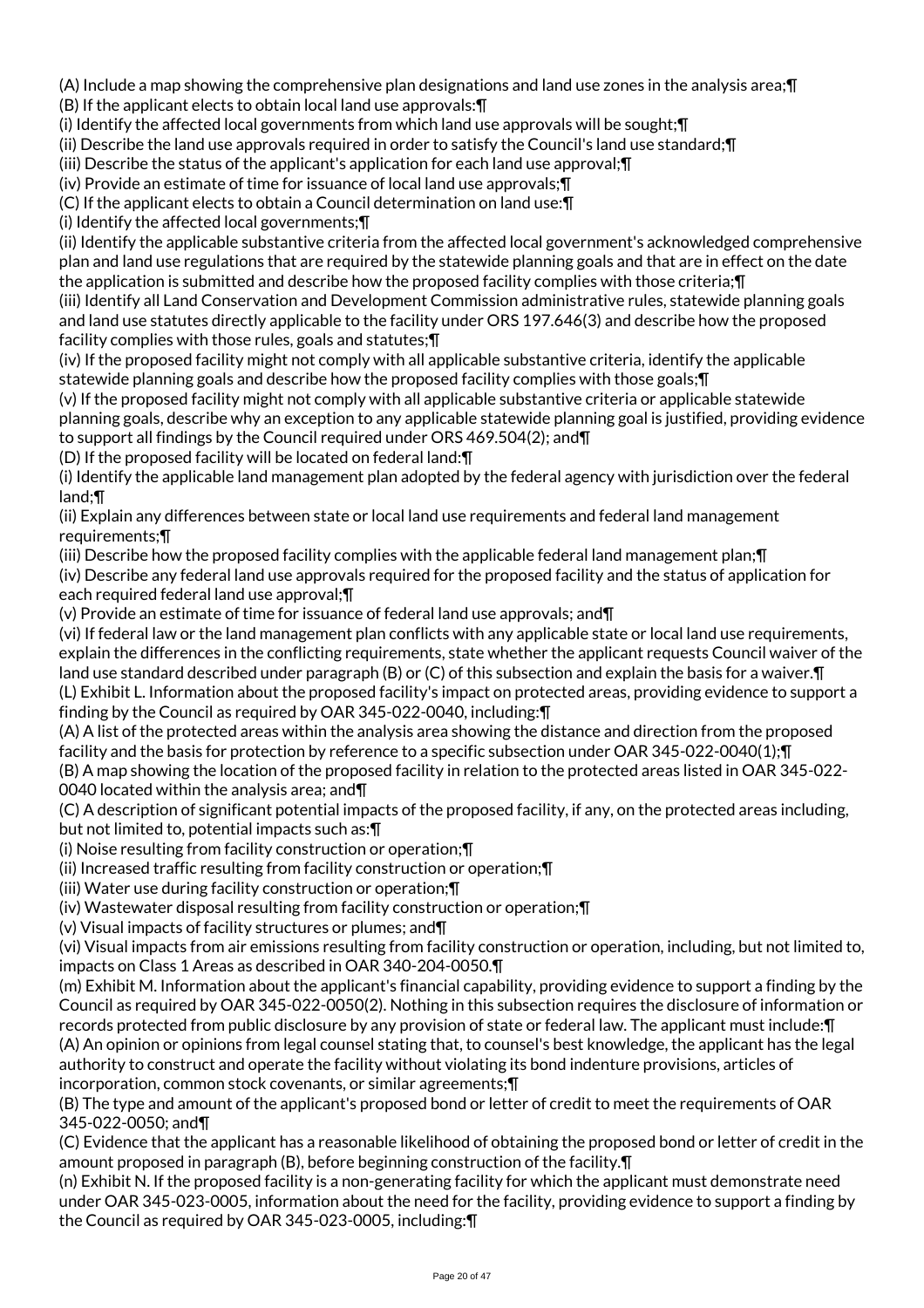(A) Include a map showing the comprehensive plan designations and land use zones in the analysis area;¶

(B) If the applicant elects to obtain local land use approvals:¶

(i) Identify the affected local governments from which land use approvals will be sought;¶

(ii) Describe the land use approvals required in order to satisfy the Council's land use standard;¶

(iii) Describe the status of the applicant's application for each land use approval;¶

(iv) Provide an estimate of time for issuance of local land use approvals;¶

(C) If the applicant elects to obtain a Council determination on land use:¶

(i) Identify the affected local governments;¶

(ii) Identify the applicable substantive criteria from the affected local government's acknowledged comprehensive plan and land use regulations that are required by the statewide planning goals and that are in effect on the date the application is submitted and describe how the proposed facility complies with those criteria;¶

(iii) Identify all Land Conservation and Development Commission administrative rules, statewide planning goals and land use statutes directly applicable to the facility under ORS 197.646(3) and describe how the proposed facility complies with those rules, goals and statutes;¶

(iv) If the proposed facility might not comply with all applicable substantive criteria, identify the applicable statewide planning goals and describe how the proposed facility complies with those goals;¶

(v) If the proposed facility might not comply with all applicable substantive criteria or applicable statewide planning goals, describe why an exception to any applicable statewide planning goal is justified, providing evidence to support all findings by the Council required under ORS 469.504(2); and¶

(D) If the proposed facility will be located on federal land:¶

(i) Identify the applicable land management plan adopted by the federal agency with jurisdiction over the federal land;¶

(ii) Explain any differences between state or local land use requirements and federal land management requirements;¶

(iii) Describe how the proposed facility complies with the applicable federal land management plan;¶

(iv) Describe any federal land use approvals required for the proposed facility and the status of application for each required federal land use approval;¶

(v) Provide an estimate of time for issuance of federal land use approvals; and¶

(vi) If federal law or the land management plan conflicts with any applicable state or local land use requirements, explain the differences in the conflicting requirements, state whether the applicant requests Council waiver of the land use standard described under paragraph (B) or (C) of this subsection and explain the basis for a waiver.¶

(L) Exhibit L. Information about the proposed facility's impact on protected areas, providing evidence to support a finding by the Council as required by OAR 345-022-0040, including:¶

(A) A list of the protected areas within the analysis area showing the distance and direction from the proposed facility and the basis for protection by reference to a specific subsection under OAR 345-022-0040(1);¶

(B) A map showing the location of the proposed facility in relation to the protected areas listed in OAR 345-022-0040 located within the analysis area; and¶

(C) A description of significant potential impacts of the proposed facility, if any, on the protected areas including, but not limited to, potential impacts such as:¶

(i) Noise resulting from facility construction or operation;¶

(ii) Increased traffic resulting from facility construction or operation;¶

(iii) Water use during facility construction or operation;¶

(iv) Wastewater disposal resulting from facility construction or operation;¶

(v) Visual impacts of facility structures or plumes; and¶

(vi) Visual impacts from air emissions resulting from facility construction or operation, including, but not limited to, impacts on Class 1 Areas as described in OAR 340-204-0050.¶

(m) Exhibit M. Information about the applicant's financial capability, providing evidence to support a finding by the Council as required by OAR 345-022-0050(2). Nothing in this subsection requires the disclosure of information or records protected from public disclosure by any provision of state or federal law. The applicant must include:¶

(A) An opinion or opinions from legal counsel stating that, to counsel's best knowledge, the applicant has the legal authority to construct and operate the facility without violating its bond indenture provisions, articles of incorporation, common stock covenants, or similar agreements;¶

(B) The type and amount of the applicant's proposed bond or letter of credit to meet the requirements of OAR 345-022-0050; and¶

(C) Evidence that the applicant has a reasonable likelihood of obtaining the proposed bond or letter of credit in the amount proposed in paragraph (B), before beginning construction of the facility.¶

(n) Exhibit N. If the proposed facility is a non-generating facility for which the applicant must demonstrate need under OAR 345-023-0005, information about the need for the facility, providing evidence to support a finding by the Council as required by OAR 345-023-0005, including:¶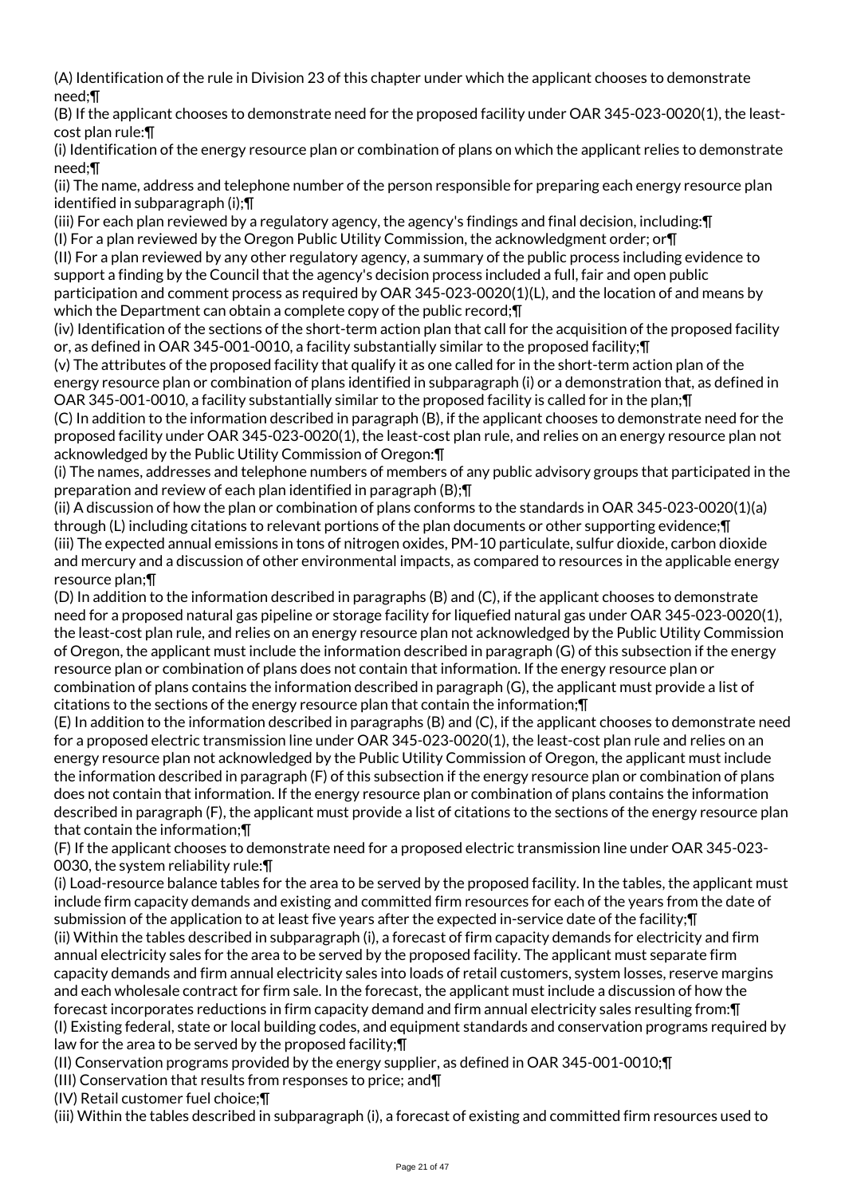(A) Identification of the rule in Division 23 of this chapter under which the applicant chooses to demonstrate need;¶

(B) If the applicant chooses to demonstrate need for the proposed facility under OAR 345-023-0020(1), the least-cost plan rule:¶

(i) Identification of the energy resource plan or combination of plans on which the applicant relies to demonstrate need;¶

(ii) The name, address and telephone number of the person responsible for preparing each energy resource plan identified in subparagraph (i);¶

(iii) For each plan reviewed by a regulatory agency, the agency's findings and final decision, including:¶

(I) For a plan reviewed by the Oregon Public Utility Commission, the acknowledgment order; or¶

(II) For a plan reviewed by any other regulatory agency, a summary of the public process including evidence to support a finding by the Council that the agency's decision process included a full, fair and open public participation and comment process as required by OAR 345-023-0020(1)(L), and the location of and means by which the Department can obtain a complete copy of the public record;¶

(iv) Identification of the sections of the short-term action plan that call for the acquisition of the proposed facility or, as defined in OAR 345-001-0010, a facility substantially similar to the proposed facility;¶

(v) The attributes of the proposed facility that qualify it as one called for in the short-term action plan of the energy resource plan or combination of plans identified in subparagraph (i) or a demonstration that, as defined in OAR 345-001-0010, a facility substantially similar to the proposed facility is called for in the plan;¶

(C) In addition to the information described in paragraph (B), if the applicant chooses to demonstrate need for the proposed facility under OAR 345-023-0020(1), the least-cost plan rule, and relies on an energy resource plan not acknowledged by the Public Utility Commission of Oregon:¶

(i) The names, addresses and telephone numbers of members of any public advisory groups that participated in the preparation and review of each plan identified in paragraph (B);¶

(ii) A discussion of how the plan or combination of plans conforms to the standards in OAR 345-023-0020(1)(a) through (L) including citations to relevant portions of the plan documents or other supporting evidence;¶

(iii) The expected annual emissions in tons of nitrogen oxides, PM-10 particulate, sulfur dioxide, carbon dioxide and mercury and a discussion of other environmental impacts, as compared to resources in the applicable energy resource plan;¶

(D) In addition to the information described in paragraphs (B) and (C), if the applicant chooses to demonstrate need for a proposed natural gas pipeline or storage facility for liquefied natural gas under OAR 345-023-0020(1), the least-cost plan rule, and relies on an energy resource plan not acknowledged by the Public Utility Commission of Oregon, the applicant must include the information described in paragraph (G) of this subsection if the energy resource plan or combination of plans does not contain that information. If the energy resource plan or combination of plans contains the information described in paragraph (G), the applicant must provide a list of citations to the sections of the energy resource plan that contain the information;¶

(E) In addition to the information described in paragraphs (B) and (C), if the applicant chooses to demonstrate need for a proposed electric transmission line under OAR 345-023-0020(1), the least-cost plan rule and relies on an energy resource plan not acknowledged by the Public Utility Commission of Oregon, the applicant must include the information described in paragraph (F) of this subsection if the energy resource plan or combination of plans does not contain that information. If the energy resource plan or combination of plans contains the information described in paragraph (F), the applicant must provide a list of citations to the sections of the energy resource plan that contain the information;¶

(F) If the applicant chooses to demonstrate need for a proposed electric transmission line under OAR 345-023-0030, the system reliability rule:¶

(i) Load-resource balance tables for the area to be served by the proposed facility. In the tables, the applicant must include firm capacity demands and existing and committed firm resources for each of the years from the date of submission of the application to at least five years after the expected in-service date of the facility;¶

(ii) Within the tables described in subparagraph (i), a forecast of firm capacity demands for electricity and firm annual electricity sales for the area to be served by the proposed facility. The applicant must separate firm capacity demands and firm annual electricity sales into loads of retail customers, system losses, reserve margins and each wholesale contract for firm sale. In the forecast, the applicant must include a discussion of how the forecast incorporates reductions in firm capacity demand and firm annual electricity sales resulting from:¶

(I) Existing federal, state or local building codes, and equipment standards and conservation programs required by law for the area to be served by the proposed facility;¶

(II) Conservation programs provided by the energy supplier, as defined in OAR 345-001-0010;¶

(III) Conservation that results from responses to price; and¶

(IV) Retail customer fuel choice;¶

(iii) Within the tables described in subparagraph (i), a forecast of existing and committed firm resources used to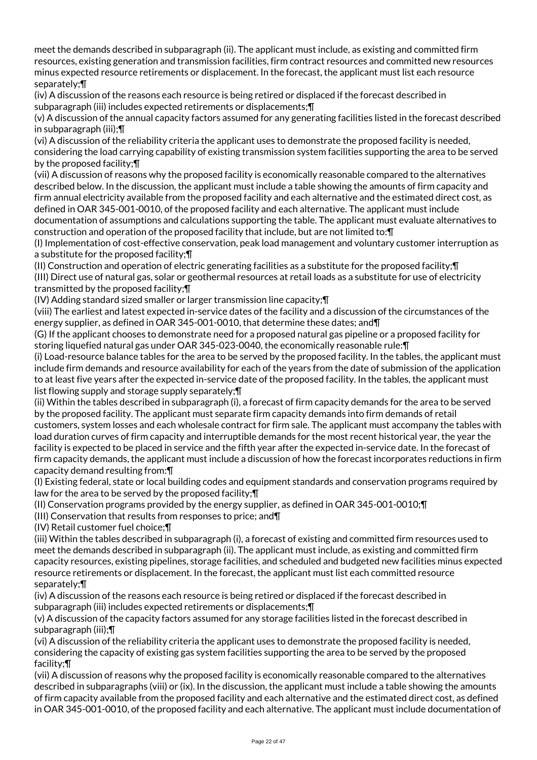meet the demands described in subparagraph (ii). The applicant must include, as existing and committed firm resources, existing generation and transmission facilities, firm contract resources and committed new resources minus expected resource retirements or displacement. In the forecast, the applicant must list each resource separately;¶

(iv) A discussion of the reasons each resource is being retired or displaced if the forecast described in subparagraph (iii) includes expected retirements or displacements;¶

(v) A discussion of the annual capacity factors assumed for any generating facilities listed in the forecast described in subparagraph (iii);¶

(vi) A discussion of the reliability criteria the applicant uses to demonstrate the proposed facility is needed, considering the load carrying capability of existing transmission system facilities supporting the area to be served by the proposed facility;¶

(vii) A discussion of reasons why the proposed facility is economically reasonable compared to the alternatives described below. In the discussion, the applicant must include a table showing the amounts of firm capacity and firm annual electricity available from the proposed facility and each alternative and the estimated direct cost, as defined in OAR 345-001-0010, of the proposed facility and each alternative. The applicant must include documentation of assumptions and calculations supporting the table. The applicant must evaluate alternatives to construction and operation of the proposed facility that include, but are not limited to:¶

(I) Implementation of cost-effective conservation, peak load management and voluntary customer interruption as a substitute for the proposed facility;¶

(II) Construction and operation of electric generating facilities as a substitute for the proposed facility;¶

(III) Direct use of natural gas, solar or geothermal resources at retail loads as a substitute for use of electricity transmitted by the proposed facility;¶

(IV) Adding standard sized smaller or larger transmission line capacity;¶

(viii) The earliest and latest expected in-service dates of the facility and a discussion of the circumstances of the energy supplier, as defined in OAR 345-001-0010, that determine these dates; and¶

(G) If the applicant chooses to demonstrate need for a proposed natural gas pipeline or a proposed facility for storing liquefied natural gas under OAR 345-023-0040, the economically reasonable rule:¶

(i) Load-resource balance tables for the area to be served by the proposed facility. In the tables, the applicant must include firm demands and resource availability for each of the years from the date of submission of the application to at least five years after the expected in-service date of the proposed facility. In the tables, the applicant must list flowing supply and storage supply separately;¶

(ii) Within the tables described in subparagraph (i), a forecast of firm capacity demands for the area to be served by the proposed facility. The applicant must separate firm capacity demands into firm demands of retail customers, system losses and each wholesale contract for firm sale. The applicant must accompany the tables with load duration curves of firm capacity and interruptible demands for the most recent historical year, the year the facility is expected to be placed in service and the fifth year after the expected in-service date. In the forecast of firm capacity demands, the applicant must include a discussion of how the forecast incorporates reductions in firm capacity demand resulting from:¶

(I) Existing federal, state or local building codes and equipment standards and conservation programs required by law for the area to be served by the proposed facility;¶

(II) Conservation programs provided by the energy supplier, as defined in OAR 345-001-0010;¶

(III) Conservation that results from responses to price; and¶

(IV) Retail customer fuel choice;¶

(iii) Within the tables described in subparagraph (i), a forecast of existing and committed firm resources used to meet the demands described in subparagraph (ii). The applicant must include, as existing and committed firm capacity resources, existing pipelines, storage facilities, and scheduled and budgeted new facilities minus expected resource retirements or displacement. In the forecast, the applicant must list each committed resource separately;¶

(iv) A discussion of the reasons each resource is being retired or displaced if the forecast described in subparagraph (iii) includes expected retirements or displacements;¶

(v) A discussion of the capacity factors assumed for any storage facilities listed in the forecast described in subparagraph (iii);¶

(vi) A discussion of the reliability criteria the applicant uses to demonstrate the proposed facility is needed, considering the capacity of existing gas system facilities supporting the area to be served by the proposed facility;¶

(vii) A discussion of reasons why the proposed facility is economically reasonable compared to the alternatives described in subparagraphs (viii) or (ix). In the discussion, the applicant must include a table showing the amounts of firm capacity available from the proposed facility and each alternative and the estimated direct cost, as defined in OAR 345-001-0010, of the proposed facility and each alternative. The applicant must include documentation of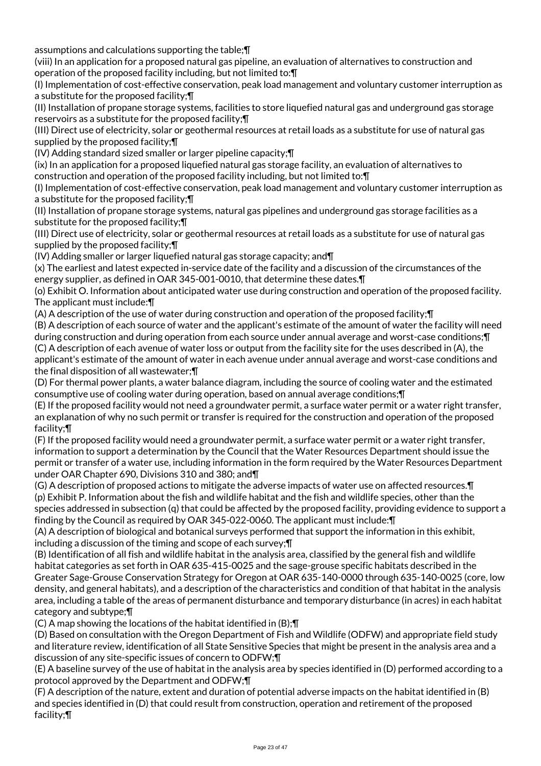assumptions and calculations supporting the table;¶

(viii) In an application for a proposed natural gas pipeline, an evaluation of alternatives to construction and operation of the proposed facility including, but not limited to:¶

(I) Implementation of cost-effective conservation, peak load management and voluntary customer interruption as a substitute for the proposed facility;¶

(II) Installation of propane storage systems, facilities to store liquefied natural gas and underground gas storage reservoirs as a substitute for the proposed facility;¶

(III) Direct use of electricity, solar or geothermal resources at retail loads as a substitute for use of natural gas supplied by the proposed facility;¶

(IV) Adding standard sized smaller or larger pipeline capacity;¶

(ix) In an application for a proposed liquefied natural gas storage facility, an evaluation of alternatives to construction and operation of the proposed facility including, but not limited to:¶

(I) Implementation of cost-effective conservation, peak load management and voluntary customer interruption as a substitute for the proposed facility;¶

(II) Installation of propane storage systems, natural gas pipelines and underground gas storage facilities as a substitute for the proposed facility;¶

(III) Direct use of electricity, solar or geothermal resources at retail loads as a substitute for use of natural gas supplied by the proposed facility;¶

(IV) Adding smaller or larger liquefied natural gas storage capacity; and¶

(x) The earliest and latest expected in-service date of the facility and a discussion of the circumstances of the energy supplier, as defined in OAR 345-001-0010, that determine these dates.¶

(o) Exhibit O. Information about anticipated water use during construction and operation of the proposed facility. The applicant must include:¶

(A) A description of the use of water during construction and operation of the proposed facility;¶

(B) A description of each source of water and the applicant's estimate of the amount of water the facility will need during construction and during operation from each source under annual average and worst-case conditions;¶

(C) A description of each avenue of water loss or output from the facility site for the uses described in (A), the applicant's estimate of the amount of water in each avenue under annual average and worst-case conditions and the final disposition of all wastewater;¶

(D) For thermal power plants, a water balance diagram, including the source of cooling water and the estimated consumptive use of cooling water during operation, based on annual average conditions;¶

(E) If the proposed facility would not need a groundwater permit, a surface water permit or a water right transfer, an explanation of why no such permit or transfer is required for the construction and operation of the proposed facility;¶

(F) If the proposed facility would need a groundwater permit, a surface water permit or a water right transfer, information to support a determination by the Council that the Water Resources Department should issue the permit or transfer of a water use, including information in the form required by the Water Resources Department under OAR Chapter 690, Divisions 310 and 380; and¶

(G) A description of proposed actions to mitigate the adverse impacts of water use on affected resources.¶

(p) Exhibit P. Information about the fish and wildlife habitat and the fish and wildlife species, other than the species addressed in subsection (q) that could be affected by the proposed facility, providing evidence to support a finding by the Council as required by OAR 345-022-0060. The applicant must include:¶

(A) A description of biological and botanical surveys performed that support the information in this exhibit, including a discussion of the timing and scope of each survey;¶

(B) Identification of all fish and wildlife habitat in the analysis area, classified by the general fish and wildlife habitat categories as set forth in OAR 635-415-0025 and the sage-grouse specific habitats described in the Greater Sage-Grouse Conservation Strategy for Oregon at OAR 635-140-0000 through 635-140-0025 (core, low density, and general habitats), and a description of the characteristics and condition of that habitat in the analysis area, including a table of the areas of permanent disturbance and temporary disturbance (in acres) in each habitat category and subtype;¶

(C) A map showing the locations of the habitat identified in (B);¶

(D) Based on consultation with the Oregon Department of Fish and Wildlife (ODFW) and appropriate field study and literature review, identification of all State Sensitive Species that might be present in the analysis area and a discussion of any site-specific issues of concern to ODFW;¶

(E) A baseline survey of the use of habitat in the analysis area by species identified in (D) performed according to a protocol approved by the Department and ODFW;¶

(F) A description of the nature, extent and duration of potential adverse impacts on the habitat identified in (B) and species identified in (D) that could result from construction, operation and retirement of the proposed facility;¶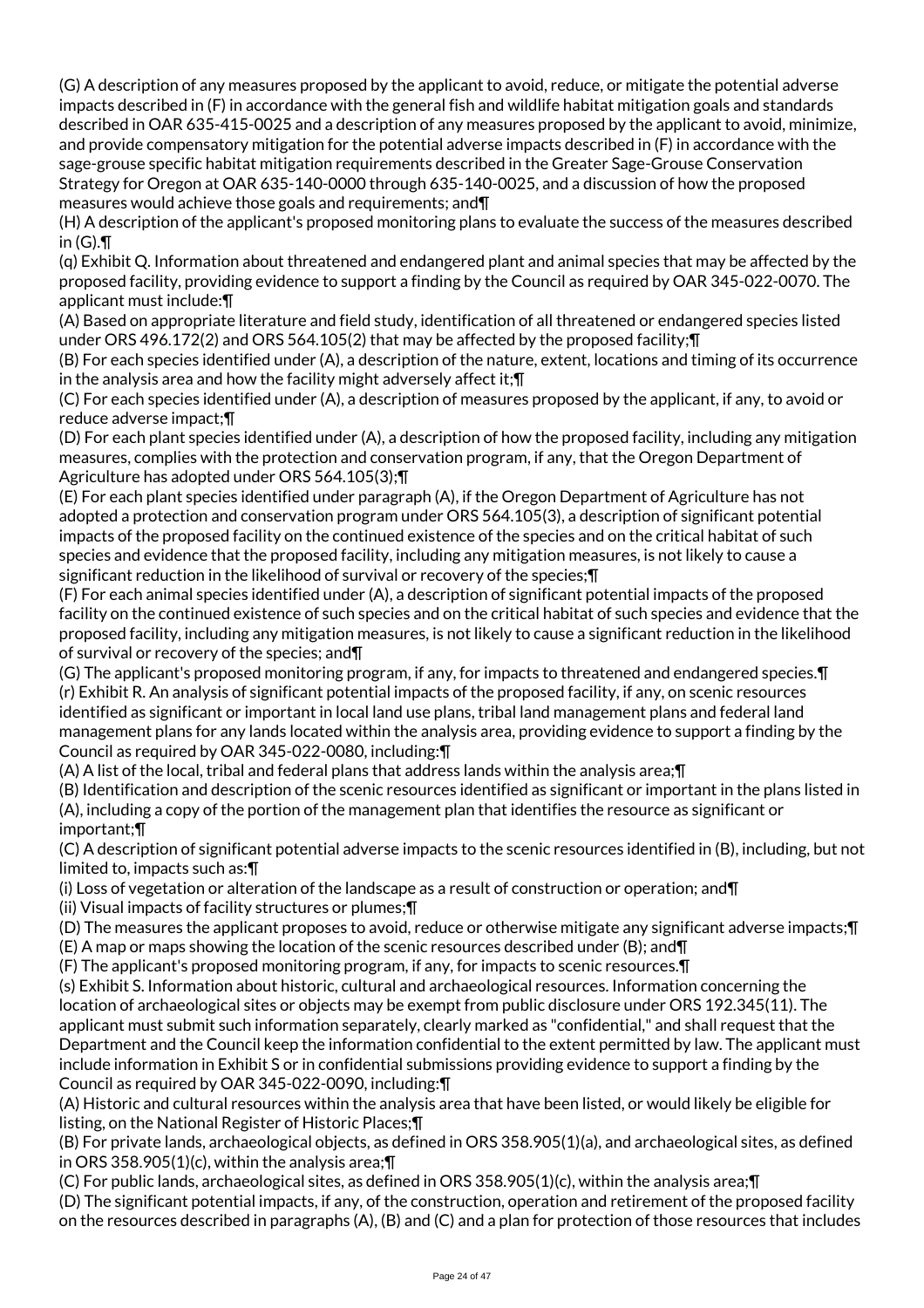(G) A description of any measures proposed by the applicant to avoid, reduce, or mitigate the potential adverse impacts described in (F) in accordance with the general fish and wildlife habitat mitigation goals and standards described in OAR 635-415-0025 and a description of any measures proposed by the applicant to avoid, minimize, and provide compensatory mitigation for the potential adverse impacts described in (F) in accordance with the sage-grouse specific habitat mitigation requirements described in the Greater Sage-Grouse Conservation Strategy for Oregon at OAR 635-140-0000 through 635-140-0025, and a discussion of how the proposed measures would achieve those goals and requirements; and¶

(H) A description of the applicant's proposed monitoring plans to evaluate the success of the measures described in (G).¶

(q) Exhibit Q. Information about threatened and endangered plant and animal species that may be affected by the proposed facility, providing evidence to support a finding by the Council as required by OAR 345-022-0070. The applicant must include:¶

(A) Based on appropriate literature and field study, identification of all threatened or endangered species listed under ORS 496.172(2) and ORS 564.105(2) that may be affected by the proposed facility;¶

(B) For each species identified under (A), a description of the nature, extent, locations and timing of its occurrence in the analysis area and how the facility might adversely affect it;¶

(C) For each species identified under (A), a description of measures proposed by the applicant, if any, to avoid or reduce adverse impact;¶

(D) For each plant species identified under (A), a description of how the proposed facility, including any mitigation measures, complies with the protection and conservation program, if any, that the Oregon Department of Agriculture has adopted under ORS 564.105(3);¶

(E) For each plant species identified under paragraph (A), if the Oregon Department of Agriculture has not adopted a protection and conservation program under ORS 564.105(3), a description of significant potential impacts of the proposed facility on the continued existence of the species and on the critical habitat of such species and evidence that the proposed facility, including any mitigation measures, is not likely to cause a significant reduction in the likelihood of survival or recovery of the species;¶

(F) For each animal species identified under (A), a description of significant potential impacts of the proposed facility on the continued existence of such species and on the critical habitat of such species and evidence that the proposed facility, including any mitigation measures, is not likely to cause a significant reduction in the likelihood of survival or recovery of the species; and¶

(G) The applicant's proposed monitoring program, if any, for impacts to threatened and endangered species.¶

(r) Exhibit R. An analysis of significant potential impacts of the proposed facility, if any, on scenic resources identified as significant or important in local land use plans, tribal land management plans and federal land management plans for any lands located within the analysis area, providing evidence to support a finding by the Council as required by OAR 345-022-0080, including:¶

(A) A list of the local, tribal and federal plans that address lands within the analysis area;¶

(B) Identification and description of the scenic resources identified as significant or important in the plans listed in (A), including a copy of the portion of the management plan that identifies the resource as significant or important;¶

(C) A description of significant potential adverse impacts to the scenic resources identified in (B), including, but not limited to, impacts such as:¶

(i) Loss of vegetation or alteration of the landscape as a result of construction or operation; and¶

(ii) Visual impacts of facility structures or plumes;¶

(D) The measures the applicant proposes to avoid, reduce or otherwise mitigate any significant adverse impacts;¶

(E) A map or maps showing the location of the scenic resources described under (B); and¶

(F) The applicant's proposed monitoring program, if any, for impacts to scenic resources.¶

(s) Exhibit S. Information about historic, cultural and archaeological resources. Information concerning the location of archaeological sites or objects may be exempt from public disclosure under ORS 192.345(11). The applicant must submit such information separately, clearly marked as "confidential," and shall request that the Department and the Council keep the information confidential to the extent permitted by law. The applicant must include information in Exhibit S or in confidential submissions providing evidence to support a finding by the Council as required by OAR 345-022-0090, including:¶

(A) Historic and cultural resources within the analysis area that have been listed, or would likely be eligible for listing, on the National Register of Historic Places;¶

(B) For private lands, archaeological objects, as defined in ORS 358.905(1)(a), and archaeological sites, as defined in ORS 358.905(1)(c), within the analysis area;¶

(C) For public lands, archaeological sites, as defined in ORS 358.905(1)(c), within the analysis area;¶

(D) The significant potential impacts, if any, of the construction, operation and retirement of the proposed facility on the resources described in paragraphs (A), (B) and (C) and a plan for protection of those resources that includes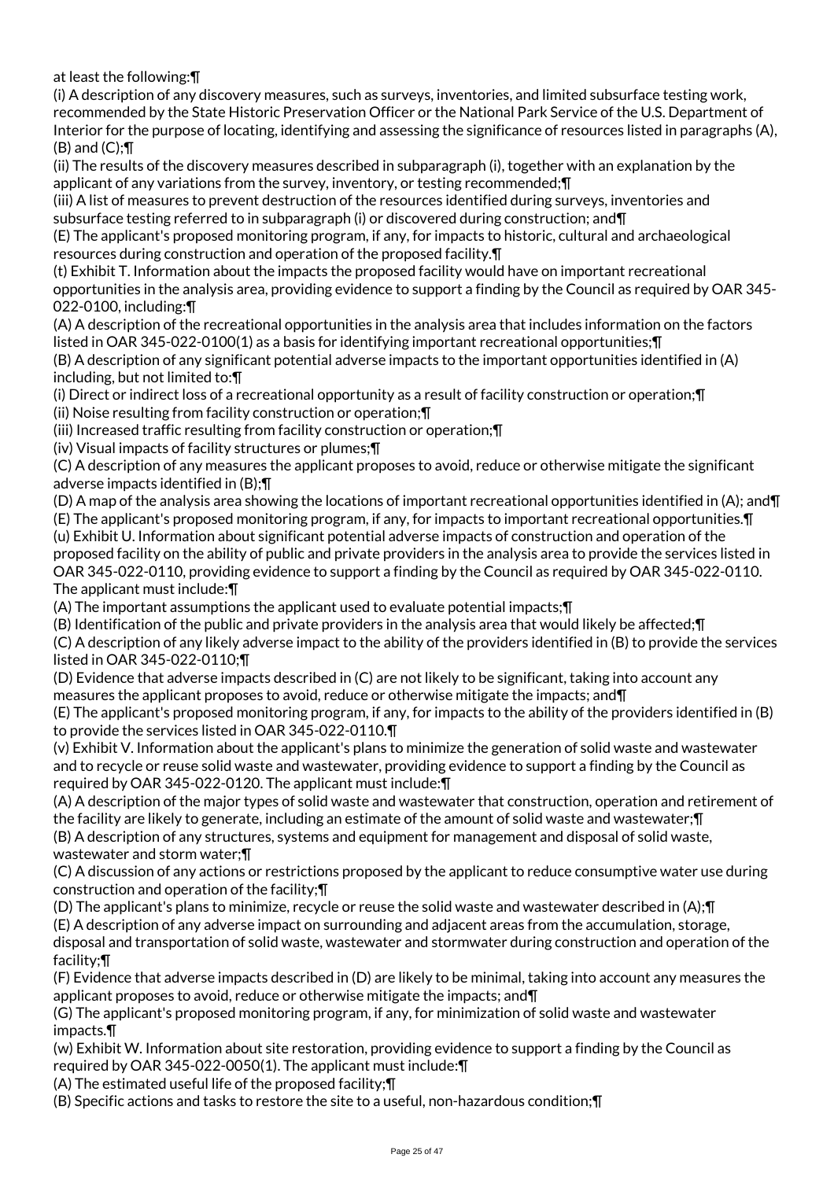at least the following:¶

(i) A description of any discovery measures, such as surveys, inventories, and limited subsurface testing work, recommended by the State Historic Preservation Officer or the National Park Service of the U.S. Department of Interior for the purpose of locating, identifying and assessing the significance of resources listed in paragraphs (A), (B) and (C);¶

(ii) The results of the discovery measures described in subparagraph (i), together with an explanation by the applicant of any variations from the survey, inventory, or testing recommended;¶

(iii) A list of measures to prevent destruction of the resources identified during surveys, inventories and subsurface testing referred to in subparagraph (i) or discovered during construction; and¶

(E) The applicant's proposed monitoring program, if any, for impacts to historic, cultural and archaeological resources during construction and operation of the proposed facility.¶

(t) Exhibit T. Information about the impacts the proposed facility would have on important recreational opportunities in the analysis area, providing evidence to support a finding by the Council as required by OAR 345-022-0100, including:¶

(A) A description of the recreational opportunities in the analysis area that includes information on the factors listed in OAR 345-022-0100(1) as a basis for identifying important recreational opportunities;¶

(B) A description of any significant potential adverse impacts to the important opportunities identified in (A) including, but not limited to:¶

(i) Direct or indirect loss of a recreational opportunity as a result of facility construction or operation;¶

(ii) Noise resulting from facility construction or operation;¶

(iii) Increased traffic resulting from facility construction or operation;¶

(iv) Visual impacts of facility structures or plumes;¶

(C) A description of any measures the applicant proposes to avoid, reduce or otherwise mitigate the significant adverse impacts identified in (B);¶

(D) A map of the analysis area showing the locations of important recreational opportunities identified in (A); and¶

(E) The applicant's proposed monitoring program, if any, for impacts to important recreational opportunities.¶

(u) Exhibit U. Information about significant potential adverse impacts of construction and operation of the proposed facility on the ability of public and private providers in the analysis area to provide the services listed in OAR 345-022-0110, providing evidence to support a finding by the Council as required by OAR 345-022-0110. The applicant must include:¶

(A) The important assumptions the applicant used to evaluate potential impacts;¶

(B) Identification of the public and private providers in the analysis area that would likely be affected;¶

(C) A description of any likely adverse impact to the ability of the providers identified in (B) to provide the services listed in OAR 345-022-0110;¶

(D) Evidence that adverse impacts described in (C) are not likely to be significant, taking into account any measures the applicant proposes to avoid, reduce or otherwise mitigate the impacts; and¶

(E) The applicant's proposed monitoring program, if any, for impacts to the ability of the providers identified in (B) to provide the services listed in OAR 345-022-0110.¶

(v) Exhibit V. Information about the applicant's plans to minimize the generation of solid waste and wastewater and to recycle or reuse solid waste and wastewater, providing evidence to support a finding by the Council as required by OAR 345-022-0120. The applicant must include:¶

(A) A description of the major types of solid waste and wastewater that construction, operation and retirement of the facility are likely to generate, including an estimate of the amount of solid waste and wastewater;¶

(B) A description of any structures, systems and equipment for management and disposal of solid waste, wastewater and storm water;¶

(C) A discussion of any actions or restrictions proposed by the applicant to reduce consumptive water use during construction and operation of the facility;¶

(D) The applicant's plans to minimize, recycle or reuse the solid waste and wastewater described in (A);¶

(E) A description of any adverse impact on surrounding and adjacent areas from the accumulation, storage, disposal and transportation of solid waste, wastewater and stormwater during construction and operation of the facility;¶

(F) Evidence that adverse impacts described in (D) are likely to be minimal, taking into account any measures the applicant proposes to avoid, reduce or otherwise mitigate the impacts; and¶

(G) The applicant's proposed monitoring program, if any, for minimization of solid waste and wastewater impacts.¶

(w) Exhibit W. Information about site restoration, providing evidence to support a finding by the Council as required by OAR 345-022-0050(1). The applicant must include:¶

(A) The estimated useful life of the proposed facility;¶

(B) Specific actions and tasks to restore the site to a useful, non-hazardous condition;¶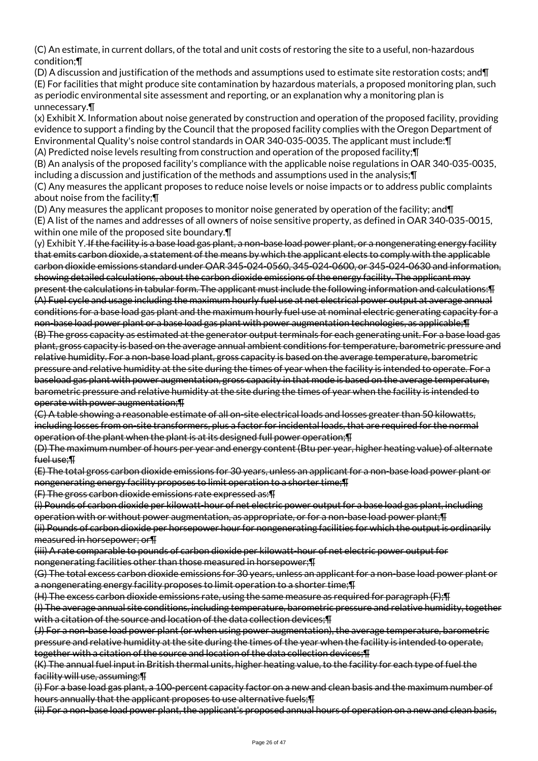(C) An estimate, in current dollars, of the total and unit costs of restoring the site to a useful, non-hazardous condition;¶

(D) A discussion and justification of the methods and assumptions used to estimate site restoration costs; and¶

(E) For facilities that might produce site contamination by hazardous materials, a proposed monitoring plan, such as periodic environmental site assessment and reporting, or an explanation why a monitoring plan is unnecessary.¶

(x) Exhibit X. Information about noise generated by construction and operation of the proposed facility, providing evidence to support a finding by the Council that the proposed facility complies with the Oregon Department of Environmental Quality's noise control standards in OAR 340-035-0035. The applicant must include:¶

(A) Predicted noise levels resulting from construction and operation of the proposed facility;¶

(B) An analysis of the proposed facility's compliance with the applicable noise regulations in OAR 340-035-0035, including a discussion and justification of the methods and assumptions used in the analysis;¶

(C) Any measures the applicant proposes to reduce noise levels or noise impacts or to address public complaints about noise from the facility;¶

(D) Any measures the applicant proposes to monitor noise generated by operation of the facility; and¶

(E) A list of the names and addresses of all owners of noise sensitive property, as defined in OAR 340-035-0015, within one mile of the proposed site boundary.¶

(y) Exhibit Y. ~~If the facility is a base load gas plant, a non-base load power plant, or a nongenerating energy facility that emits carbon dioxide, a statement of the means by which the applicant elects to comply with the applicable carbon dioxide emissions standard under OAR 345-024-0560, 345-024-0600, or 345-024-0630 and information, showing detailed calculations, about the carbon dioxide emissions of the energy facility. The applicant may present the calculations in tabular form. The applicant must include the following information and calculations:¶~~

~~(A) Fuel cycle and usage including the maximum hourly fuel use at net electrical power output at average annual conditions for a base load gas plant and the maximum hourly fuel use at nominal electric generating capacity for a non-base load power plant or a base load gas plant with power augmentation technologies, as applicable;¶~~

~~(B) The gross capacity as estimated at the generator output terminals for each generating unit. For a base load gas plant, gross capacity is based on the average annual ambient conditions for temperature, barometric pressure and relative humidity. For a non-base load plant, gross capacity is based on the average temperature, barometric pressure and relative humidity at the site during the times of year when the facility is intended to operate. For a baseload gas plant with power augmentation, gross capacity in that mode is based on the average temperature, barometric pressure and relative humidity at the site during the times of year when the facility is intended to operate with power augmentation;¶~~

~~(C) A table showing a reasonable estimate of all on-site electrical loads and losses greater than 50 kilowatts, including losses from on-site transformers, plus a factor for incidental loads, that are required for the normal operation of the plant when the plant is at its designed full power operation;¶~~

~~(D) The maximum number of hours per year and energy content (Btu per year, higher heating value) of alternate fuel use;¶~~

~~(E) The total gross carbon dioxide emissions for 30 years, unless an applicant for a non-base load power plant or nongenerating energy facility proposes to limit operation to a shorter time;¶~~

~~(F) The gross carbon dioxide emissions rate expressed as:¶~~

~~(i) Pounds of carbon dioxide per kilowatt-hour of net electric power output for a base load gas plant, including operation with or without power augmentation, as appropriate, or for a non-base load power plant;¶~~

~~(ii) Pounds of carbon dioxide per horsepower hour for nongenerating facilities for which the output is ordinarily measured in horsepower; or¶~~

~~(iii) A rate comparable to pounds of carbon dioxide per kilowatt-hour of net electric power output for nongenerating facilities other than those measured in horsepower;¶~~

~~(G) The total excess carbon dioxide emissions for 30 years, unless an applicant for a non-base load power plant or a nongenerating energy facility proposes to limit operation to a shorter time;¶~~

~~(H) The excess carbon dioxide emissions rate, using the same measure as required for paragraph (F);¶~~

~~(I) The average annual site conditions, including temperature, barometric pressure and relative humidity, together with a citation of the source and location of the data collection devices;¶~~

~~(J) For a non-base load power plant (or when using power augmentation), the average temperature, barometric pressure and relative humidity at the site during the times of the year when the facility is intended to operate, together with a citation of the source and location of the data collection devices;¶~~

~~(K) The annual fuel input in British thermal units, higher heating value, to the facility for each type of fuel the facility will use, assuming:¶~~

~~(i) For a base load gas plant, a 100-percent capacity factor on a new and clean basis and the maximum number of hours annually that the applicant proposes to use alternative fuels;¶~~

~~(ii) For a non-base load power plant, the applicant's proposed annual hours of operation on a new and clean basis,~~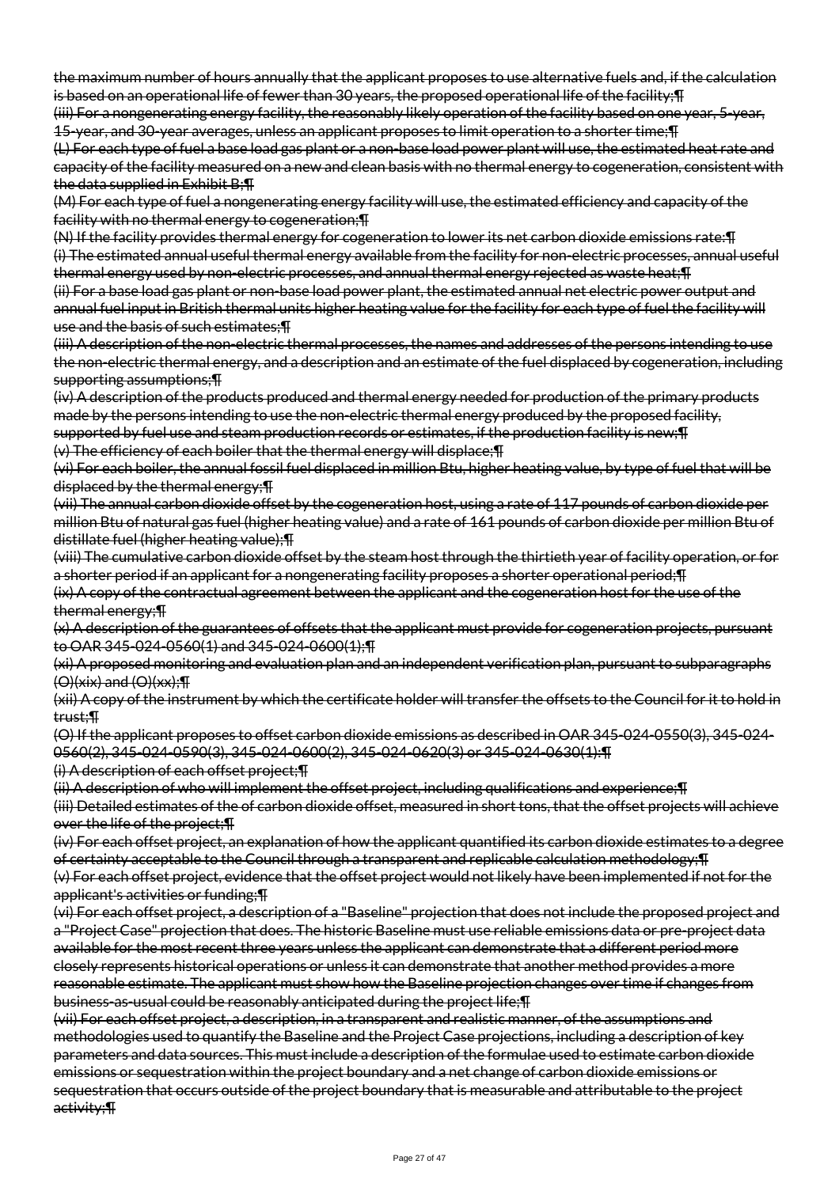~~the maximum number of hours annually that the applicant proposes to use alternative fuels and, if the calculation is based on an operational life of fewer than 30 years, the proposed operational life of the facility;¶~~

~~(iii) For a nongenerating energy facility, the reasonably likely operation of the facility based on one year, 5-year, 15-year, and 30-year averages, unless an applicant proposes to limit operation to a shorter time;¶~~

~~(L) For each type of fuel a base load gas plant or a non-base load power plant will use, the estimated heat rate and capacity of the facility measured on a new and clean basis with no thermal energy to cogeneration, consistent with the data supplied in Exhibit B;¶~~

~~(M) For each type of fuel a nongenerating energy facility will use, the estimated efficiency and capacity of the facility with no thermal energy to cogeneration;¶~~

~~(N) If the facility provides thermal energy for cogeneration to lower its net carbon dioxide emissions rate:¶~~

~~(i) The estimated annual useful thermal energy available from the facility for non-electric processes, annual useful thermal energy used by non-electric processes, and annual thermal energy rejected as waste heat;¶~~

~~(ii) For a base load gas plant or non-base load power plant, the estimated annual net electric power output and annual fuel input in British thermal units higher heating value for the facility for each type of fuel the facility will use and the basis of such estimates;¶~~

~~(iii) A description of the non-electric thermal processes, the names and addresses of the persons intending to use the non-electric thermal energy, and a description and an estimate of the fuel displaced by cogeneration, including supporting assumptions;¶~~

~~(iv) A description of the products produced and thermal energy needed for production of the primary products made by the persons intending to use the non-electric thermal energy produced by the proposed facility, supported by fuel use and steam production records or estimates, if the production facility is new;¶~~

~~(v) The efficiency of each boiler that the thermal energy will displace;¶~~

~~(vi) For each boiler, the annual fossil fuel displaced in million Btu, higher heating value, by type of fuel that will be displaced by the thermal energy;¶~~

~~(vii) The annual carbon dioxide offset by the cogeneration host, using a rate of 117 pounds of carbon dioxide per million Btu of natural gas fuel (higher heating value) and a rate of 161 pounds of carbon dioxide per million Btu of distillate fuel (higher heating value);¶~~

~~(viii) The cumulative carbon dioxide offset by the steam host through the thirtieth year of facility operation, or for a shorter period if an applicant for a nongenerating facility proposes a shorter operational period;¶~~

~~(ix) A copy of the contractual agreement between the applicant and the cogeneration host for the use of the thermal energy;¶~~

~~(x) A description of the guarantees of offsets that the applicant must provide for cogeneration projects, pursuant to OAR 345-024-0560(1) and 345-024-0600(1);¶~~

~~(xi) A proposed monitoring and evaluation plan and an independent verification plan, pursuant to subparagraphs (O)(xix) and (O)(xx);¶~~

~~(xii) A copy of the instrument by which the certificate holder will transfer the offsets to the Council for it to hold in trust;¶~~

~~(O) If the applicant proposes to offset carbon dioxide emissions as described in OAR 345-024-0550(3), 345-024-0560(2), 345-024-0590(3), 345-024-0600(2), 345-024-0620(3) or 345-024-0630(1):¶~~

~~(i) A description of each offset project;¶~~

~~(ii) A description of who will implement the offset project, including qualifications and experience;¶~~

~~(iii) Detailed estimates of the of carbon dioxide offset, measured in short tons, that the offset projects will achieve over the life of the project;¶~~

~~(iv) For each offset project, an explanation of how the applicant quantified its carbon dioxide estimates to a degree of certainty acceptable to the Council through a transparent and replicable calculation methodology;¶~~

~~(v) For each offset project, evidence that the offset project would not likely have been implemented if not for the applicant's activities or funding;¶~~

~~(vi) For each offset project, a description of a "Baseline" projection that does not include the proposed project and a "Project Case" projection that does. The historic Baseline must use reliable emissions data or pre-project data available for the most recent three years unless the applicant can demonstrate that a different period more closely represents historical operations or unless it can demonstrate that another method provides a more reasonable estimate. The applicant must show how the Baseline projection changes over time if changes from business-as-usual could be reasonably anticipated during the project life;¶~~

~~(vii) For each offset project, a description, in a transparent and realistic manner, of the assumptions and methodologies used to quantify the Baseline and the Project Case projections, including a description of key parameters and data sources. This must include a description of the formulae used to estimate carbon dioxide emissions or sequestration within the project boundary and a net change of carbon dioxide emissions or sequestration that occurs outside of the project boundary that is measurable and attributable to the project activity;¶~~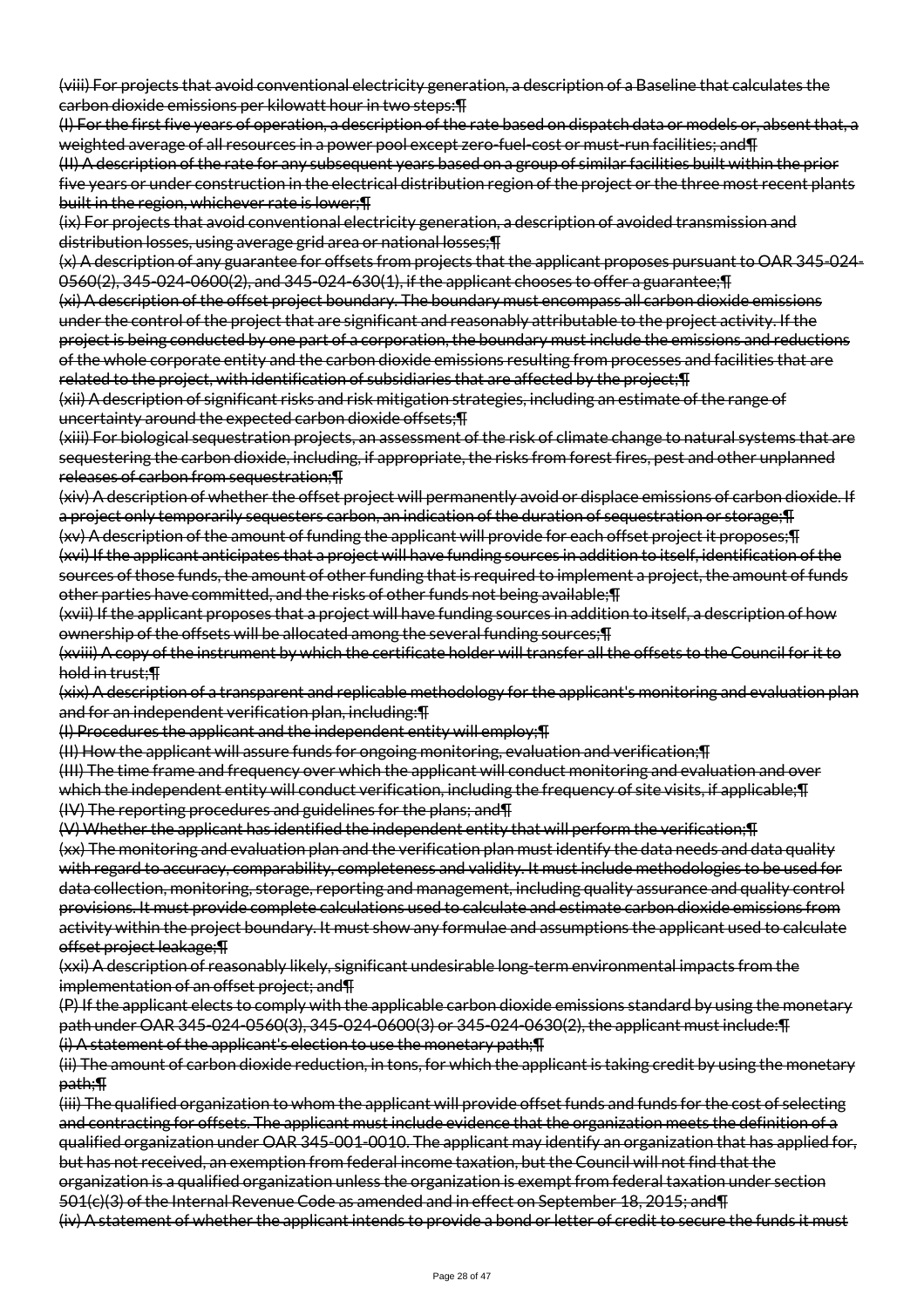~~(viii) For projects that avoid conventional electricity generation, a description of a Baseline that calculates the carbon dioxide emissions per kilowatt hour in two steps:¶~~

~~(I) For the first five years of operation, a description of the rate based on dispatch data or models or, absent that, a weighted average of all resources in a power pool except zero-fuel-cost or must-run facilities; and¶~~

~~(II) A description of the rate for any subsequent years based on a group of similar facilities built within the prior five years or under construction in the electrical distribution region of the project or the three most recent plants built in the region, whichever rate is lower;¶~~

~~(ix) For projects that avoid conventional electricity generation, a description of avoided transmission and distribution losses, using average grid area or national losses;¶~~

~~(x) A description of any guarantee for offsets from projects that the applicant proposes pursuant to OAR 345-024-0560(2), 345-024-0600(2), and 345-024-630(1), if the applicant chooses to offer a guarantee;¶~~

~~(xi) A description of the offset project boundary. The boundary must encompass all carbon dioxide emissions under the control of the project that are significant and reasonably attributable to the project activity. If the project is being conducted by one part of a corporation, the boundary must include the emissions and reductions of the whole corporate entity and the carbon dioxide emissions resulting from processes and facilities that are related to the project, with identification of subsidiaries that are affected by the project;¶~~

~~(xii) A description of significant risks and risk mitigation strategies, including an estimate of the range of uncertainty around the expected carbon dioxide offsets;¶~~

~~(xiii) For biological sequestration projects, an assessment of the risk of climate change to natural systems that are sequestering the carbon dioxide, including, if appropriate, the risks from forest fires, pest and other unplanned releases of carbon from sequestration;¶~~

~~(xiv) A description of whether the offset project will permanently avoid or displace emissions of carbon dioxide. If a project only temporarily sequesters carbon, an indication of the duration of sequestration or storage;¶~~

~~(xv) A description of the amount of funding the applicant will provide for each offset project it proposes;¶~~

~~(xvi) If the applicant anticipates that a project will have funding sources in addition to itself, identification of the sources of those funds, the amount of other funding that is required to implement a project, the amount of funds other parties have committed, and the risks of other funds not being available;¶~~

~~(xvii) If the applicant proposes that a project will have funding sources in addition to itself, a description of how ownership of the offsets will be allocated among the several funding sources;¶~~

~~(xviii) A copy of the instrument by which the certificate holder will transfer all the offsets to the Council for it to hold in trust;¶~~

~~(xix) A description of a transparent and replicable methodology for the applicant's monitoring and evaluation plan and for an independent verification plan, including:¶~~

~~(I) Procedures the applicant and the independent entity will employ;¶~~

~~(II) How the applicant will assure funds for ongoing monitoring, evaluation and verification;¶~~

~~(III) The time frame and frequency over which the applicant will conduct monitoring and evaluation and over which the independent entity will conduct verification, including the frequency of site visits, if applicable;¶~~

~~(IV) The reporting procedures and guidelines for the plans; and¶~~

~~(V) Whether the applicant has identified the independent entity that will perform the verification;¶~~

~~(xx) The monitoring and evaluation plan and the verification plan must identify the data needs and data quality with regard to accuracy, comparability, completeness and validity. It must include methodologies to be used for data collection, monitoring, storage, reporting and management, including quality assurance and quality control provisions. It must provide complete calculations used to calculate and estimate carbon dioxide emissions from activity within the project boundary. It must show any formulae and assumptions the applicant used to calculate offset project leakage;¶~~

~~(xxi) A description of reasonably likely, significant undesirable long-term environmental impacts from the implementation of an offset project; and¶~~

~~(P) If the applicant elects to comply with the applicable carbon dioxide emissions standard by using the monetary path under OAR 345-024-0560(3), 345-024-0600(3) or 345-024-0630(2), the applicant must include:¶~~

~~(i) A statement of the applicant's election to use the monetary path;¶~~

~~(ii) The amount of carbon dioxide reduction, in tons, for which the applicant is taking credit by using the monetary path;¶~~

~~(iii) The qualified organization to whom the applicant will provide offset funds and funds for the cost of selecting and contracting for offsets. The applicant must include evidence that the organization meets the definition of a qualified organization under OAR 345-001-0010. The applicant may identify an organization that has applied for, but has not received, an exemption from federal income taxation, but the Council will not find that the organization is a qualified organization unless the organization is exempt from federal taxation under section 501(c)(3) of the Internal Revenue Code as amended and in effect on September 18, 2015; and¶~~

~~(iv) A statement of whether the applicant intends to provide a bond or letter of credit to secure the funds it must~~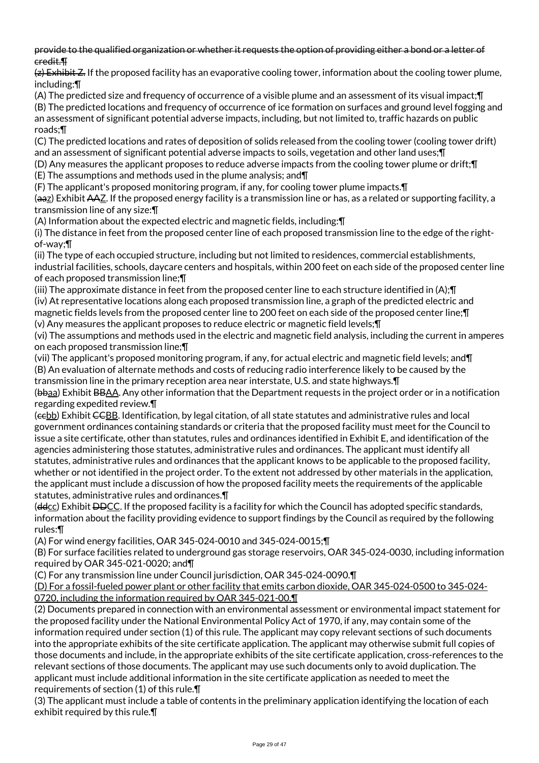~~provide to the qualified organization or whether it requests the option of providing either a bond or a letter of credit.¶~~

~~(z) Exhibit Z.~~ If the proposed facility has an evaporative cooling tower, information about the cooling tower plume, including:¶

(A) The predicted size and frequency of occurrence of a visible plume and an assessment of its visual impact;¶

(B) The predicted locations and frequency of occurrence of ice formation on surfaces and ground level fogging and an assessment of significant potential adverse impacts, including, but not limited to, traffic hazards on public roads;¶

(C) The predicted locations and rates of deposition of solids released from the cooling tower (cooling tower drift) and an assessment of significant potential adverse impacts to soils, vegetation and other land uses;¶

(D) Any measures the applicant proposes to reduce adverse impacts from the cooling tower plume or drift;¶

(E) The assumptions and methods used in the plume analysis; and¶

(F) The applicant's proposed monitoring program, if any, for cooling tower plume impacts.¶

(~~aa~~<u>z</u>) Exhibit ~~AA~~<u>Z</u>. If the proposed energy facility is a transmission line or has, as a related or supporting facility, a transmission line of any size:¶

(A) Information about the expected electric and magnetic fields, including:¶

(i) The distance in feet from the proposed center line of each proposed transmission line to the edge of the right-of-way;¶

(ii) The type of each occupied structure, including but not limited to residences, commercial establishments, industrial facilities, schools, daycare centers and hospitals, within 200 feet on each side of the proposed center line of each proposed transmission line;¶

(iii) The approximate distance in feet from the proposed center line to each structure identified in (A);¶

(iv) At representative locations along each proposed transmission line, a graph of the predicted electric and magnetic fields levels from the proposed center line to 200 feet on each side of the proposed center line;¶

(v) Any measures the applicant proposes to reduce electric or magnetic field levels;¶

(vi) The assumptions and methods used in the electric and magnetic field analysis, including the current in amperes on each proposed transmission line;¶

(vii) The applicant's proposed monitoring program, if any, for actual electric and magnetic field levels; and¶

(B) An evaluation of alternate methods and costs of reducing radio interference likely to be caused by the transmission line in the primary reception area near interstate, U.S. and state highways.¶

(~~bb~~<u>aa</u>) Exhibit ~~BB~~<u>AA</u>. Any other information that the Department requests in the project order or in a notification regarding expedited review.¶

(~~cc~~<u>bb</u>) Exhibit ~~CC~~<u>BB</u>. Identification, by legal citation, of all state statutes and administrative rules and local government ordinances containing standards or criteria that the proposed facility must meet for the Council to issue a site certificate, other than statutes, rules and ordinances identified in Exhibit E, and identification of the agencies administering those statutes, administrative rules and ordinances. The applicant must identify all statutes, administrative rules and ordinances that the applicant knows to be applicable to the proposed facility, whether or not identified in the project order. To the extent not addressed by other materials in the application, the applicant must include a discussion of how the proposed facility meets the requirements of the applicable statutes, administrative rules and ordinances.¶

(~~dd~~<u>cc</u>) Exhibit ~~DD~~<u>CC</u>. If the proposed facility is a facility for which the Council has adopted specific standards, information about the facility providing evidence to support findings by the Council as required by the following rules:¶

(A) For wind energy facilities, OAR 345-024-0010 and 345-024-0015;¶

(B) For surface facilities related to underground gas storage reservoirs, OAR 345-024-0030, including information required by OAR 345-021-0020; and¶

(C) For any transmission line under Council jurisdiction, OAR 345-024-0090.¶

<u>(D) For a fossil-fueled power plant or other facility that emits carbon dioxide, OAR 345-024-0500 to 345-024-0720, including the information required by OAR 345-021-00.¶</u>

(2) Documents prepared in connection with an environmental assessment or environmental impact statement for the proposed facility under the National Environmental Policy Act of 1970, if any, may contain some of the information required under section (1) of this rule. The applicant may copy relevant sections of such documents into the appropriate exhibits of the site certificate application. The applicant may otherwise submit full copies of those documents and include, in the appropriate exhibits of the site certificate application, cross-references to the relevant sections of those documents. The applicant may use such documents only to avoid duplication. The applicant must include additional information in the site certificate application as needed to meet the requirements of section (1) of this rule.¶

(3) The applicant must include a table of contents in the preliminary application identifying the location of each exhibit required by this rule.¶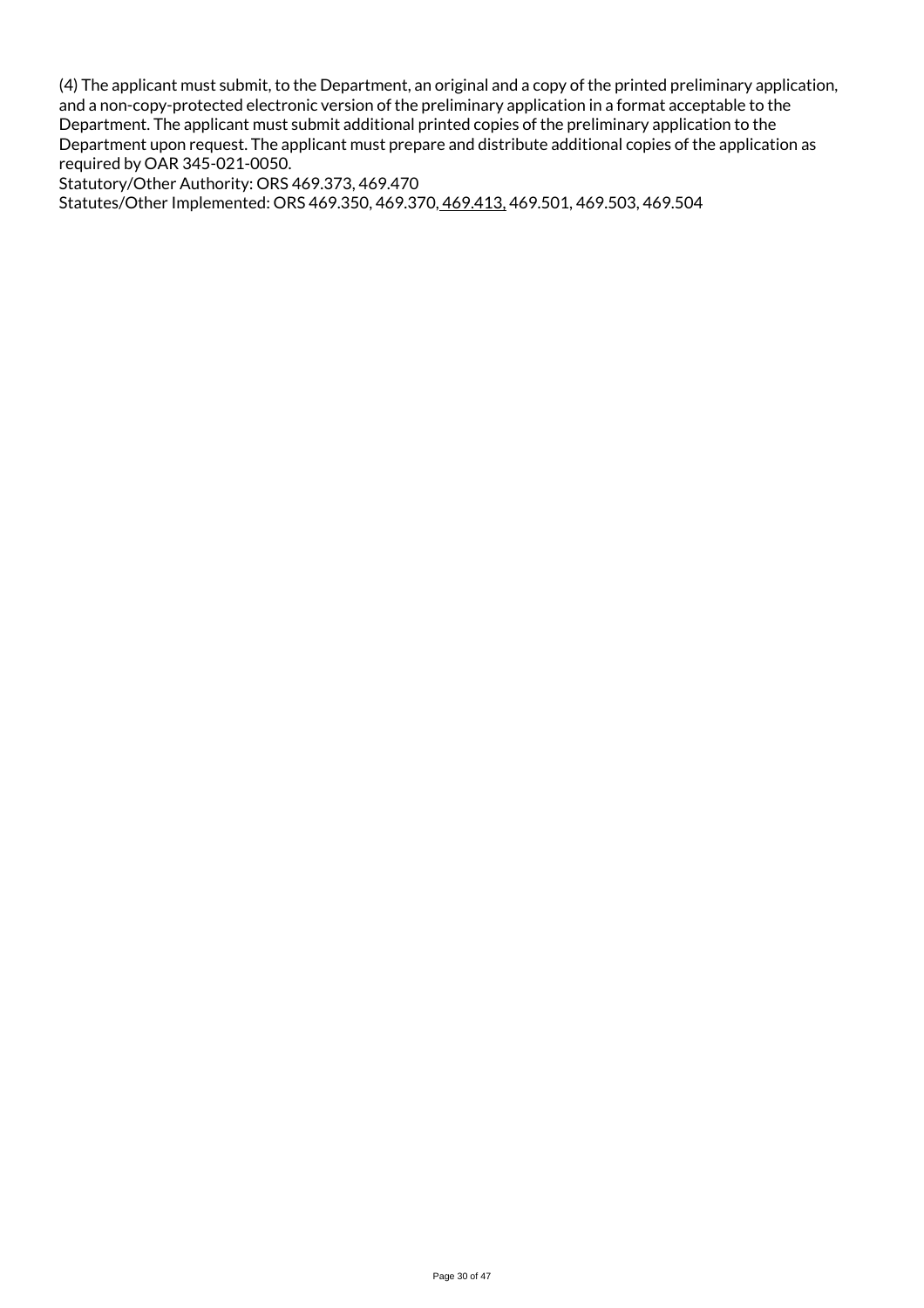(4) The applicant must submit, to the Department, an original and a copy of the printed preliminary application, and a non-copy-protected electronic version of the preliminary application in a format acceptable to the Department. The applicant must submit additional printed copies of the preliminary application to the Department upon request. The applicant must prepare and distribute additional copies of the application as required by OAR 345-021-0050.

Statutory/Other Authority: ORS 469.373, 469.470

Statutes/Other Implemented: ORS 469.350, 469.370, 469.413, 469.501, 469.503, 469.504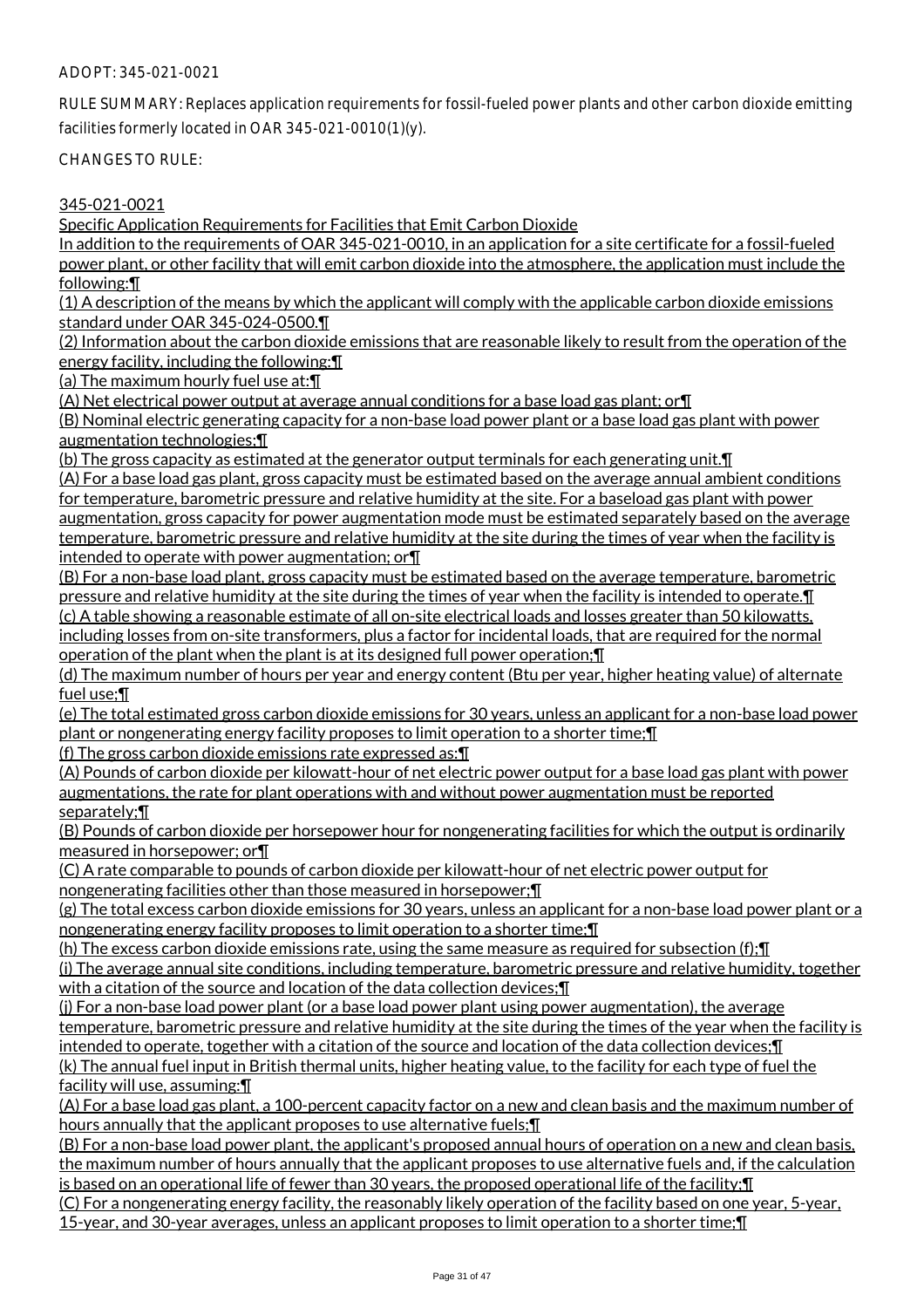ADOPT: 345-021-0021

RULE SUMMARY: Replaces application requirements for fossil-fueled power plants and other carbon dioxide emitting facilities formerly located in OAR 345-021-0010(1)(y).

CHANGES TO RULE:

345-021-0021

Specific Application Requirements for Facilities that Emit Carbon Dioxide

In addition to the requirements of OAR 345-021-0010, in an application for a site certificate for a fossil-fueled power plant, or other facility that will emit carbon dioxide into the atmosphere, the application must include the following:¶

(1) A description of the means by which the applicant will comply with the applicable carbon dioxide emissions standard under OAR 345-024-0500.¶

(2) Information about the carbon dioxide emissions that are reasonable likely to result from the operation of the energy facility, including the following:¶

(a) The maximum hourly fuel use at:¶

(A) Net electrical power output at average annual conditions for a base load gas plant; or¶

(B) Nominal electric generating capacity for a non-base load power plant or a base load gas plant with power augmentation technologies;¶

(b) The gross capacity as estimated at the generator output terminals for each generating unit.¶

(A) For a base load gas plant, gross capacity must be estimated based on the average annual ambient conditions for temperature, barometric pressure and relative humidity at the site. For a baseload gas plant with power augmentation, gross capacity for power augmentation mode must be estimated separately based on the average temperature, barometric pressure and relative humidity at the site during the times of year when the facility is intended to operate with power augmentation; or¶

(B) For a non-base load plant, gross capacity must be estimated based on the average temperature, barometric pressure and relative humidity at the site during the times of year when the facility is intended to operate.¶

(c) A table showing a reasonable estimate of all on-site electrical loads and losses greater than 50 kilowatts, including losses from on-site transformers, plus a factor for incidental loads, that are required for the normal operation of the plant when the plant is at its designed full power operation;¶

(d) The maximum number of hours per year and energy content (Btu per year, higher heating value) of alternate fuel use;¶

(e) The total estimated gross carbon dioxide emissions for 30 years, unless an applicant for a non-base load power plant or nongenerating energy facility proposes to limit operation to a shorter time;¶

(f) The gross carbon dioxide emissions rate expressed as:¶

(A) Pounds of carbon dioxide per kilowatt-hour of net electric power output for a base load gas plant with power augmentations, the rate for plant operations with and without power augmentation must be reported separately;¶

(B) Pounds of carbon dioxide per horsepower hour for nongenerating facilities for which the output is ordinarily measured in horsepower; or¶

(C) A rate comparable to pounds of carbon dioxide per kilowatt-hour of net electric power output for nongenerating facilities other than those measured in horsepower;¶

(g) The total excess carbon dioxide emissions for 30 years, unless an applicant for a non-base load power plant or a nongenerating energy facility proposes to limit operation to a shorter time;¶

(h) The excess carbon dioxide emissions rate, using the same measure as required for subsection (f);¶

(i) The average annual site conditions, including temperature, barometric pressure and relative humidity, together with a citation of the source and location of the data collection devices;¶

(j) For a non-base load power plant (or a base load power plant using power augmentation), the average temperature, barometric pressure and relative humidity at the site during the times of the year when the facility is intended to operate, together with a citation of the source and location of the data collection devices;¶

(k) The annual fuel input in British thermal units, higher heating value, to the facility for each type of fuel the facility will use, assuming:¶

(A) For a base load gas plant, a 100-percent capacity factor on a new and clean basis and the maximum number of hours annually that the applicant proposes to use alternative fuels;¶

(B) For a non-base load power plant, the applicant's proposed annual hours of operation on a new and clean basis, the maximum number of hours annually that the applicant proposes to use alternative fuels and, if the calculation is based on an operational life of fewer than 30 years, the proposed operational life of the facility;¶

(C) For a nongenerating energy facility, the reasonably likely operation of the facility based on one year, 5-year, 15-year, and 30-year averages, unless an applicant proposes to limit operation to a shorter time;¶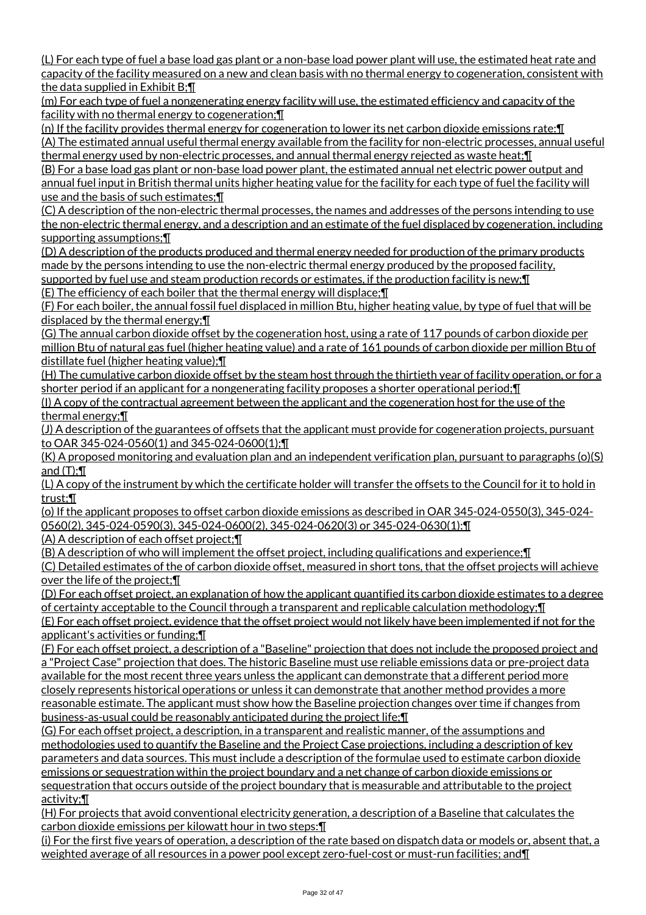(L) For each type of fuel a base load gas plant or a non-base load power plant will use, the estimated heat rate and capacity of the facility measured on a new and clean basis with no thermal energy to cogeneration, consistent with the data supplied in Exhibit B;¶

(m) For each type of fuel a nongenerating energy facility will use, the estimated efficiency and capacity of the facility with no thermal energy to cogeneration;¶

(n) If the facility provides thermal energy for cogeneration to lower its net carbon dioxide emissions rate:¶

(A) The estimated annual useful thermal energy available from the facility for non-electric processes, annual useful thermal energy used by non-electric processes, and annual thermal energy rejected as waste heat;¶

(B) For a base load gas plant or non-base load power plant, the estimated annual net electric power output and annual fuel input in British thermal units higher heating value for the facility for each type of fuel the facility will use and the basis of such estimates;¶

(C) A description of the non-electric thermal processes, the names and addresses of the persons intending to use the non-electric thermal energy, and a description and an estimate of the fuel displaced by cogeneration, including supporting assumptions;¶

(D) A description of the products produced and thermal energy needed for production of the primary products made by the persons intending to use the non-electric thermal energy produced by the proposed facility, supported by fuel use and steam production records or estimates, if the production facility is new;¶

(E) The efficiency of each boiler that the thermal energy will displace;¶

(F) For each boiler, the annual fossil fuel displaced in million Btu, higher heating value, by type of fuel that will be displaced by the thermal energy;¶

(G) The annual carbon dioxide offset by the cogeneration host, using a rate of 117 pounds of carbon dioxide per million Btu of natural gas fuel (higher heating value) and a rate of 161 pounds of carbon dioxide per million Btu of distillate fuel (higher heating value);¶

(H) The cumulative carbon dioxide offset by the steam host through the thirtieth year of facility operation, or for a shorter period if an applicant for a nongenerating facility proposes a shorter operational period;¶

(I) A copy of the contractual agreement between the applicant and the cogeneration host for the use of the thermal energy;¶

(J) A description of the guarantees of offsets that the applicant must provide for cogeneration projects, pursuant to OAR 345-024-0560(1) and 345-024-0600(1);¶

(K) A proposed monitoring and evaluation plan and an independent verification plan, pursuant to paragraphs (o)(S) and (T);¶

(L) A copy of the instrument by which the certificate holder will transfer the offsets to the Council for it to hold in trust;¶

(o) If the applicant proposes to offset carbon dioxide emissions as described in OAR 345-024-0550(3), 345-024-0560(2), 345-024-0590(3), 345-024-0600(2), 345-024-0620(3) or 345-024-0630(1):¶

(A) A description of each offset project;¶

(B) A description of who will implement the offset project, including qualifications and experience;¶

(C) Detailed estimates of the of carbon dioxide offset, measured in short tons, that the offset projects will achieve over the life of the project;¶

(D) For each offset project, an explanation of how the applicant quantified its carbon dioxide estimates to a degree of certainty acceptable to the Council through a transparent and replicable calculation methodology;¶

(E) For each offset project, evidence that the offset project would not likely have been implemented if not for the applicant's activities or funding;¶

(F) For each offset project, a description of a "Baseline" projection that does not include the proposed project and a "Project Case" projection that does. The historic Baseline must use reliable emissions data or pre-project data available for the most recent three years unless the applicant can demonstrate that a different period more closely represents historical operations or unless it can demonstrate that another method provides a more reasonable estimate. The applicant must show how the Baseline projection changes over time if changes from business-as-usual could be reasonably anticipated during the project life;¶

(G) For each offset project, a description, in a transparent and realistic manner, of the assumptions and methodologies used to quantify the Baseline and the Project Case projections, including a description of key parameters and data sources. This must include a description of the formulae used to estimate carbon dioxide emissions or sequestration within the project boundary and a net change of carbon dioxide emissions or sequestration that occurs outside of the project boundary that is measurable and attributable to the project activity;¶

(H) For projects that avoid conventional electricity generation, a description of a Baseline that calculates the carbon dioxide emissions per kilowatt hour in two steps:¶

(i) For the first five years of operation, a description of the rate based on dispatch data or models or, absent that, a weighted average of all resources in a power pool except zero-fuel-cost or must-run facilities; and¶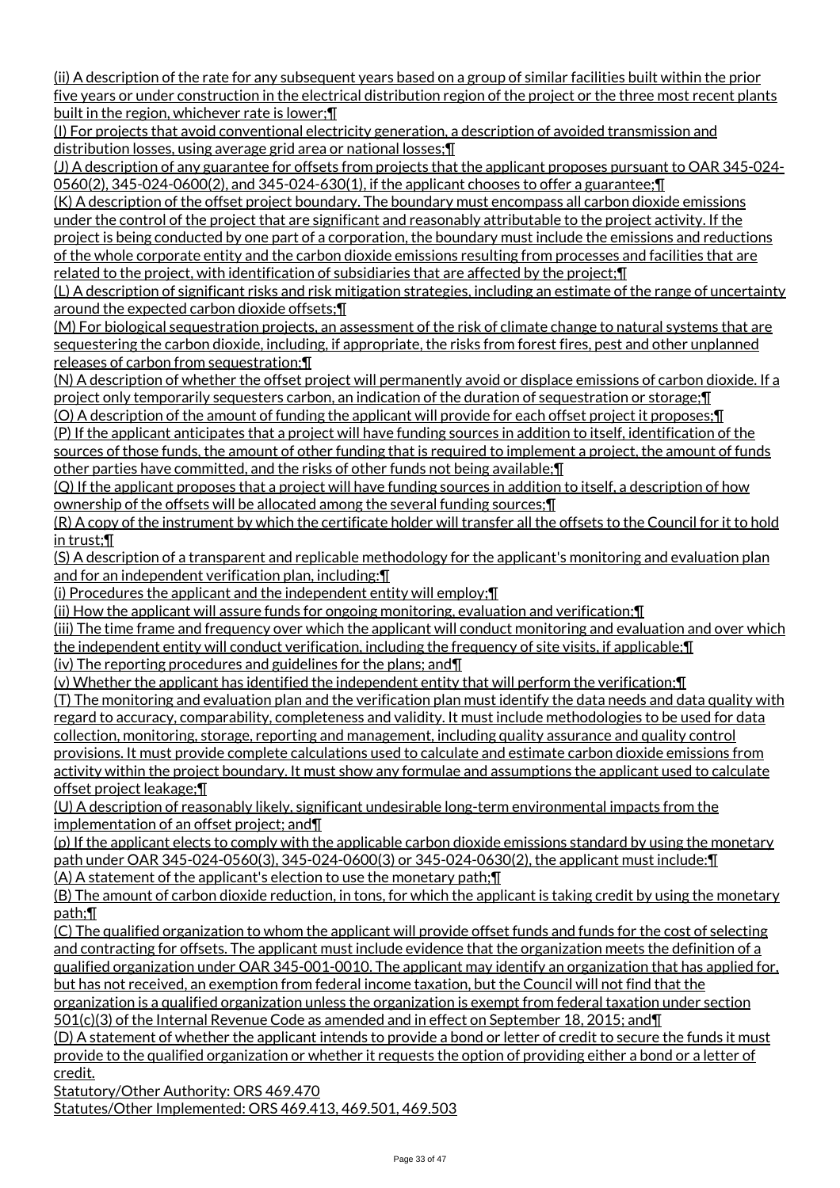(ii) A description of the rate for any subsequent years based on a group of similar facilities built within the prior five years or under construction in the electrical distribution region of the project or the three most recent plants built in the region, whichever rate is lower;¶

(I) For projects that avoid conventional electricity generation, a description of avoided transmission and distribution losses, using average grid area or national losses;¶

(J) A description of any guarantee for offsets from projects that the applicant proposes pursuant to OAR 345-024-0560(2), 345-024-0600(2), and 345-024-630(1), if the applicant chooses to offer a guarantee;¶

(K) A description of the offset project boundary. The boundary must encompass all carbon dioxide emissions under the control of the project that are significant and reasonably attributable to the project activity. If the project is being conducted by one part of a corporation, the boundary must include the emissions and reductions of the whole corporate entity and the carbon dioxide emissions resulting from processes and facilities that are related to the project, with identification of subsidiaries that are affected by the project;¶

(L) A description of significant risks and risk mitigation strategies, including an estimate of the range of uncertainty around the expected carbon dioxide offsets;¶

(M) For biological sequestration projects, an assessment of the risk of climate change to natural systems that are sequestering the carbon dioxide, including, if appropriate, the risks from forest fires, pest and other unplanned releases of carbon from sequestration;¶

(N) A description of whether the offset project will permanently avoid or displace emissions of carbon dioxide. If a project only temporarily sequesters carbon, an indication of the duration of sequestration or storage;¶

(O) A description of the amount of funding the applicant will provide for each offset project it proposes;¶

(P) If the applicant anticipates that a project will have funding sources in addition to itself, identification of the sources of those funds, the amount of other funding that is required to implement a project, the amount of funds other parties have committed, and the risks of other funds not being available;¶

(Q) If the applicant proposes that a project will have funding sources in addition to itself, a description of how ownership of the offsets will be allocated among the several funding sources;¶

(R) A copy of the instrument by which the certificate holder will transfer all the offsets to the Council for it to hold in trust;¶

(S) A description of a transparent and replicable methodology for the applicant's monitoring and evaluation plan and for an independent verification plan, including:¶

(i) Procedures the applicant and the independent entity will employ;¶

(ii) How the applicant will assure funds for ongoing monitoring, evaluation and verification;¶

(iii) The time frame and frequency over which the applicant will conduct monitoring and evaluation and over which the independent entity will conduct verification, including the frequency of site visits, if applicable;¶

(iv) The reporting procedures and guidelines for the plans; and¶

(v) Whether the applicant has identified the independent entity that will perform the verification;¶

(T) The monitoring and evaluation plan and the verification plan must identify the data needs and data quality with regard to accuracy, comparability, completeness and validity. It must include methodologies to be used for data collection, monitoring, storage, reporting and management, including quality assurance and quality control provisions. It must provide complete calculations used to calculate and estimate carbon dioxide emissions from activity within the project boundary. It must show any formulae and assumptions the applicant used to calculate offset project leakage;¶

(U) A description of reasonably likely, significant undesirable long-term environmental impacts from the implementation of an offset project; and¶

(p) If the applicant elects to comply with the applicable carbon dioxide emissions standard by using the monetary path under OAR 345-024-0560(3), 345-024-0600(3) or 345-024-0630(2), the applicant must include:¶

(A) A statement of the applicant's election to use the monetary path;¶

(B) The amount of carbon dioxide reduction, in tons, for which the applicant is taking credit by using the monetary path;¶

(C) The qualified organization to whom the applicant will provide offset funds and funds for the cost of selecting and contracting for offsets. The applicant must include evidence that the organization meets the definition of a qualified organization under OAR 345-001-0010. The applicant may identify an organization that has applied for, but has not received, an exemption from federal income taxation, but the Council will not find that the organization is a qualified organization unless the organization is exempt from federal taxation under section 501(c)(3) of the Internal Revenue Code as amended and in effect on September 18, 2015; and¶

(D) A statement of whether the applicant intends to provide a bond or letter of credit to secure the funds it must provide to the qualified organization or whether it requests the option of providing either a bond or a letter of credit.

Statutory/Other Authority: ORS 469.470

Statutes/Other Implemented: ORS 469.413, 469.501, 469.503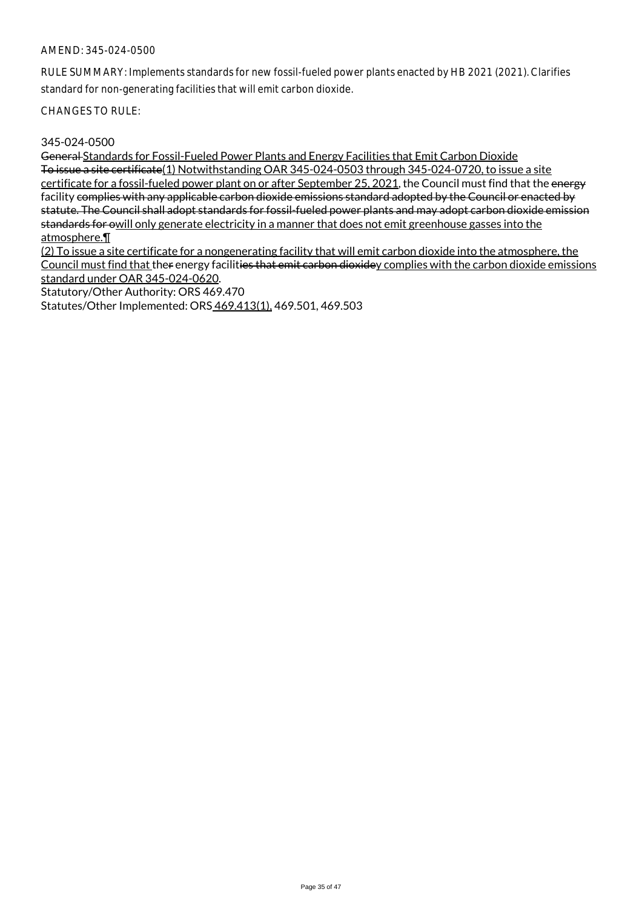AMEND: 345-024-0500

RULE SUMMARY: Implements standards for new fossil-fueled power plants enacted by HB 2021 (2021). Clarifies standard for non-generating facilities that will emit carbon dioxide.

CHANGES TO RULE:

345-024-0500

~~General~~ <u>Standards for Fossil-Fueled Power Plants and Energy Facilities that Emit Carbon Dioxide</u>
~~To issue a site certificate~~<u>(1) Notwithstanding OAR 345-024-0503 through 345-024-0720, to issue a site certificate for a fossil-fueled power plant on or after September 25, 2021</u>, the Council must find that the ~~energy~~ facility ~~complies with any applicable carbon dioxide emissions standard adopted by the Council or enacted by statute. The Council shall adopt standards for fossil-fueled power plants and may adopt carbon dioxide emission standards for o~~<u>will only generate electricity in a manner that does not emit greenhouse gasses into the atmosphere.¶</u>
<u>(2) To issue a site certificate for a nongenerating facility that will emit carbon dioxide into the atmosphere, the Council must find that </u>the~~r~~ energy facilit~~ies that emit carbon dioxide~~<u>y complies with the carbon dioxide emissions standard under OAR 345-024-0620</u>.
Statutory/Other Authority: ORS 469.470
Statutes/Other Implemented: ORS <u>469.413(1),</u> 469.501, 469.503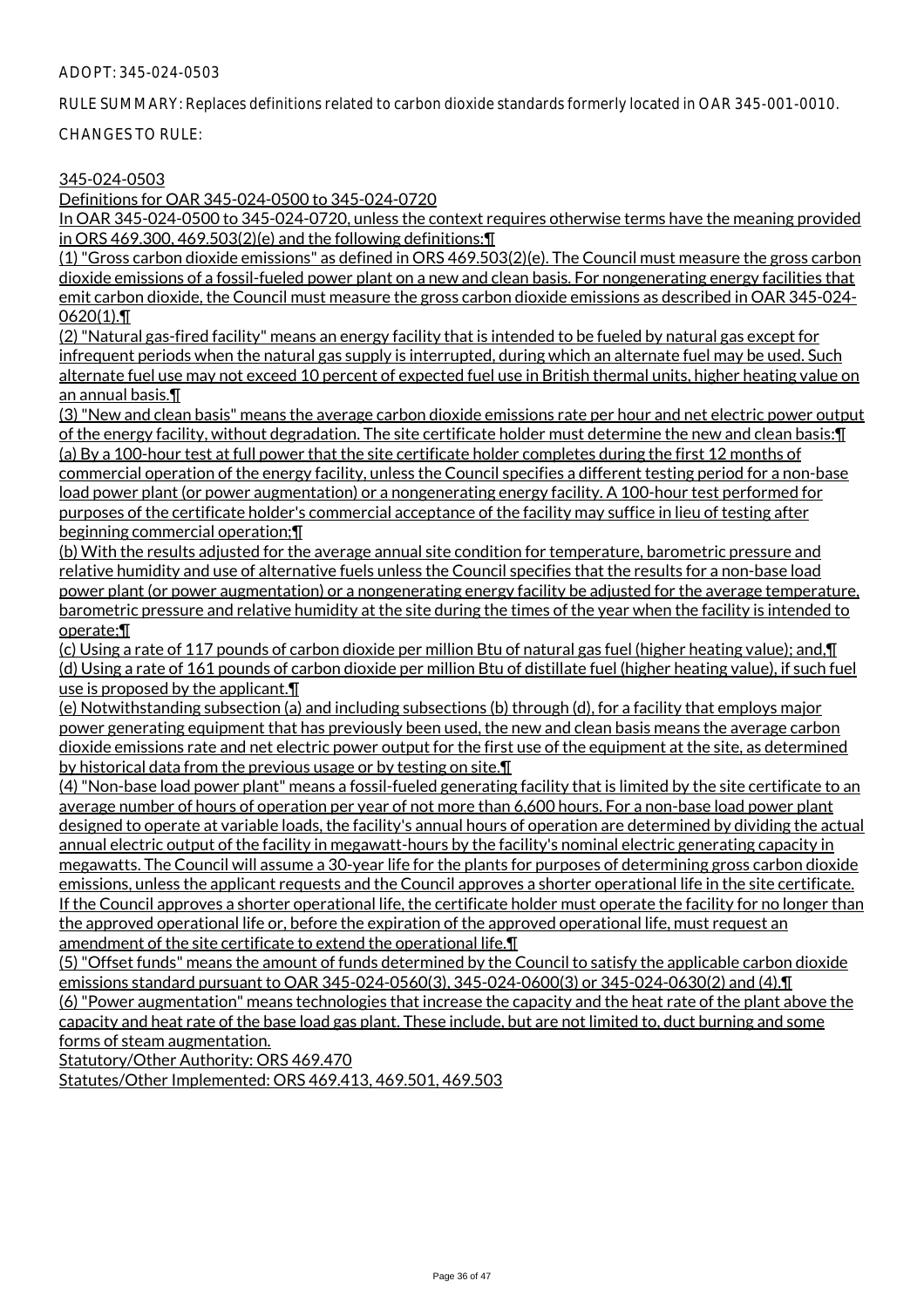ADOPT: 345-024-0503

RULE SUMMARY: Replaces definitions related to carbon dioxide standards formerly located in OAR 345-001-0010.

CHANGES TO RULE:

345-024-0503

Definitions for OAR 345-024-0500 to 345-024-0720

In OAR 345-024-0500 to 345-024-0720, unless the context requires otherwise terms have the meaning provided in ORS 469.300, 469.503(2)(e) and the following definitions:¶

(1) "Gross carbon dioxide emissions" as defined in ORS 469.503(2)(e). The Council must measure the gross carbon dioxide emissions of a fossil-fueled power plant on a new and clean basis. For nongenerating energy facilities that emit carbon dioxide, the Council must measure the gross carbon dioxide emissions as described in OAR 345-024-0620(1).¶

(2) "Natural gas-fired facility" means an energy facility that is intended to be fueled by natural gas except for infrequent periods when the natural gas supply is interrupted, during which an alternate fuel may be used. Such alternate fuel use may not exceed 10 percent of expected fuel use in British thermal units, higher heating value on an annual basis.¶

(3) "New and clean basis" means the average carbon dioxide emissions rate per hour and net electric power output of the energy facility, without degradation. The site certificate holder must determine the new and clean basis:¶

(a) By a 100-hour test at full power that the site certificate holder completes during the first 12 months of commercial operation of the energy facility, unless the Council specifies a different testing period for a non-base load power plant (or power augmentation) or a nongenerating energy facility. A 100-hour test performed for purposes of the certificate holder's commercial acceptance of the facility may suffice in lieu of testing after beginning commercial operation;¶

(b) With the results adjusted for the average annual site condition for temperature, barometric pressure and relative humidity and use of alternative fuels unless the Council specifies that the results for a non-base load power plant (or power augmentation) or a nongenerating energy facility be adjusted for the average temperature, barometric pressure and relative humidity at the site during the times of the year when the facility is intended to operate;¶

(c) Using a rate of 117 pounds of carbon dioxide per million Btu of natural gas fuel (higher heating value); and,¶

(d) Using a rate of 161 pounds of carbon dioxide per million Btu of distillate fuel (higher heating value), if such fuel use is proposed by the applicant.¶

(e) Notwithstanding subsection (a) and including subsections (b) through (d), for a facility that employs major power generating equipment that has previously been used, the new and clean basis means the average carbon dioxide emissions rate and net electric power output for the first use of the equipment at the site, as determined by historical data from the previous usage or by testing on site.¶

(4) "Non-base load power plant" means a fossil-fueled generating facility that is limited by the site certificate to an average number of hours of operation per year of not more than 6,600 hours. For a non-base load power plant designed to operate at variable loads, the facility's annual hours of operation are determined by dividing the actual annual electric output of the facility in megawatt-hours by the facility's nominal electric generating capacity in megawatts. The Council will assume a 30-year life for the plants for purposes of determining gross carbon dioxide emissions, unless the applicant requests and the Council approves a shorter operational life in the site certificate. If the Council approves a shorter operational life, the certificate holder must operate the facility for no longer than the approved operational life or, before the expiration of the approved operational life, must request an amendment of the site certificate to extend the operational life.¶

(5) "Offset funds" means the amount of funds determined by the Council to satisfy the applicable carbon dioxide emissions standard pursuant to OAR 345-024-0560(3), 345-024-0600(3) or 345-024-0630(2) and (4).¶

(6) "Power augmentation" means technologies that increase the capacity and the heat rate of the plant above the capacity and heat rate of the base load gas plant. These include, but are not limited to, duct burning and some forms of steam augmentation.

Statutory/Other Authority: ORS 469.470

Statutes/Other Implemented: ORS 469.413, 469.501, 469.503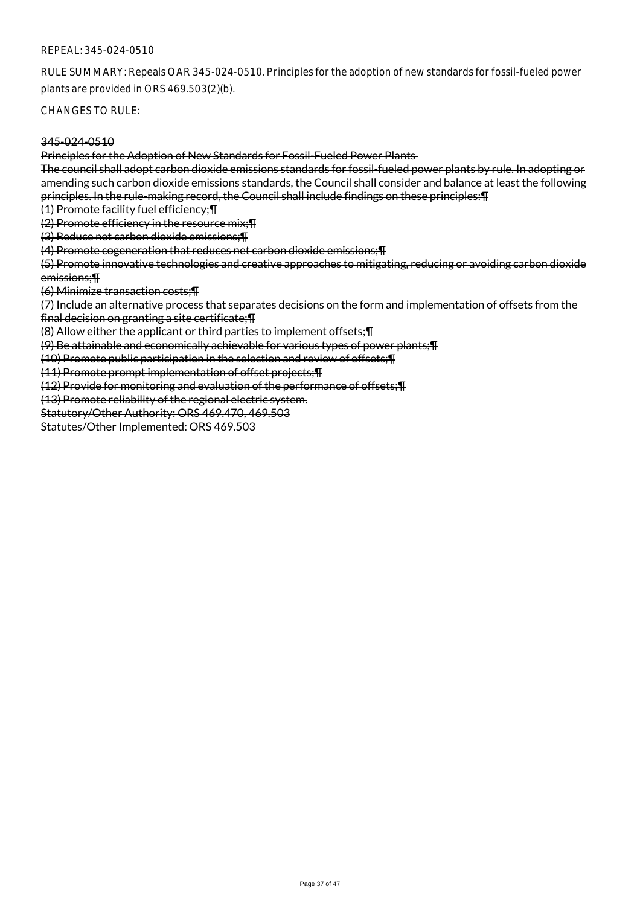REPEAL: 345-024-0510

RULE SUMMARY: Repeals OAR 345-024-0510. Principles for the adoption of new standards for fossil-fueled power plants are provided in ORS 469.503(2)(b).

CHANGES TO RULE:

~~345-024-0510~~

~~Principles for the Adoption of New Standards for Fossil-Fueled Power Plants~~

~~The council shall adopt carbon dioxide emissions standards for fossil-fueled power plants by rule. In adopting or amending such carbon dioxide emissions standards, the Council shall consider and balance at least the following principles. In the rule-making record, the Council shall include findings on these principles:¶~~

~~(1) Promote facility fuel efficiency;¶~~

~~(2) Promote efficiency in the resource mix;¶~~

~~(3) Reduce net carbon dioxide emissions;¶~~

~~(4) Promote cogeneration that reduces net carbon dioxide emissions;¶~~

~~(5) Promote innovative technologies and creative approaches to mitigating, reducing or avoiding carbon dioxide emissions;¶~~

~~(6) Minimize transaction costs;¶~~

~~(7) Include an alternative process that separates decisions on the form and implementation of offsets from the final decision on granting a site certificate;¶~~

~~(8) Allow either the applicant or third parties to implement offsets;¶~~

~~(9) Be attainable and economically achievable for various types of power plants;¶~~

~~(10) Promote public participation in the selection and review of offsets;¶~~

~~(11) Promote prompt implementation of offset projects;¶~~

~~(12) Provide for monitoring and evaluation of the performance of offsets;¶~~

~~(13) Promote reliability of the regional electric system.~~

~~Statutory/Other Authority: ORS 469.470, 469.503~~

~~Statutes/Other Implemented: ORS 469.503~~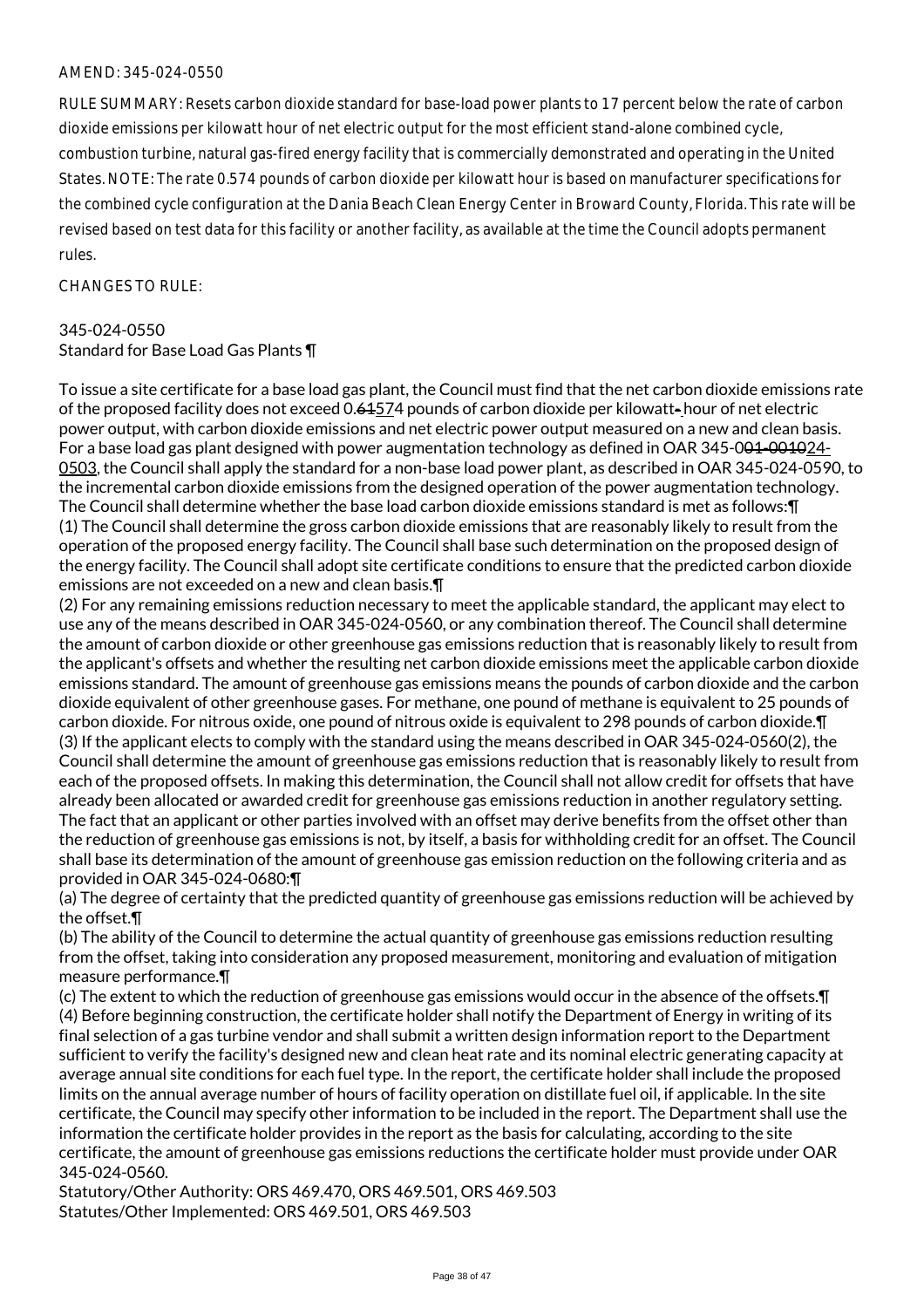AMEND: 345-024-0550

RULE SUMMARY: Resets carbon dioxide standard for base-load power plants to 17 percent below the rate of carbon dioxide emissions per kilowatt hour of net electric output for the most efficient stand-alone combined cycle, combustion turbine, natural gas-fired energy facility that is commercially demonstrated and operating in the United States. NOTE: The rate 0.574 pounds of carbon dioxide per kilowatt hour is based on manufacturer specifications for the combined cycle configuration at the Dania Beach Clean Energy Center in Broward County, Florida. This rate will be revised based on test data for this facility or another facility, as available at the time the Council adopts permanent rules.

CHANGES TO RULE:

345-024-0550
Standard for Base Load Gas Plants ¶

To issue a site certificate for a base load gas plant, the Council must find that the net carbon dioxide emissions rate of the proposed facility does not exceed 0.~~61~~574 pounds of carbon dioxide per kilowatt~~-~~ hour of net electric power output, with carbon dioxide emissions and net electric power output measured on a new and clean basis. For a base load gas plant designed with power augmentation technology as defined in OAR 345-0~~01-0010~~24-0503, the Council shall apply the standard for a non-base load power plant, as described in OAR 345-024-0590, to the incremental carbon dioxide emissions from the designed operation of the power augmentation technology. The Council shall determine whether the base load carbon dioxide emissions standard is met as follows:¶
(1) The Council shall determine the gross carbon dioxide emissions that are reasonably likely to result from the operation of the proposed energy facility. The Council shall base such determination on the proposed design of the energy facility. The Council shall adopt site certificate conditions to ensure that the predicted carbon dioxide emissions are not exceeded on a new and clean basis.¶
(2) For any remaining emissions reduction necessary to meet the applicable standard, the applicant may elect to use any of the means described in OAR 345-024-0560, or any combination thereof. The Council shall determine the amount of carbon dioxide or other greenhouse gas emissions reduction that is reasonably likely to result from the applicant's offsets and whether the resulting net carbon dioxide emissions meet the applicable carbon dioxide emissions standard. The amount of greenhouse gas emissions means the pounds of carbon dioxide and the carbon dioxide equivalent of other greenhouse gases. For methane, one pound of methane is equivalent to 25 pounds of carbon dioxide. For nitrous oxide, one pound of nitrous oxide is equivalent to 298 pounds of carbon dioxide.¶
(3) If the applicant elects to comply with the standard using the means described in OAR 345-024-0560(2), the Council shall determine the amount of greenhouse gas emissions reduction that is reasonably likely to result from each of the proposed offsets. In making this determination, the Council shall not allow credit for offsets that have already been allocated or awarded credit for greenhouse gas emissions reduction in another regulatory setting. The fact that an applicant or other parties involved with an offset may derive benefits from the offset other than the reduction of greenhouse gas emissions is not, by itself, a basis for withholding credit for an offset. The Council shall base its determination of the amount of greenhouse gas emission reduction on the following criteria and as provided in OAR 345-024-0680:¶
(a) The degree of certainty that the predicted quantity of greenhouse gas emissions reduction will be achieved by the offset.¶
(b) The ability of the Council to determine the actual quantity of greenhouse gas emissions reduction resulting from the offset, taking into consideration any proposed measurement, monitoring and evaluation of mitigation measure performance.¶
(c) The extent to which the reduction of greenhouse gas emissions would occur in the absence of the offsets.¶
(4) Before beginning construction, the certificate holder shall notify the Department of Energy in writing of its final selection of a gas turbine vendor and shall submit a written design information report to the Department sufficient to verify the facility's designed new and clean heat rate and its nominal electric generating capacity at average annual site conditions for each fuel type. In the report, the certificate holder shall include the proposed limits on the annual average number of hours of facility operation on distillate fuel oil, if applicable. In the site certificate, the Council may specify other information to be included in the report. The Department shall use the information the certificate holder provides in the report as the basis for calculating, according to the site certificate, the amount of greenhouse gas emissions reductions the certificate holder must provide under OAR 345-024-0560.

Statutory/Other Authority: ORS 469.470, ORS 469.501, ORS 469.503
Statutes/Other Implemented: ORS 469.501, ORS 469.503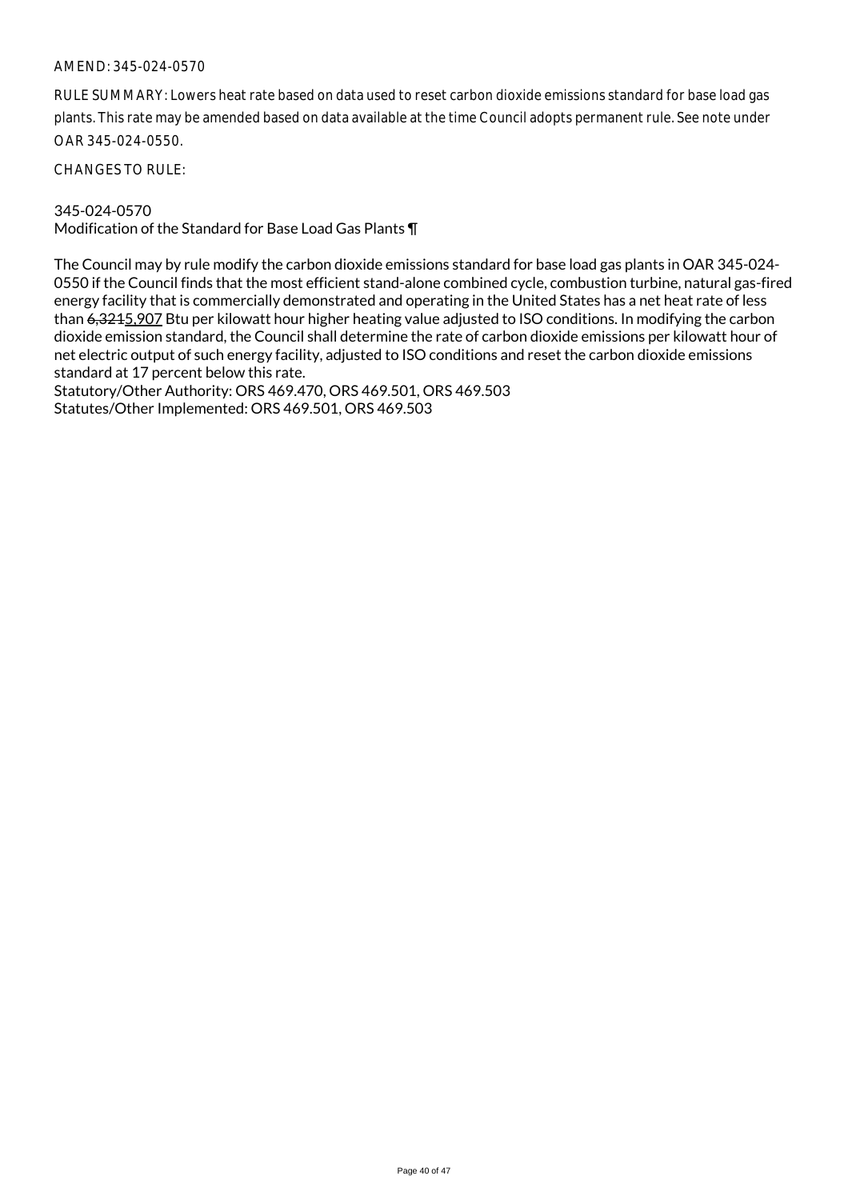AMEND: 345-024-0570

RULE SUMMARY: Lowers heat rate based on data used to reset carbon dioxide emissions standard for base load gas plants. This rate may be amended based on data available at the time Council adopts permanent rule. See note under OAR 345-024-0550.

CHANGES TO RULE:

345-024-0570
Modification of the Standard for Base Load Gas Plants ¶

The Council may by rule modify the carbon dioxide emissions standard for base load gas plants in OAR 345-024-0550 if the Council finds that the most efficient stand-alone combined cycle, combustion turbine, natural gas-fired energy facility that is commercially demonstrated and operating in the United States has a net heat rate of less than ~~6,321~~5,907 Btu per kilowatt hour higher heating value adjusted to ISO conditions. In modifying the carbon dioxide emission standard, the Council shall determine the rate of carbon dioxide emissions per kilowatt hour of net electric output of such energy facility, adjusted to ISO conditions and reset the carbon dioxide emissions standard at 17 percent below this rate.
Statutory/Other Authority: ORS 469.470, ORS 469.501, ORS 469.503
Statutes/Other Implemented: ORS 469.501, ORS 469.503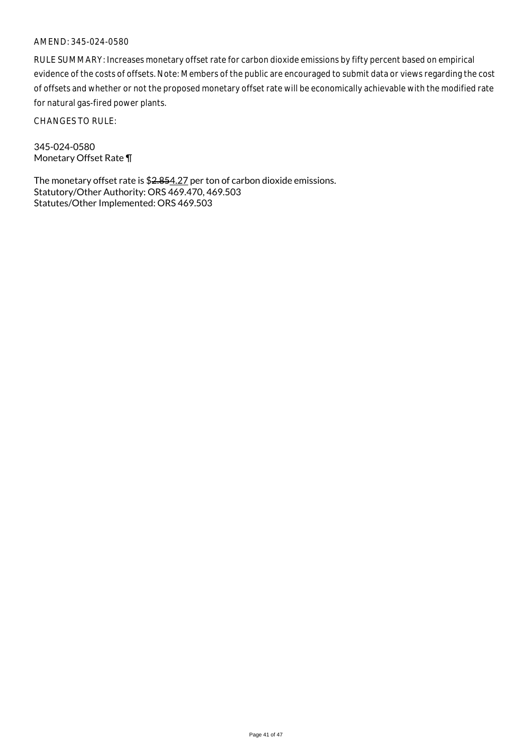AMEND: 345-024-0580

RULE SUMMARY: Increases monetary offset rate for carbon dioxide emissions by fifty percent based on empirical evidence of the costs of offsets. Note: Members of the public are encouraged to submit data or views regarding the cost of offsets and whether or not the proposed monetary offset rate will be economically achievable with the modified rate for natural gas-fired power plants.

CHANGES TO RULE:

345-024-0580
Monetary Offset Rate ¶

The monetary offset rate is $~~2.85~~4.27 per ton of carbon dioxide emissions.
Statutory/Other Authority: ORS 469.470, 469.503
Statutes/Other Implemented: ORS 469.503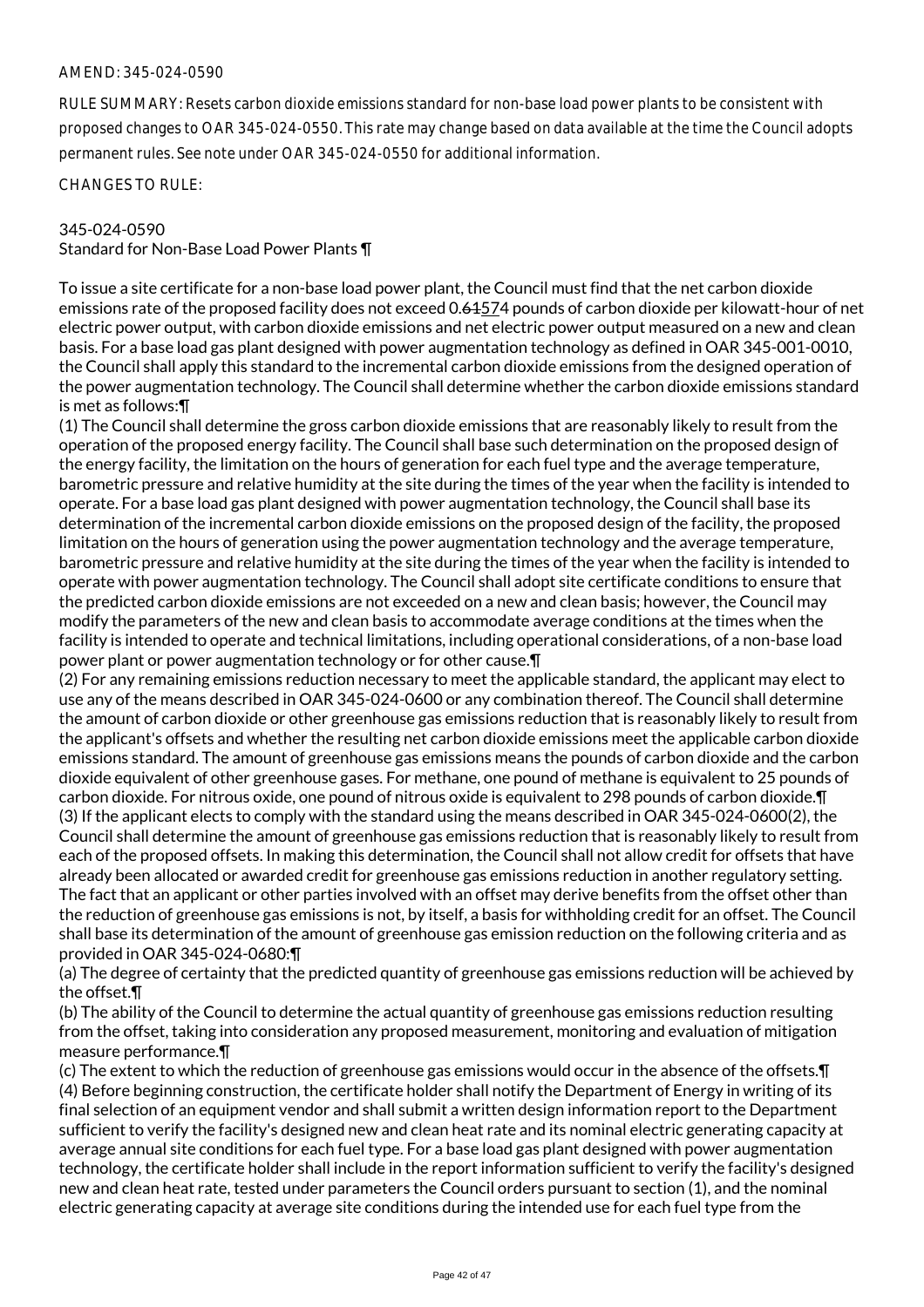AMEND: 345-024-0590

RULE SUMMARY: Resets carbon dioxide emissions standard for non-base load power plants to be consistent with proposed changes to OAR 345-024-0550. This rate may change based on data available at the time the Council adopts permanent rules. See note under OAR 345-024-0550 for additional information.

CHANGES TO RULE:

345-024-0590
Standard for Non-Base Load Power Plants ¶

To issue a site certificate for a non-base load power plant, the Council must find that the net carbon dioxide emissions rate of the proposed facility does not exceed 0.~~615~~74 pounds of carbon dioxide per kilowatt-hour of net electric power output, with carbon dioxide emissions and net electric power output measured on a new and clean basis. For a base load gas plant designed with power augmentation technology as defined in OAR 345-001-0010, the Council shall apply this standard to the incremental carbon dioxide emissions from the designed operation of the power augmentation technology. The Council shall determine whether the carbon dioxide emissions standard is met as follows:¶

(1) The Council shall determine the gross carbon dioxide emissions that are reasonably likely to result from the operation of the proposed energy facility. The Council shall base such determination on the proposed design of the energy facility, the limitation on the hours of generation for each fuel type and the average temperature, barometric pressure and relative humidity at the site during the times of the year when the facility is intended to operate. For a base load gas plant designed with power augmentation technology, the Council shall base its determination of the incremental carbon dioxide emissions on the proposed design of the facility, the proposed limitation on the hours of generation using the power augmentation technology and the average temperature, barometric pressure and relative humidity at the site during the times of the year when the facility is intended to operate with power augmentation technology. The Council shall adopt site certificate conditions to ensure that the predicted carbon dioxide emissions are not exceeded on a new and clean basis; however, the Council may modify the parameters of the new and clean basis to accommodate average conditions at the times when the facility is intended to operate and technical limitations, including operational considerations, of a non-base load power plant or power augmentation technology or for other cause.¶

(2) For any remaining emissions reduction necessary to meet the applicable standard, the applicant may elect to use any of the means described in OAR 345-024-0600 or any combination thereof. The Council shall determine the amount of carbon dioxide or other greenhouse gas emissions reduction that is reasonably likely to result from the applicant's offsets and whether the resulting net carbon dioxide emissions meet the applicable carbon dioxide emissions standard. The amount of greenhouse gas emissions means the pounds of carbon dioxide and the carbon dioxide equivalent of other greenhouse gases. For methane, one pound of methane is equivalent to 25 pounds of carbon dioxide. For nitrous oxide, one pound of nitrous oxide is equivalent to 298 pounds of carbon dioxide.¶

(3) If the applicant elects to comply with the standard using the means described in OAR 345-024-0600(2), the Council shall determine the amount of greenhouse gas emissions reduction that is reasonably likely to result from each of the proposed offsets. In making this determination, the Council shall not allow credit for offsets that have already been allocated or awarded credit for greenhouse gas emissions reduction in another regulatory setting. The fact that an applicant or other parties involved with an offset may derive benefits from the offset other than the reduction of greenhouse gas emissions is not, by itself, a basis for withholding credit for an offset. The Council shall base its determination of the amount of greenhouse gas emission reduction on the following criteria and as provided in OAR 345-024-0680:¶

(a) The degree of certainty that the predicted quantity of greenhouse gas emissions reduction will be achieved by the offset.¶

(b) The ability of the Council to determine the actual quantity of greenhouse gas emissions reduction resulting from the offset, taking into consideration any proposed measurement, monitoring and evaluation of mitigation measure performance.¶

(c) The extent to which the reduction of greenhouse gas emissions would occur in the absence of the offsets.¶

(4) Before beginning construction, the certificate holder shall notify the Department of Energy in writing of its final selection of an equipment vendor and shall submit a written design information report to the Department sufficient to verify the facility's designed new and clean heat rate and its nominal electric generating capacity at average annual site conditions for each fuel type. For a base load gas plant designed with power augmentation technology, the certificate holder shall include in the report information sufficient to verify the facility's designed new and clean heat rate, tested under parameters the Council orders pursuant to section (1), and the nominal electric generating capacity at average site conditions during the intended use for each fuel type from the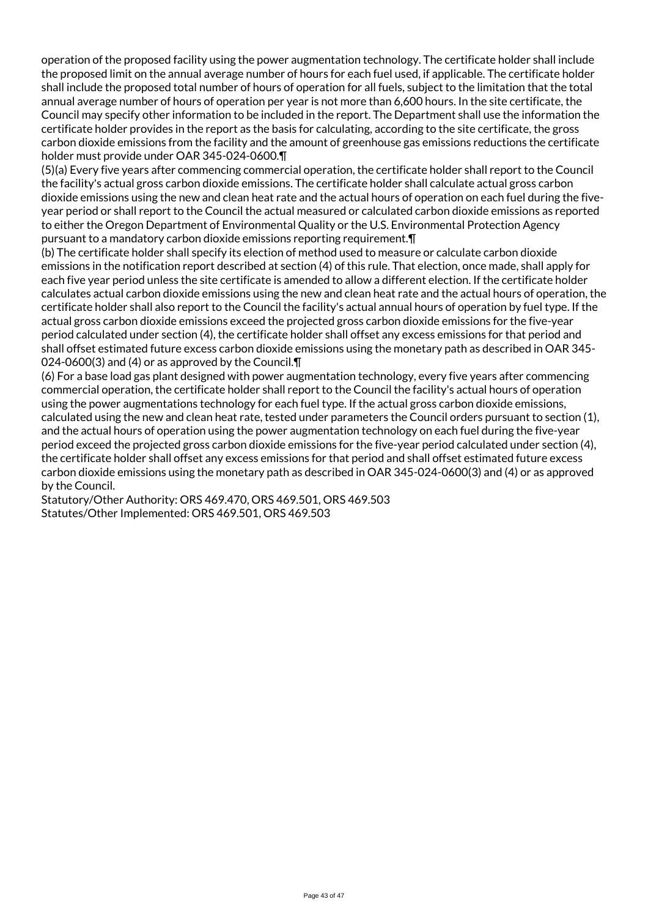operation of the proposed facility using the power augmentation technology. The certificate holder shall include the proposed limit on the annual average number of hours for each fuel used, if applicable. The certificate holder shall include the proposed total number of hours of operation for all fuels, subject to the limitation that the total annual average number of hours of operation per year is not more than 6,600 hours. In the site certificate, the Council may specify other information to be included in the report. The Department shall use the information the certificate holder provides in the report as the basis for calculating, according to the site certificate, the gross carbon dioxide emissions from the facility and the amount of greenhouse gas emissions reductions the certificate holder must provide under OAR 345-024-0600.¶

(5)(a) Every five years after commencing commercial operation, the certificate holder shall report to the Council the facility's actual gross carbon dioxide emissions. The certificate holder shall calculate actual gross carbon dioxide emissions using the new and clean heat rate and the actual hours of operation on each fuel during the five-year period or shall report to the Council the actual measured or calculated carbon dioxide emissions as reported to either the Oregon Department of Environmental Quality or the U.S. Environmental Protection Agency pursuant to a mandatory carbon dioxide emissions reporting requirement.¶

(b) The certificate holder shall specify its election of method used to measure or calculate carbon dioxide emissions in the notification report described at section (4) of this rule. That election, once made, shall apply for each five year period unless the site certificate is amended to allow a different election. If the certificate holder calculates actual carbon dioxide emissions using the new and clean heat rate and the actual hours of operation, the certificate holder shall also report to the Council the facility's actual annual hours of operation by fuel type. If the actual gross carbon dioxide emissions exceed the projected gross carbon dioxide emissions for the five-year period calculated under section (4), the certificate holder shall offset any excess emissions for that period and shall offset estimated future excess carbon dioxide emissions using the monetary path as described in OAR 345-024-0600(3) and (4) or as approved by the Council.¶

(6) For a base load gas plant designed with power augmentation technology, every five years after commencing commercial operation, the certificate holder shall report to the Council the facility's actual hours of operation using the power augmentations technology for each fuel type. If the actual gross carbon dioxide emissions, calculated using the new and clean heat rate, tested under parameters the Council orders pursuant to section (1), and the actual hours of operation using the power augmentation technology on each fuel during the five-year period exceed the projected gross carbon dioxide emissions for the five-year period calculated under section (4), the certificate holder shall offset any excess emissions for that period and shall offset estimated future excess carbon dioxide emissions using the monetary path as described in OAR 345-024-0600(3) and (4) or as approved by the Council.

Statutory/Other Authority: ORS 469.470, ORS 469.501, ORS 469.503
Statutes/Other Implemented: ORS 469.501, ORS 469.503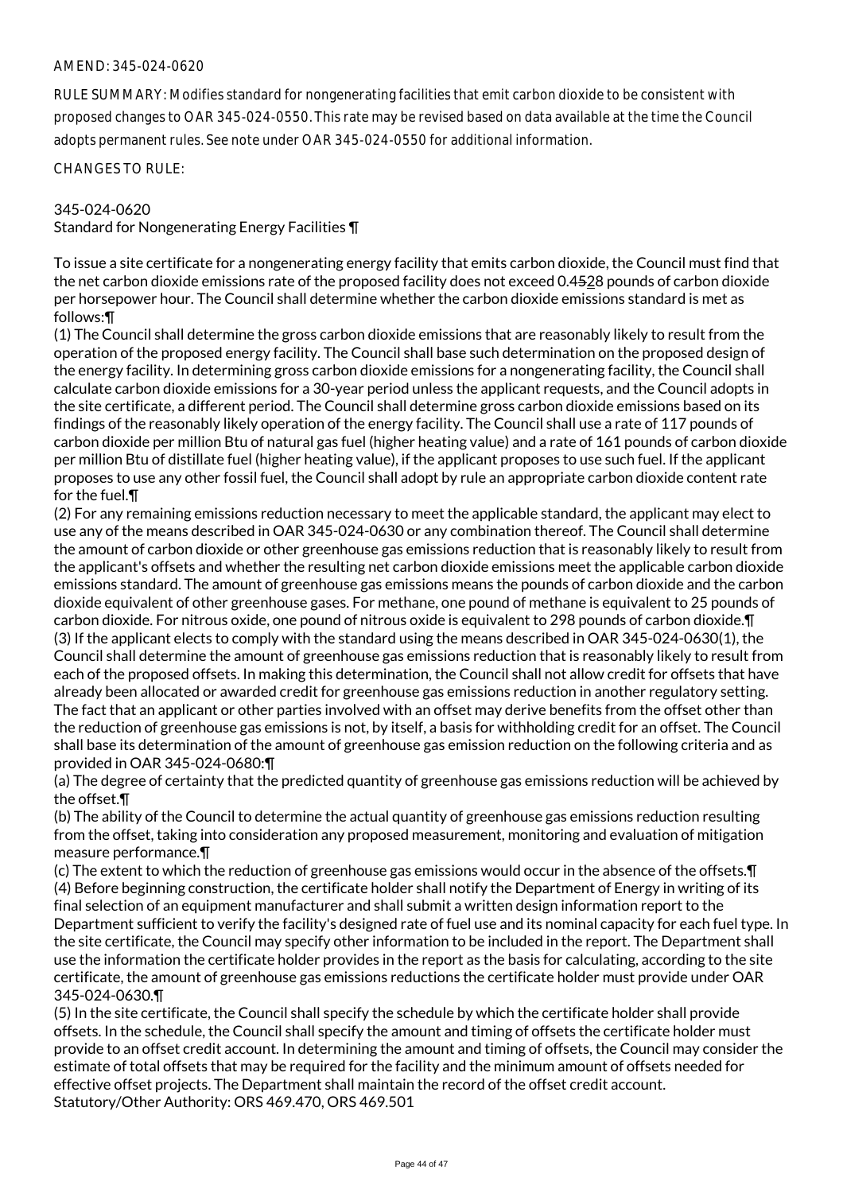AMEND: 345-024-0620

RULE SUMMARY: Modifies standard for nongenerating facilities that emit carbon dioxide to be consistent with proposed changes to OAR 345-024-0550. This rate may be revised based on data available at the time the Council adopts permanent rules. See note under OAR 345-024-0550 for additional information.

CHANGES TO RULE:

345-024-0620
Standard for Nongenerating Energy Facilities ¶

To issue a site certificate for a nongenerating energy facility that emits carbon dioxide, the Council must find that the net carbon dioxide emissions rate of the proposed facility does not exceed 0.4528 pounds of carbon dioxide per horsepower hour. The Council shall determine whether the carbon dioxide emissions standard is met as follows:¶

(1) The Council shall determine the gross carbon dioxide emissions that are reasonably likely to result from the operation of the proposed energy facility. The Council shall base such determination on the proposed design of the energy facility. In determining gross carbon dioxide emissions for a nongenerating facility, the Council shall calculate carbon dioxide emissions for a 30-year period unless the applicant requests, and the Council adopts in the site certificate, a different period. The Council shall determine gross carbon dioxide emissions based on its findings of the reasonably likely operation of the energy facility. The Council shall use a rate of 117 pounds of carbon dioxide per million Btu of natural gas fuel (higher heating value) and a rate of 161 pounds of carbon dioxide per million Btu of distillate fuel (higher heating value), if the applicant proposes to use such fuel. If the applicant proposes to use any other fossil fuel, the Council shall adopt by rule an appropriate carbon dioxide content rate for the fuel.¶

(2) For any remaining emissions reduction necessary to meet the applicable standard, the applicant may elect to use any of the means described in OAR 345-024-0630 or any combination thereof. The Council shall determine the amount of carbon dioxide or other greenhouse gas emissions reduction that is reasonably likely to result from the applicant's offsets and whether the resulting net carbon dioxide emissions meet the applicable carbon dioxide emissions standard. The amount of greenhouse gas emissions means the pounds of carbon dioxide and the carbon dioxide equivalent of other greenhouse gases. For methane, one pound of methane is equivalent to 25 pounds of carbon dioxide. For nitrous oxide, one pound of nitrous oxide is equivalent to 298 pounds of carbon dioxide.¶

(3) If the applicant elects to comply with the standard using the means described in OAR 345-024-0630(1), the Council shall determine the amount of greenhouse gas emissions reduction that is reasonably likely to result from each of the proposed offsets. In making this determination, the Council shall not allow credit for offsets that have already been allocated or awarded credit for greenhouse gas emissions reduction in another regulatory setting. The fact that an applicant or other parties involved with an offset may derive benefits from the offset other than the reduction of greenhouse gas emissions is not, by itself, a basis for withholding credit for an offset. The Council shall base its determination of the amount of greenhouse gas emission reduction on the following criteria and as provided in OAR 345-024-0680:¶

(a) The degree of certainty that the predicted quantity of greenhouse gas emissions reduction will be achieved by the offset.¶

(b) The ability of the Council to determine the actual quantity of greenhouse gas emissions reduction resulting from the offset, taking into consideration any proposed measurement, monitoring and evaluation of mitigation measure performance.¶

(c) The extent to which the reduction of greenhouse gas emissions would occur in the absence of the offsets.¶

(4) Before beginning construction, the certificate holder shall notify the Department of Energy in writing of its final selection of an equipment manufacturer and shall submit a written design information report to the Department sufficient to verify the facility's designed rate of fuel use and its nominal capacity for each fuel type. In the site certificate, the Council may specify other information to be included in the report. The Department shall use the information the certificate holder provides in the report as the basis for calculating, according to the site certificate, the amount of greenhouse gas emissions reductions the certificate holder must provide under OAR 345-024-0630.¶

(5) In the site certificate, the Council shall specify the schedule by which the certificate holder shall provide offsets. In the schedule, the Council shall specify the amount and timing of offsets the certificate holder must provide to an offset credit account. In determining the amount and timing of offsets, the Council may consider the estimate of total offsets that may be required for the facility and the minimum amount of offsets needed for effective offset projects. The Department shall maintain the record of the offset credit account.

Statutory/Other Authority: ORS 469.470, ORS 469.501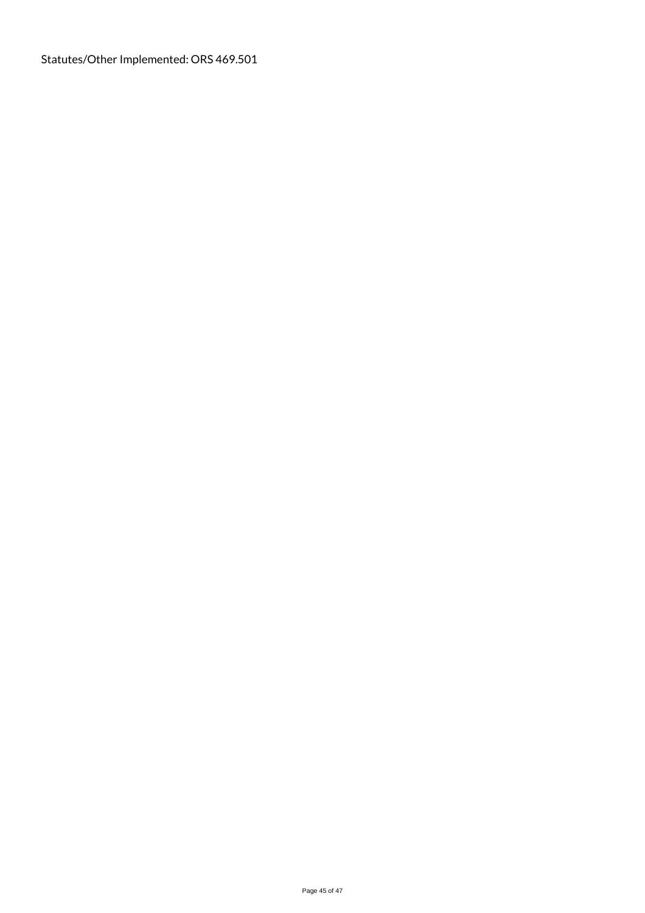Statutes/Other Implemented: ORS 469.501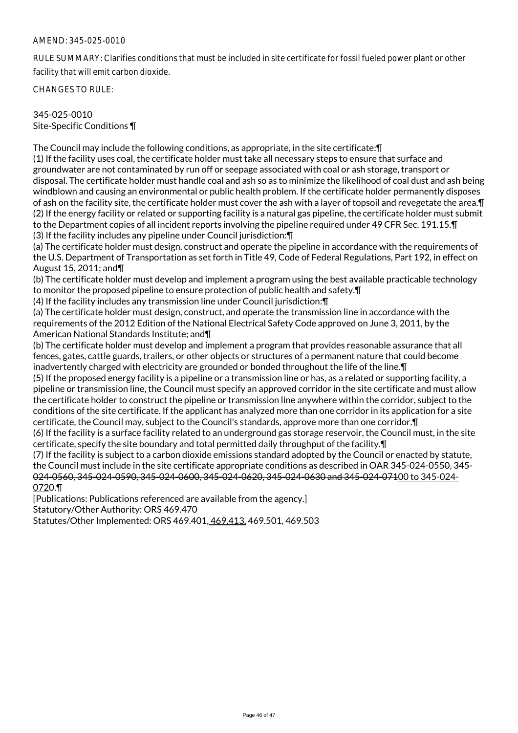AMEND: 345-025-0010

RULE SUMMARY: Clarifies conditions that must be included in site certificate for fossil fueled power plant or other facility that will emit carbon dioxide.

CHANGES TO RULE:

345-025-0010
Site-Specific Conditions ¶

The Council may include the following conditions, as appropriate, in the site certificate:¶
(1) If the facility uses coal, the certificate holder must take all necessary steps to ensure that surface and groundwater are not contaminated by run off or seepage associated with coal or ash storage, transport or disposal. The certificate holder must handle coal and ash so as to minimize the likelihood of coal dust and ash being windblown and causing an environmental or public health problem. If the certificate holder permanently disposes of ash on the facility site, the certificate holder must cover the ash with a layer of topsoil and revegetate the area.¶
(2) If the energy facility or related or supporting facility is a natural gas pipeline, the certificate holder must submit to the Department copies of all incident reports involving the pipeline required under 49 CFR Sec. 191.15.¶
(3) If the facility includes any pipeline under Council jurisdiction:¶
(a) The certificate holder must design, construct and operate the pipeline in accordance with the requirements of the U.S. Department of Transportation as set forth in Title 49, Code of Federal Regulations, Part 192, in effect on August 15, 2011; and¶
(b) The certificate holder must develop and implement a program using the best available practicable technology to monitor the proposed pipeline to ensure protection of public health and safety.¶
(4) If the facility includes any transmission line under Council jurisdiction:¶
(a) The certificate holder must design, construct, and operate the transmission line in accordance with the requirements of the 2012 Edition of the National Electrical Safety Code approved on June 3, 2011, by the American National Standards Institute; and¶
(b) The certificate holder must develop and implement a program that provides reasonable assurance that all fences, gates, cattle guards, trailers, or other objects or structures of a permanent nature that could become inadvertently charged with electricity are grounded or bonded throughout the life of the line.¶
(5) If the proposed energy facility is a pipeline or a transmission line or has, as a related or supporting facility, a pipeline or transmission line, the Council must specify an approved corridor in the site certificate and must allow the certificate holder to construct the pipeline or transmission line anywhere within the corridor, subject to the conditions of the site certificate. If the applicant has analyzed more than one corridor in its application for a site certificate, the Council may, subject to the Council's standards, approve more than one corridor.¶
(6) If the facility is a surface facility related to an underground gas storage reservoir, the Council must, in the site certificate, specify the site boundary and total permitted daily throughput of the facility.¶
(7) If the facility is subject to a carbon dioxide emissions standard adopted by the Council or enacted by statute, the Council must include in the site certificate appropriate conditions as described in OAR 345-024-05~~50, 345-024-0560, 345-024-0590, 345-024-0600, 345-024-0620, 345-024-0630 and 345-024-071~~00 to 345-024-0720.¶
[Publications: Publications referenced are available from the agency.]
Statutory/Other Authority: ORS 469.470
Statutes/Other Implemented: ORS 469.401, 469.413, 469.501, 469.503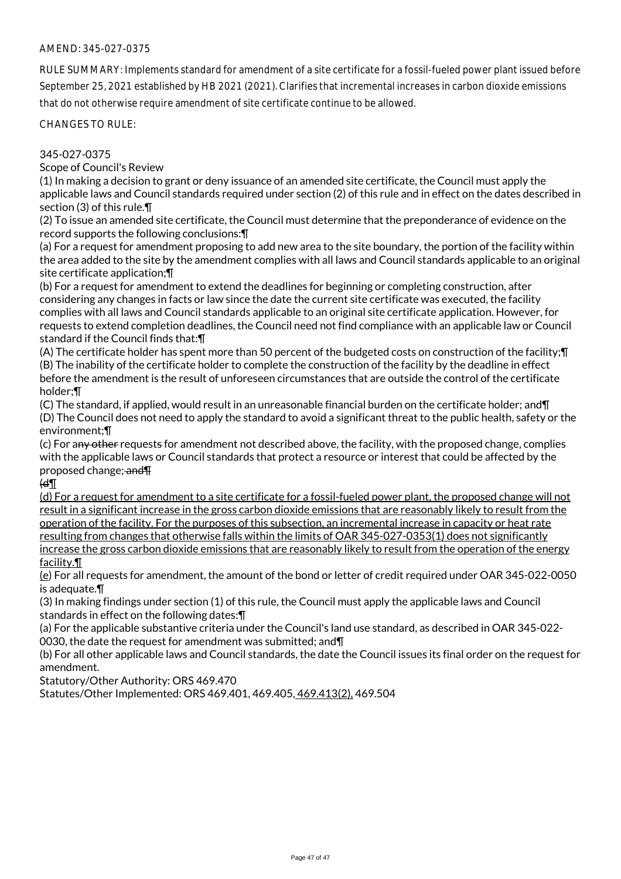AMEND: 345-027-0375

RULE SUMMARY: Implements standard for amendment of a site certificate for a fossil-fueled power plant issued before September 25, 2021 established by HB 2021 (2021). Clarifies that incremental increases in carbon dioxide emissions that do not otherwise require amendment of site certificate continue to be allowed.

CHANGES TO RULE:

345-027-0375
Scope of Council's Review

(1) In making a decision to grant or deny issuance of an amended site certificate, the Council must apply the applicable laws and Council standards required under section (2) of this rule and in effect on the dates described in section (3) of this rule.¶

(2) To issue an amended site certificate, the Council must determine that the preponderance of evidence on the record supports the following conclusions:¶

(a) For a request for amendment proposing to add new area to the site boundary, the portion of the facility within the area added to the site by the amendment complies with all laws and Council standards applicable to an original site certificate application;¶

(b) For a request for amendment to extend the deadlines for beginning or completing construction, after considering any changes in facts or law since the date the current site certificate was executed, the facility complies with all laws and Council standards applicable to an original site certificate application. However, for requests to extend completion deadlines, the Council need not find compliance with an applicable law or Council standard if the Council finds that:¶

(A) The certificate holder has spent more than 50 percent of the budgeted costs on construction of the facility;¶

(B) The inability of the certificate holder to complete the construction of the facility by the deadline in effect before the amendment is the result of unforeseen circumstances that are outside the control of the certificate holder;¶

(C) The standard, if applied, would result in an unreasonable financial burden on the certificate holder; and¶

(D) The Council does not need to apply the standard to avoid a significant threat to the public health, safety or the environment;¶

(c) For ~~any other~~ request~~s~~ for amendment not described above, the facility, with the proposed change, complies with the applicable laws or Council standards that protect a resource or interest that could be affected by the proposed change;~~ and¶~~

~~(d¶~~

<u>(d) For a request for amendment to a site certificate for a fossil-fueled power plant, the proposed change will not result in a significant increase in the gross carbon dioxide emissions that are reasonably likely to result from the operation of the facility. For the purposes of this subsection, an incremental increase in capacity or heat rate resulting from changes that otherwise falls within the limits of OAR 345-027-0353(1) does not significantly increase the gross carbon dioxide emissions that are reasonably likely to result from the operation of the energy facility.¶</u>

<u>(e</u>) For all requests for amendment, the amount of the bond or letter of credit required under OAR 345-022-0050 is adequate.¶

(3) In making findings under section (1) of this rule, the Council must apply the applicable laws and Council standards in effect on the following dates:¶

(a) For the applicable substantive criteria under the Council's land use standard, as described in OAR 345-022-0030, the date the request for amendment was submitted; and¶

(b) For all other applicable laws and Council standards, the date the Council issues its final order on the request for amendment.

Statutory/Other Authority: ORS 469.470

Statutes/Other Implemented: ORS 469.401, 469.405,<u> 469.413(2),</u> 469.504